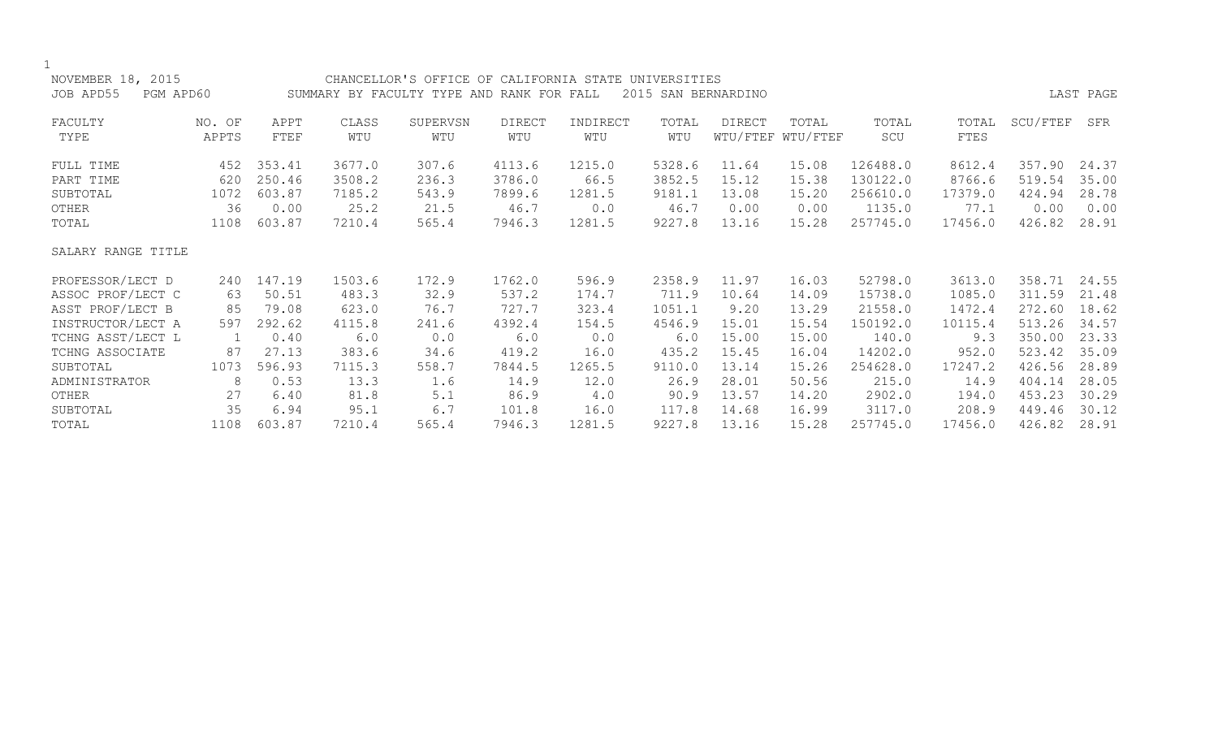NOVEMBER 18, 2015 CHANCELLOR'S OFFICE OF CALIFORNIA STATE UNIVERSITIES

JOB APD55 PGM APD60 SUMMARY BY FACULTY TYPE AND RANK FOR FALL 2015 SAN BERNARDINO LAST PAGE

| FACULTY TYPE | NO. OF APPTS | APPT FTEF | CLASS WTU | SUPERVSN WTU | DIRECT WTU | INDIRECT WTU | TOTAL WTU | DIRECT WTU/FTEF | TOTAL WTU/FTEF | TOTAL SCU | TOTAL FTES | SCU/FTEF | SFR |
|---|---|---|---|---|---|---|---|---|---|---|---|---|---|
| FULL TIME | 452 | 353.41 | 3677.0 | 307.6 | 4113.6 | 1215.0 | 5328.6 | 11.64 | 15.08 | 126488.0 | 8612.4 | 357.90 | 24.37 |
| PART TIME | 620 | 250.46 | 3508.2 | 236.3 | 3786.0 | 66.5 | 3852.5 | 15.12 | 15.38 | 130122.0 | 8766.6 | 519.54 | 35.00 |
| SUBTOTAL | 1072 | 603.87 | 7185.2 | 543.9 | 7899.6 | 1281.5 | 9181.1 | 13.08 | 15.20 | 256610.0 | 17379.0 | 424.94 | 28.78 |
| OTHER | 36 | 0.00 | 25.2 | 21.5 | 46.7 | 0.0 | 46.7 | 0.00 | 0.00 | 1135.0 | 77.1 | 0.00 | 0.00 |
| TOTAL | 1108 | 603.87 | 7210.4 | 565.4 | 7946.3 | 1281.5 | 9227.8 | 13.16 | 15.28 | 257745.0 | 17456.0 | 426.82 | 28.91 |
| SALARY RANGE TITLE | | | | | | | | | | | | | |
| PROFESSOR/LECT D | 240 | 147.19 | 1503.6 | 172.9 | 1762.0 | 596.9 | 2358.9 | 11.97 | 16.03 | 52798.0 | 3613.0 | 358.71 | 24.55 |
| ASSOC PROF/LECT C | 63 | 50.51 | 483.3 | 32.9 | 537.2 | 174.7 | 711.9 | 10.64 | 14.09 | 15738.0 | 1085.0 | 311.59 | 21.48 |
| ASST PROF/LECT B | 85 | 79.08 | 623.0 | 76.7 | 727.7 | 323.4 | 1051.1 | 9.20 | 13.29 | 21558.0 | 1472.4 | 272.60 | 18.62 |
| INSTRUCTOR/LECT A | 597 | 292.62 | 4115.8 | 241.6 | 4392.4 | 154.5 | 4546.9 | 15.01 | 15.54 | 150192.0 | 10115.4 | 513.26 | 34.57 |
| TCHNG ASST/LECT L | 1 | 0.40 | 6.0 | 0.0 | 6.0 | 0.0 | 6.0 | 15.00 | 15.00 | 140.0 | 9.3 | 350.00 | 23.33 |
| TCHNG ASSOCIATE | 87 | 27.13 | 383.6 | 34.6 | 419.2 | 16.0 | 435.2 | 15.45 | 16.04 | 14202.0 | 952.0 | 523.42 | 35.09 |
| SUBTOTAL | 1073 | 596.93 | 7115.3 | 558.7 | 7844.5 | 1265.5 | 9110.0 | 13.14 | 15.26 | 254628.0 | 17247.2 | 426.56 | 28.89 |
| ADMINISTRATOR | 8 | 0.53 | 13.3 | 1.6 | 14.9 | 12.0 | 26.9 | 28.01 | 50.56 | 215.0 | 14.9 | 404.14 | 28.05 |
| OTHER | 27 | 6.40 | 81.8 | 5.1 | 86.9 | 4.0 | 90.9 | 13.57 | 14.20 | 2902.0 | 194.0 | 453.23 | 30.29 |
| SUBTOTAL | 35 | 6.94 | 95.1 | 6.7 | 101.8 | 16.0 | 117.8 | 14.68 | 16.99 | 3117.0 | 208.9 | 449.46 | 30.12 |
| TOTAL | 1108 | 603.87 | 7210.4 | 565.4 | 7946.3 | 1281.5 | 9227.8 | 13.16 | 15.28 | 257745.0 | 17456.0 | 426.82 | 28.91 |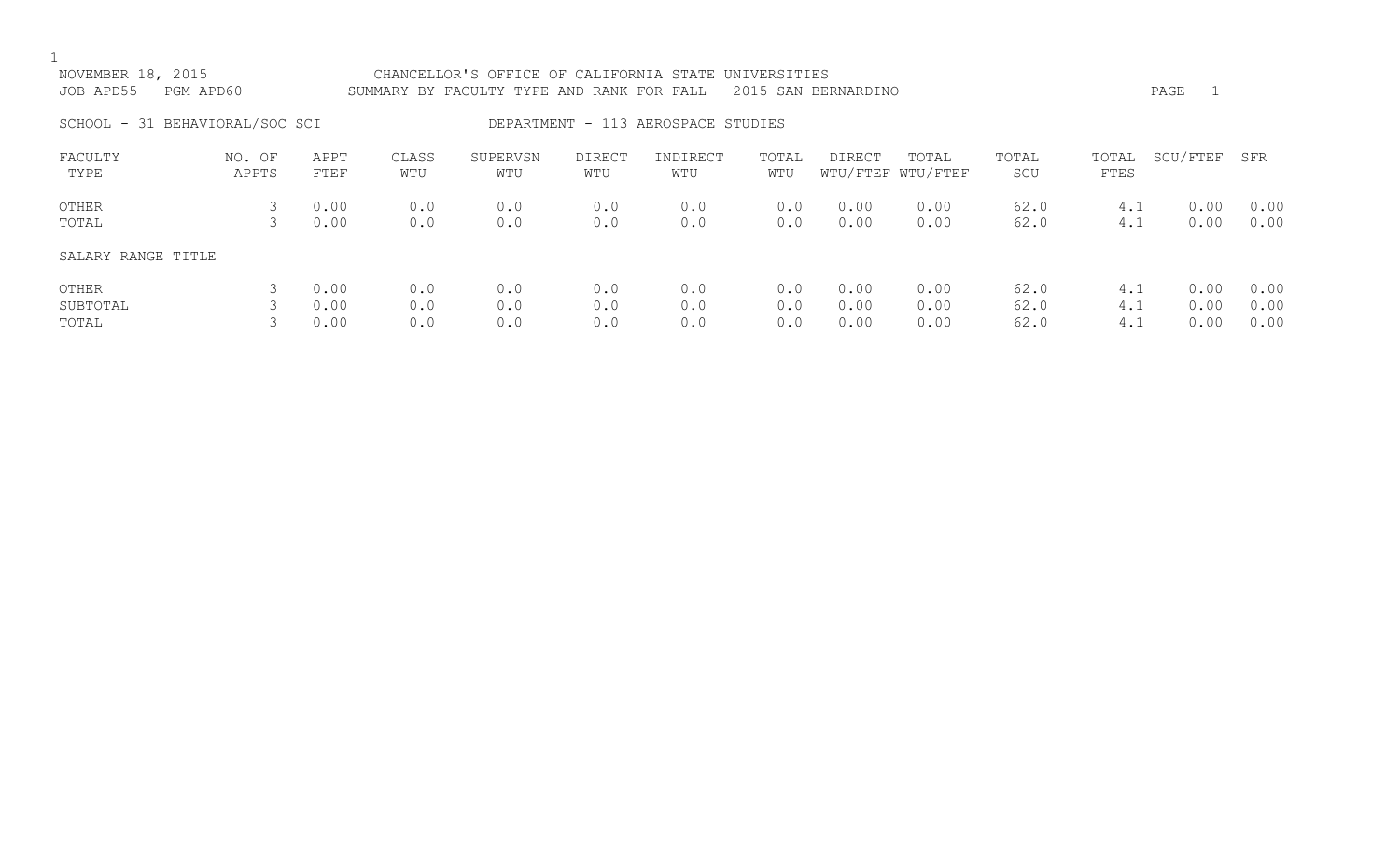NOVEMBER 18, 2015 CHANCELLOR'S OFFICE OF CALIFORNIA STATE UNIVERSITIES
JOB APD55 PGM APD60 SUMMARY BY FACULTY TYPE AND RANK FOR FALL 2015 SAN BERNARDINO

SCHOOL - 31 BEHAVIORAL/SOC SCI DEPARTMENT - 113 AEROSPACE STUDIES

| FACULTY TYPE | NO. OF APPTS | APPT FTEF | CLASS WTU | SUPERVSN WTU | DIRECT WTU | INDIRECT WTU | TOTAL WTU | DIRECT WTU/FTEF | TOTAL WTU/FTEF | TOTAL SCU | TOTAL FTES | SCU/FTEF | SFR |
|---|---|---|---|---|---|---|---|---|---|---|---|---|---|
| OTHER | 3 | 0.00 | 0.0 | 0.0 | 0.0 | 0.0 | 0.0 | 0.00 | 0.00 | 62.0 | 4.1 | 0.00 | 0.00 |
| TOTAL | 3 | 0.00 | 0.0 | 0.0 | 0.0 | 0.0 | 0.0 | 0.00 | 0.00 | 62.0 | 4.1 | 0.00 | 0.00 |
| SALARY RANGE TITLE | | | | | | | | | | | | | |
| OTHER | 3 | 0.00 | 0.0 | 0.0 | 0.0 | 0.0 | 0.0 | 0.00 | 0.00 | 62.0 | 4.1 | 0.00 | 0.00 |
| SUBTOTAL | 3 | 0.00 | 0.0 | 0.0 | 0.0 | 0.0 | 0.0 | 0.00 | 0.00 | 62.0 | 4.1 | 0.00 | 0.00 |
| TOTAL | 3 | 0.00 | 0.0 | 0.0 | 0.0 | 0.0 | 0.0 | 0.00 | 0.00 | 62.0 | 4.1 | 0.00 | 0.00 |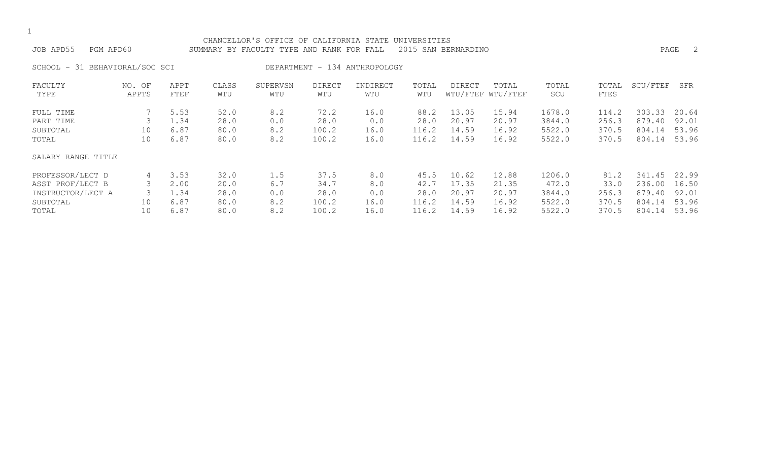CHANCELLOR'S OFFICE OF CALIFORNIA STATE UNIVERSITIES

JOB APD55 PGM APD60 SUMMARY BY FACULTY TYPE AND RANK FOR FALL 2015 SAN BERNARDINO

SCHOOL - 31 BEHAVIORAL/SOC SCI DEPARTMENT - 134 ANTHROPOLOGY

| FACULTY TYPE | NO. OF APPTS | APPT FTEF | CLASS WTU | SUPERVSN WTU | DIRECT WTU | INDIRECT WTU | TOTAL WTU | DIRECT WTU/FTEF | TOTAL WTU/FTEF | TOTAL SCU | TOTAL FTES | SCU/FTEF | SFR |
|---|---|---|---|---|---|---|---|---|---|---|---|---|---|
| FULL TIME | 7 | 5.53 | 52.0 | 8.2 | 72.2 | 16.0 | 88.2 | 13.05 | 15.94 | 1678.0 | 114.2 | 303.33 | 20.64 |
| PART TIME | 3 | 1.34 | 28.0 | 0.0 | 28.0 | 0.0 | 28.0 | 20.97 | 20.97 | 3844.0 | 256.3 | 879.40 | 92.01 |
| SUBTOTAL | 10 | 6.87 | 80.0 | 8.2 | 100.2 | 16.0 | 116.2 | 14.59 | 16.92 | 5522.0 | 370.5 | 804.14 | 53.96 |
| TOTAL | 10 | 6.87 | 80.0 | 8.2 | 100.2 | 16.0 | 116.2 | 14.59 | 16.92 | 5522.0 | 370.5 | 804.14 | 53.96 |
| SALARY RANGE TITLE | | | | | | | | | | | | | |
| PROFESSOR/LECT D | 4 | 3.53 | 32.0 | 1.5 | 37.5 | 8.0 | 45.5 | 10.62 | 12.88 | 1206.0 | 81.2 | 341.45 | 22.99 |
| ASST PROF/LECT B | 3 | 2.00 | 20.0 | 6.7 | 34.7 | 8.0 | 42.7 | 17.35 | 21.35 | 472.0 | 33.0 | 236.00 | 16.50 |
| INSTRUCTOR/LECT A | 3 | 1.34 | 28.0 | 0.0 | 28.0 | 0.0 | 28.0 | 20.97 | 20.97 | 3844.0 | 256.3 | 879.40 | 92.01 |
| SUBTOTAL | 10 | 6.87 | 80.0 | 8.2 | 100.2 | 16.0 | 116.2 | 14.59 | 16.92 | 5522.0 | 370.5 | 804.14 | 53.96 |
| TOTAL | 10 | 6.87 | 80.0 | 8.2 | 100.2 | 16.0 | 116.2 | 14.59 | 16.92 | 5522.0 | 370.5 | 804.14 | 53.96 |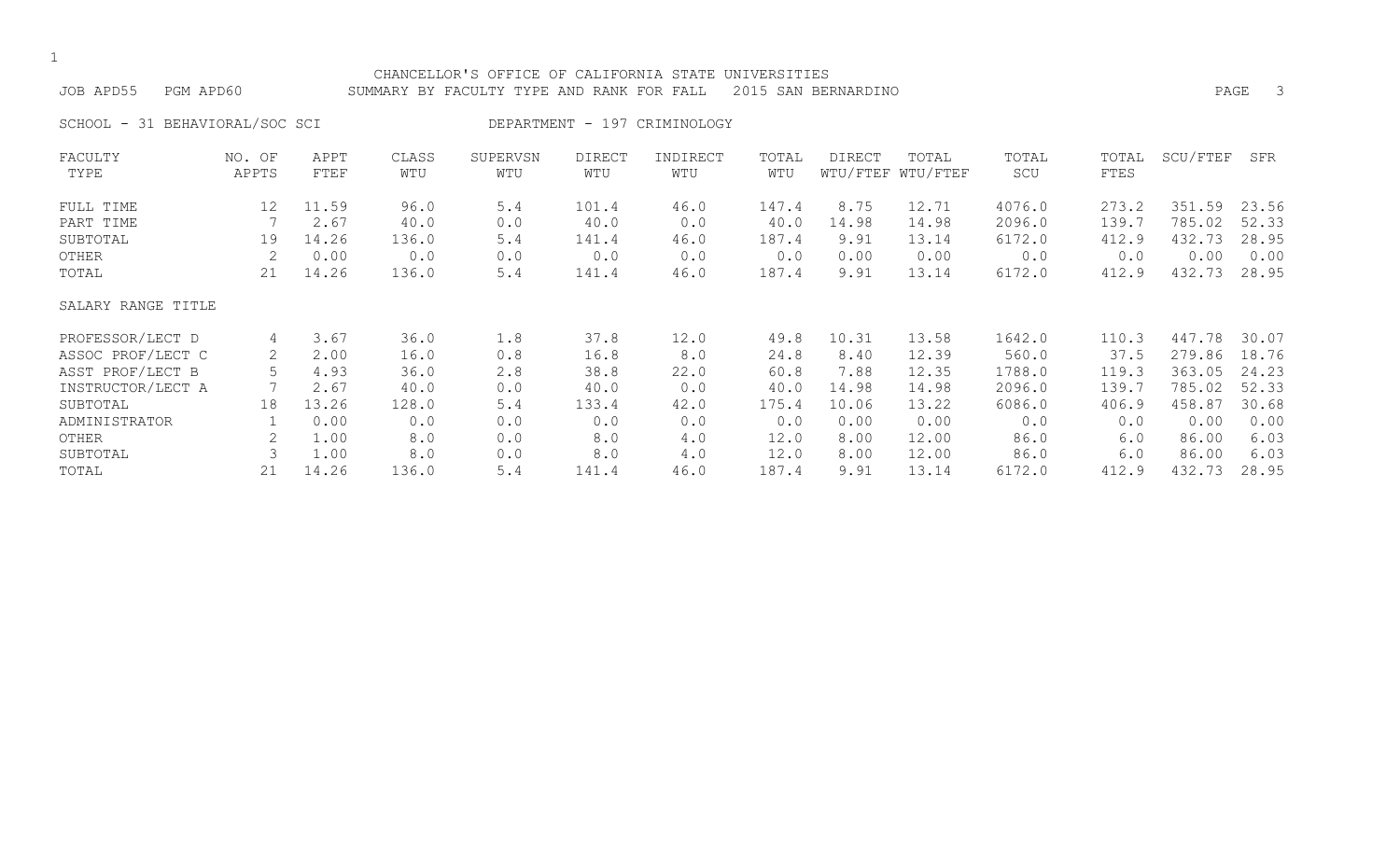CHANCELLOR'S OFFICE OF CALIFORNIA STATE UNIVERSITIES

JOB APD55 PGM APD60 SUMMARY BY FACULTY TYPE AND RANK FOR FALL 2015 SAN BERNARDINO

SCHOOL - 31 BEHAVIORAL/SOC SCI DEPARTMENT - 197 CRIMINOLOGY

| FACULTY TYPE | NO. OF APPTS | APPT FTEF | CLASS WTU | SUPERVSN WTU | DIRECT WTU | INDIRECT WTU | TOTAL WTU | DIRECT WTU/FTEF | TOTAL WTU/FTEF | TOTAL SCU | TOTAL FTES | SCU/FTEF | SFR |
|---|---|---|---|---|---|---|---|---|---|---|---|---|---|
| FULL TIME | 12 | 11.59 | 96.0 | 5.4 | 101.4 | 46.0 | 147.4 | 8.75 | 12.71 | 4076.0 | 273.2 | 351.59 | 23.56 |
| PART TIME | 7 | 2.67 | 40.0 | 0.0 | 40.0 | 0.0 | 40.0 | 14.98 | 14.98 | 2096.0 | 139.7 | 785.02 | 52.33 |
| SUBTOTAL | 19 | 14.26 | 136.0 | 5.4 | 141.4 | 46.0 | 187.4 | 9.91 | 13.14 | 6172.0 | 412.9 | 432.73 | 28.95 |
| OTHER | 2 | 0.00 | 0.0 | 0.0 | 0.0 | 0.0 | 0.0 | 0.00 | 0.00 | 0.0 | 0.0 | 0.00 | 0.00 |
| TOTAL | 21 | 14.26 | 136.0 | 5.4 | 141.4 | 46.0 | 187.4 | 9.91 | 13.14 | 6172.0 | 412.9 | 432.73 | 28.95 |
| SALARY RANGE TITLE | | | | | | | | | | | | | |
| PROFESSOR/LECT D | 4 | 3.67 | 36.0 | 1.8 | 37.8 | 12.0 | 49.8 | 10.31 | 13.58 | 1642.0 | 110.3 | 447.78 | 30.07 |
| ASSOC PROF/LECT C | 2 | 2.00 | 16.0 | 0.8 | 16.8 | 8.0 | 24.8 | 8.40 | 12.39 | 560.0 | 37.5 | 279.86 | 18.76 |
| ASST PROF/LECT B | 5 | 4.93 | 36.0 | 2.8 | 38.8 | 22.0 | 60.8 | 7.88 | 12.35 | 1788.0 | 119.3 | 363.05 | 24.23 |
| INSTRUCTOR/LECT A | 7 | 2.67 | 40.0 | 0.0 | 40.0 | 0.0 | 40.0 | 14.98 | 14.98 | 2096.0 | 139.7 | 785.02 | 52.33 |
| SUBTOTAL | 18 | 13.26 | 128.0 | 5.4 | 133.4 | 42.0 | 175.4 | 10.06 | 13.22 | 6086.0 | 406.9 | 458.87 | 30.68 |
| ADMINISTRATOR | 1 | 0.00 | 0.0 | 0.0 | 0.0 | 0.0 | 0.0 | 0.00 | 0.00 | 0.0 | 0.0 | 0.00 | 0.00 |
| OTHER | 2 | 1.00 | 8.0 | 0.0 | 8.0 | 4.0 | 12.0 | 8.00 | 12.00 | 86.0 | 6.0 | 86.00 | 6.03 |
| SUBTOTAL | 3 | 1.00 | 8.0 | 0.0 | 8.0 | 4.0 | 12.0 | 8.00 | 12.00 | 86.0 | 6.0 | 86.00 | 6.03 |
| TOTAL | 21 | 14.26 | 136.0 | 5.4 | 141.4 | 46.0 | 187.4 | 9.91 | 13.14 | 6172.0 | 412.9 | 432.73 | 28.95 |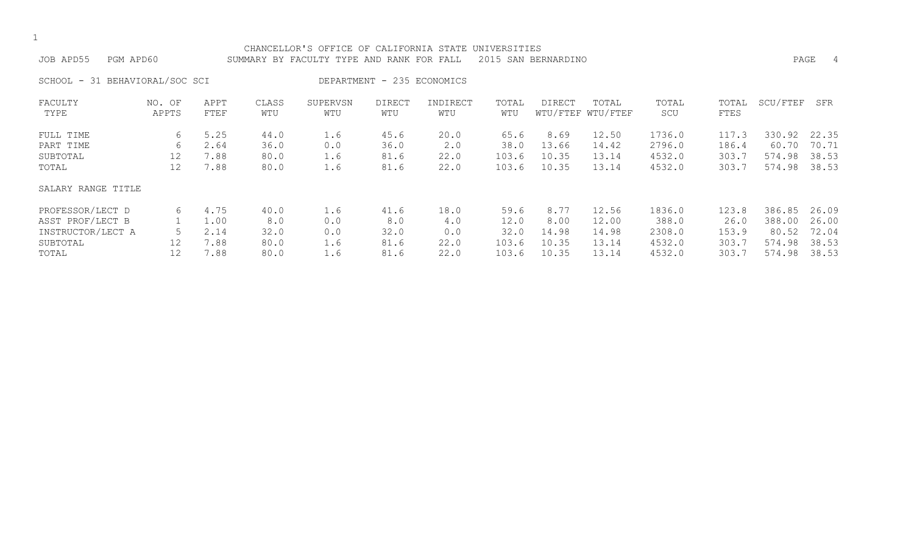CHANCELLOR'S OFFICE OF CALIFORNIA STATE UNIVERSITIES

JOB APD55 PGM APD60 SUMMARY BY FACULTY TYPE AND RANK FOR FALL 2015 SAN BERNARDINO

SCHOOL - 31 BEHAVIORAL/SOC SCI DEPARTMENT - 235 ECONOMICS

| FACULTY TYPE | NO. OF APPTS | APPT FTEF | CLASS WTU | SUPERVSN WTU | DIRECT WTU | INDIRECT WTU | TOTAL WTU | DIRECT WTU/FTEF | TOTAL WTU/FTEF | TOTAL SCU | TOTAL FTES | SCU/FTEF | SFR |
|---|---|---|---|---|---|---|---|---|---|---|---|---|---|
| FULL TIME | 6 | 5.25 | 44.0 | 1.6 | 45.6 | 20.0 | 65.6 | 8.69 | 12.50 | 1736.0 | 117.3 | 330.92 | 22.35 |
| PART TIME | 6 | 2.64 | 36.0 | 0.0 | 36.0 | 2.0 | 38.0 | 13.66 | 14.42 | 2796.0 | 186.4 | 60.70 | 70.71 |
| SUBTOTAL | 12 | 7.88 | 80.0 | 1.6 | 81.6 | 22.0 | 103.6 | 10.35 | 13.14 | 4532.0 | 303.7 | 574.98 | 38.53 |
| TOTAL | 12 | 7.88 | 80.0 | 1.6 | 81.6 | 22.0 | 103.6 | 10.35 | 13.14 | 4532.0 | 303.7 | 574.98 | 38.53 |
| SALARY RANGE TITLE | | | | | | | | | | | | | |
| PROFESSOR/LECT D | 6 | 4.75 | 40.0 | 1.6 | 41.6 | 18.0 | 59.6 | 8.77 | 12.56 | 1836.0 | 123.8 | 386.85 | 26.09 |
| ASST PROF/LECT B | 1 | 1.00 | 8.0 | 0.0 | 8.0 | 4.0 | 12.0 | 8.00 | 12.00 | 388.0 | 26.0 | 388.00 | 26.00 |
| INSTRUCTOR/LECT A | 5 | 2.14 | 32.0 | 0.0 | 32.0 | 0.0 | 32.0 | 14.98 | 14.98 | 2308.0 | 153.9 | 80.52 | 72.04 |
| SUBTOTAL | 12 | 7.88 | 80.0 | 1.6 | 81.6 | 22.0 | 103.6 | 10.35 | 13.14 | 4532.0 | 303.7 | 574.98 | 38.53 |
| TOTAL | 12 | 7.88 | 80.0 | 1.6 | 81.6 | 22.0 | 103.6 | 10.35 | 13.14 | 4532.0 | 303.7 | 574.98 | 38.53 |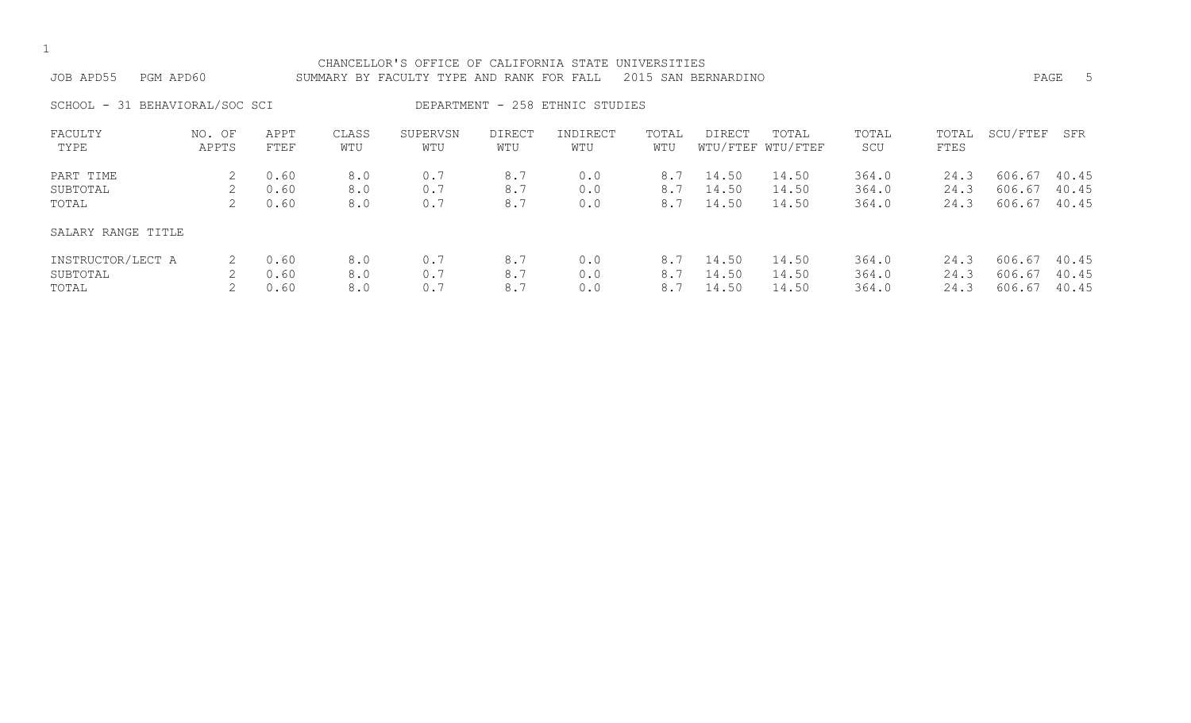CHANCELLOR'S OFFICE OF CALIFORNIA STATE UNIVERSITIES

JOB APD55 PGM APD60 SUMMARY BY FACULTY TYPE AND RANK FOR FALL 2015 SAN BERNARDINO

SCHOOL - 31 BEHAVIORAL/SOC SCI DEPARTMENT - 258 ETHNIC STUDIES

| FACULTY TYPE | NO. OF APPTS | APPT FTEF | CLASS WTU | SUPERVSN WTU | DIRECT WTU | INDIRECT WTU | TOTAL WTU | DIRECT WTU/FTEF | TOTAL WTU/FTEF | TOTAL SCU | TOTAL FTES | SCU/FTEF | SFR |
|---|---|---|---|---|---|---|---|---|---|---|---|---|---|
| PART TIME | 2 | 0.60 | 8.0 | 0.7 | 8.7 | 0.0 | 8.7 | 14.50 | 14.50 | 364.0 | 24.3 | 606.67 | 40.45 |
| SUBTOTAL | 2 | 0.60 | 8.0 | 0.7 | 8.7 | 0.0 | 8.7 | 14.50 | 14.50 | 364.0 | 24.3 | 606.67 | 40.45 |
| TOTAL | 2 | 0.60 | 8.0 | 0.7 | 8.7 | 0.0 | 8.7 | 14.50 | 14.50 | 364.0 | 24.3 | 606.67 | 40.45 |
| SALARY RANGE TITLE | | | | | | | | | | | | | |
| INSTRUCTOR/LECT A | 2 | 0.60 | 8.0 | 0.7 | 8.7 | 0.0 | 8.7 | 14.50 | 14.50 | 364.0 | 24.3 | 606.67 | 40.45 |
| SUBTOTAL | 2 | 0.60 | 8.0 | 0.7 | 8.7 | 0.0 | 8.7 | 14.50 | 14.50 | 364.0 | 24.3 | 606.67 | 40.45 |
| TOTAL | 2 | 0.60 | 8.0 | 0.7 | 8.7 | 0.0 | 8.7 | 14.50 | 14.50 | 364.0 | 24.3 | 606.67 | 40.45 |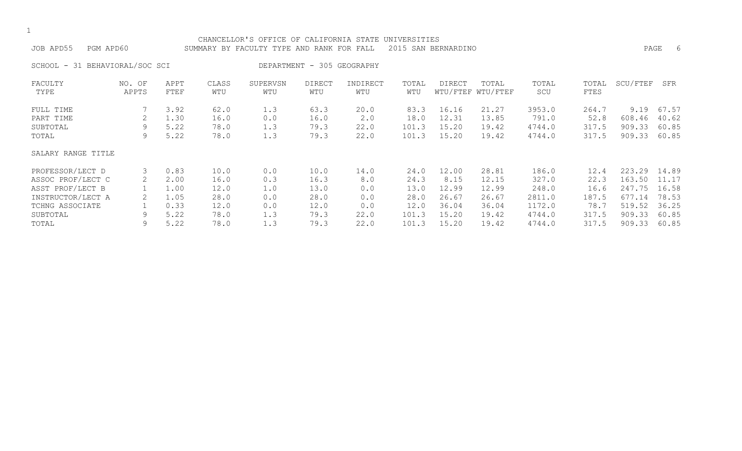CHANCELLOR'S OFFICE OF CALIFORNIA STATE UNIVERSITIES

JOB APD55 PGM APD60 SUMMARY BY FACULTY TYPE AND RANK FOR FALL 2015 SAN BERNARDINO

SCHOOL - 31 BEHAVIORAL/SOC SCI DEPARTMENT - 305 GEOGRAPHY

| FACULTY TYPE | NO. OF APPTS | APPT FTEF | CLASS WTU | SUPERVSN WTU | DIRECT WTU | INDIRECT WTU | TOTAL WTU | DIRECT WTU/FTEF | TOTAL WTU/FTEF | TOTAL SCU | TOTAL FTES | SCU/FTEF | SFR |
|---|---|---|---|---|---|---|---|---|---|---|---|---|---|
| FULL TIME | 7 | 3.92 | 62.0 | 1.3 | 63.3 | 20.0 | 83.3 | 16.16 | 21.27 | 3953.0 | 264.7 | 9.19 | 67.57 |
| PART TIME | 2 | 1.30 | 16.0 | 0.0 | 16.0 | 2.0 | 18.0 | 12.31 | 13.85 | 791.0 | 52.8 | 608.46 | 40.62 |
| SUBTOTAL | 9 | 5.22 | 78.0 | 1.3 | 79.3 | 22.0 | 101.3 | 15.20 | 19.42 | 4744.0 | 317.5 | 909.33 | 60.85 |
| TOTAL | 9 | 5.22 | 78.0 | 1.3 | 79.3 | 22.0 | 101.3 | 15.20 | 19.42 | 4744.0 | 317.5 | 909.33 | 60.85 |
| SALARY RANGE TITLE | | | | | | | | | | | | | |
| PROFESSOR/LECT D | 3 | 0.83 | 10.0 | 0.0 | 10.0 | 14.0 | 24.0 | 12.00 | 28.81 | 186.0 | 12.4 | 223.29 | 14.89 |
| ASSOC PROF/LECT C | 2 | 2.00 | 16.0 | 0.3 | 16.3 | 8.0 | 24.3 | 8.15 | 12.15 | 327.0 | 22.3 | 163.50 | 11.17 |
| ASST PROF/LECT B | 1 | 1.00 | 12.0 | 1.0 | 13.0 | 0.0 | 13.0 | 12.99 | 12.99 | 248.0 | 16.6 | 247.75 | 16.58 |
| INSTRUCTOR/LECT A | 2 | 1.05 | 28.0 | 0.0 | 28.0 | 0.0 | 28.0 | 26.67 | 26.67 | 2811.0 | 187.5 | 677.14 | 78.53 |
| TCHNG ASSOCIATE | 1 | 0.33 | 12.0 | 0.0 | 12.0 | 0.0 | 12.0 | 36.04 | 36.04 | 1172.0 | 78.7 | 519.52 | 36.25 |
| SUBTOTAL | 9 | 5.22 | 78.0 | 1.3 | 79.3 | 22.0 | 101.3 | 15.20 | 19.42 | 4744.0 | 317.5 | 909.33 | 60.85 |
| TOTAL | 9 | 5.22 | 78.0 | 1.3 | 79.3 | 22.0 | 101.3 | 15.20 | 19.42 | 4744.0 | 317.5 | 909.33 | 60.85 |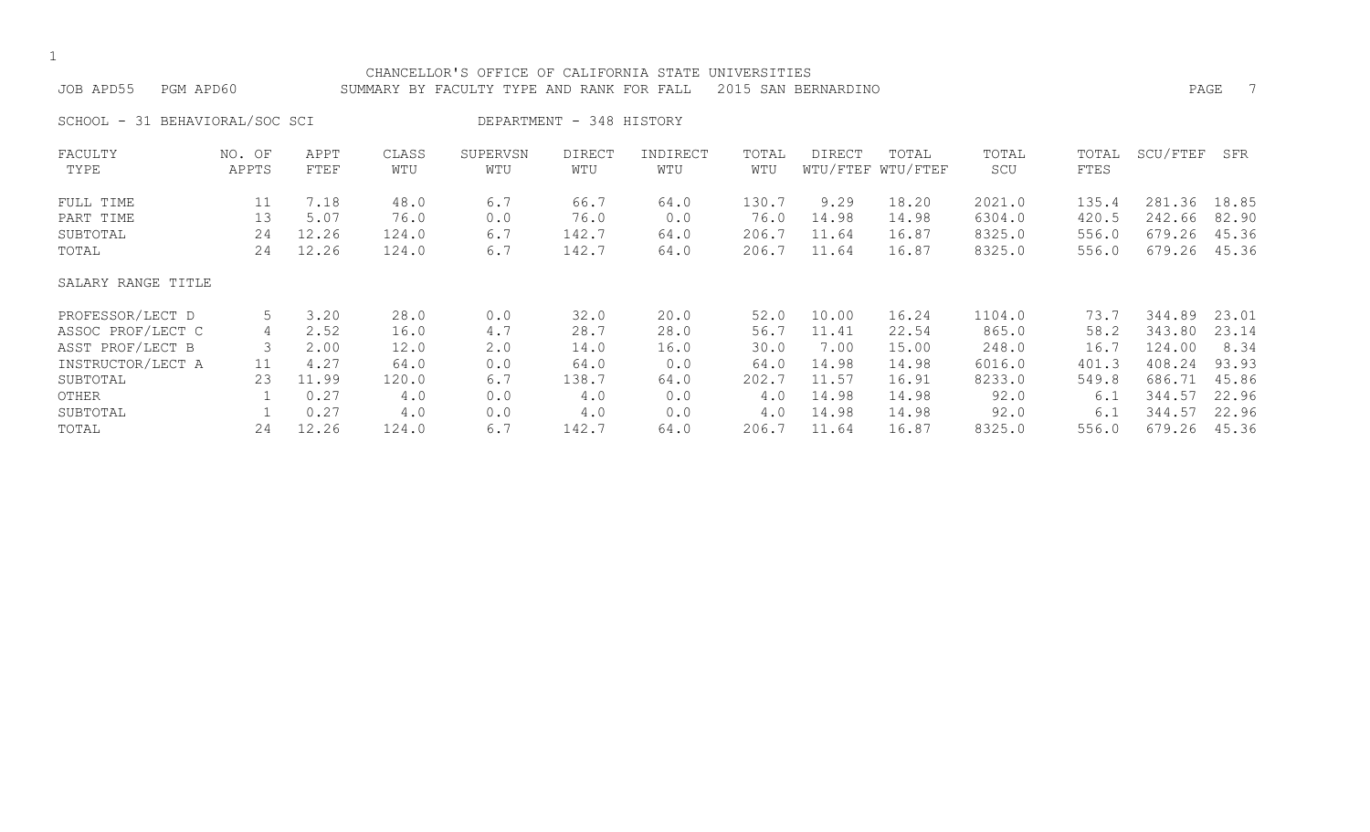CHANCELLOR'S OFFICE OF CALIFORNIA STATE UNIVERSITIES

JOB APD55 PGM APD60 SUMMARY BY FACULTY TYPE AND RANK FOR FALL 2015 SAN BERNARDINO

SCHOOL - 31 BEHAVIORAL/SOC SCI DEPARTMENT - 348 HISTORY

| FACULTY TYPE | NO. OF APPTS | APPT FTEF | CLASS WTU | SUPERVSN WTU | DIRECT WTU | INDIRECT WTU | TOTAL WTU | DIRECT WTU/FTEF | TOTAL WTU/FTEF | TOTAL SCU | TOTAL FTES | SCU/FTEF | SFR |
|---|---|---|---|---|---|---|---|---|---|---|---|---|---|
| FULL TIME | 11 | 7.18 | 48.0 | 6.7 | 66.7 | 64.0 | 130.7 | 9.29 | 18.20 | 2021.0 | 135.4 | 281.36 | 18.85 |
| PART TIME | 13 | 5.07 | 76.0 | 0.0 | 76.0 | 0.0 | 76.0 | 14.98 | 14.98 | 6304.0 | 420.5 | 242.66 | 82.90 |
| SUBTOTAL | 24 | 12.26 | 124.0 | 6.7 | 142.7 | 64.0 | 206.7 | 11.64 | 16.87 | 8325.0 | 556.0 | 679.26 | 45.36 |
| TOTAL | 24 | 12.26 | 124.0 | 6.7 | 142.7 | 64.0 | 206.7 | 11.64 | 16.87 | 8325.0 | 556.0 | 679.26 | 45.36 |
| SALARY RANGE TITLE | | | | | | | | | | | | | |
| PROFESSOR/LECT D | 5 | 3.20 | 28.0 | 0.0 | 32.0 | 20.0 | 52.0 | 10.00 | 16.24 | 1104.0 | 73.7 | 344.89 | 23.01 |
| ASSOC PROF/LECT C | 4 | 2.52 | 16.0 | 4.7 | 28.7 | 28.0 | 56.7 | 11.41 | 22.54 | 865.0 | 58.2 | 343.80 | 23.14 |
| ASST PROF/LECT B | 3 | 2.00 | 12.0 | 2.0 | 14.0 | 16.0 | 30.0 | 7.00 | 15.00 | 248.0 | 16.7 | 124.00 | 8.34 |
| INSTRUCTOR/LECT A | 11 | 4.27 | 64.0 | 0.0 | 64.0 | 0.0 | 64.0 | 14.98 | 14.98 | 6016.0 | 401.3 | 408.24 | 93.93 |
| SUBTOTAL | 23 | 11.99 | 120.0 | 6.7 | 138.7 | 64.0 | 202.7 | 11.57 | 16.91 | 8233.0 | 549.8 | 686.71 | 45.86 |
| OTHER | 1 | 0.27 | 4.0 | 0.0 | 4.0 | 0.0 | 4.0 | 14.98 | 14.98 | 92.0 | 6.1 | 344.57 | 22.96 |
| SUBTOTAL | 1 | 0.27 | 4.0 | 0.0 | 4.0 | 0.0 | 4.0 | 14.98 | 14.98 | 92.0 | 6.1 | 344.57 | 22.96 |
| TOTAL | 24 | 12.26 | 124.0 | 6.7 | 142.7 | 64.0 | 206.7 | 11.64 | 16.87 | 8325.0 | 556.0 | 679.26 | 45.36 |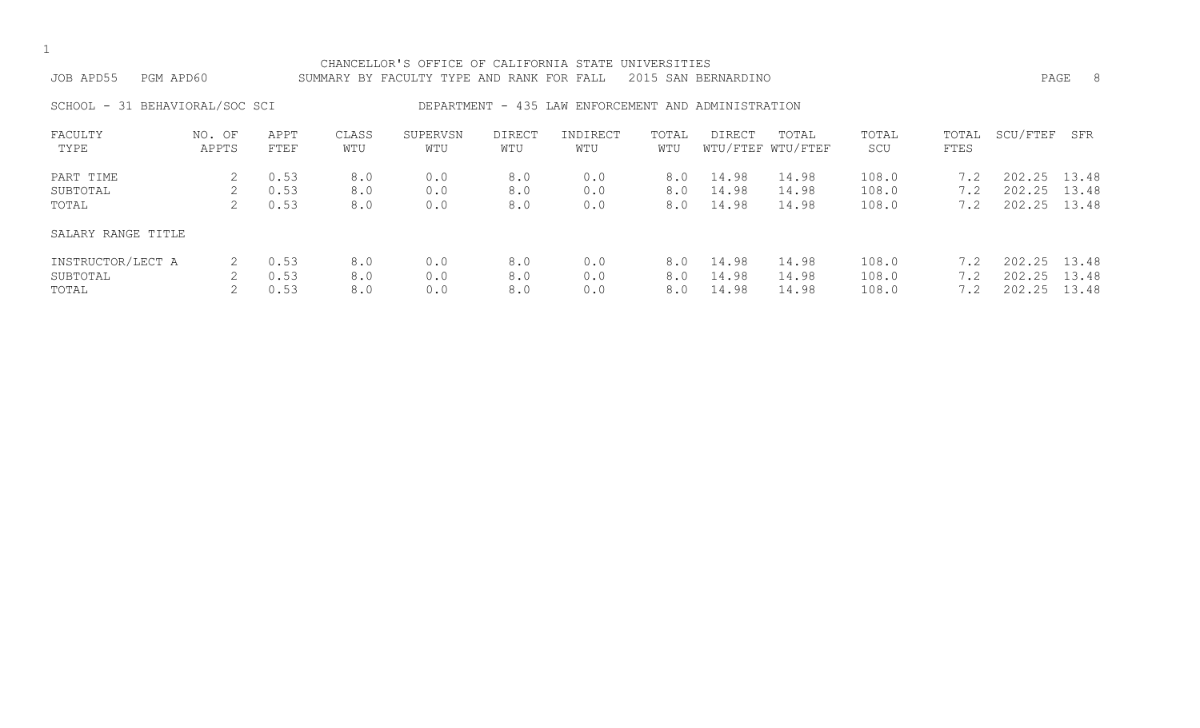CHANCELLOR'S OFFICE OF CALIFORNIA STATE UNIVERSITIES

JOB APD55 PGM APD60 SUMMARY BY FACULTY TYPE AND RANK FOR FALL 2015 SAN BERNARDINO

SCHOOL - 31 BEHAVIORAL/SOC SCI DEPARTMENT - 435 LAW ENFORCEMENT AND ADMINISTRATION

| FACULTY TYPE | NO. OF APPTS | APPT FTEF | CLASS WTU | SUPERVSN WTU | DIRECT WTU | INDIRECT WTU | TOTAL WTU | DIRECT WTU/FTEF | TOTAL WTU/FTEF | TOTAL SCU | TOTAL FTES | SCU/FTEF | SFR |
|---|---|---|---|---|---|---|---|---|---|---|---|---|---|
| PART TIME | 2 | 0.53 | 8.0 | 0.0 | 8.0 | 0.0 | 8.0 | 14.98 | 14.98 | 108.0 | 7.2 | 202.25 | 13.48 |
| SUBTOTAL | 2 | 0.53 | 8.0 | 0.0 | 8.0 | 0.0 | 8.0 | 14.98 | 14.98 | 108.0 | 7.2 | 202.25 | 13.48 |
| TOTAL | 2 | 0.53 | 8.0 | 0.0 | 8.0 | 0.0 | 8.0 | 14.98 | 14.98 | 108.0 | 7.2 | 202.25 | 13.48 |
| SALARY RANGE TITLE | | | | | | | | | | | | | |
| INSTRUCTOR/LECT A | 2 | 0.53 | 8.0 | 0.0 | 8.0 | 0.0 | 8.0 | 14.98 | 14.98 | 108.0 | 7.2 | 202.25 | 13.48 |
| SUBTOTAL | 2 | 0.53 | 8.0 | 0.0 | 8.0 | 0.0 | 8.0 | 14.98 | 14.98 | 108.0 | 7.2 | 202.25 | 13.48 |
| TOTAL | 2 | 0.53 | 8.0 | 0.0 | 8.0 | 0.0 | 8.0 | 14.98 | 14.98 | 108.0 | 7.2 | 202.25 | 13.48 |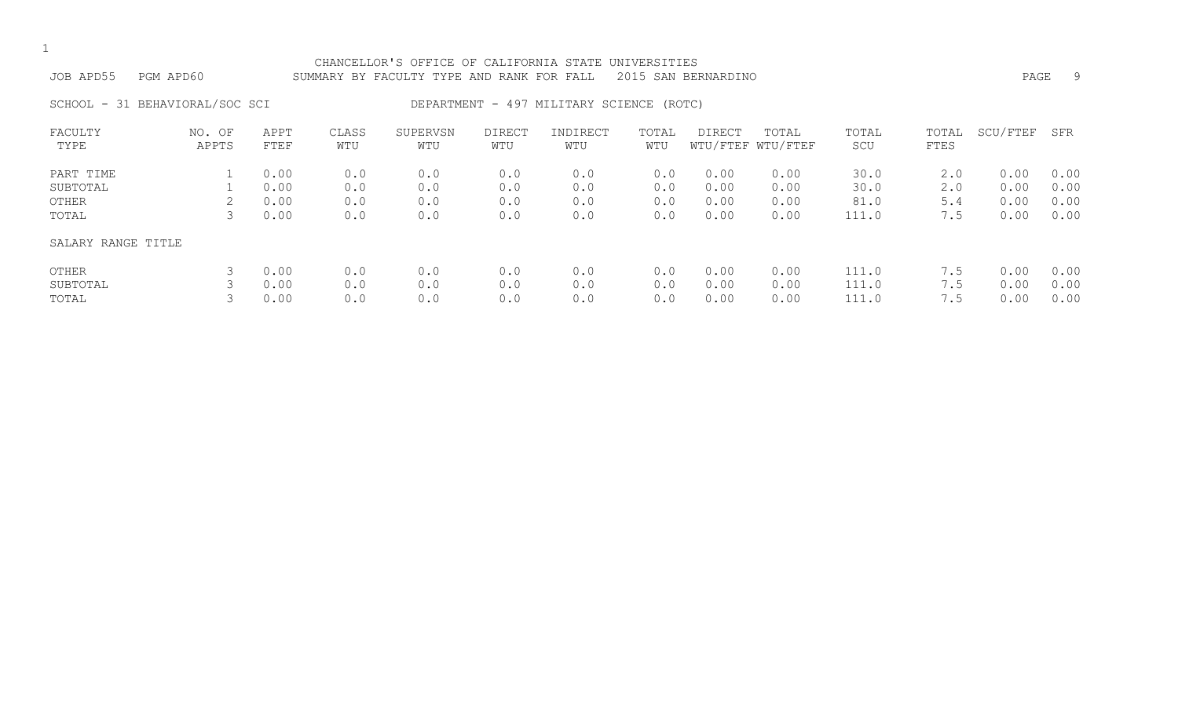CHANCELLOR'S OFFICE OF CALIFORNIA STATE UNIVERSITIES

JOB APD55 PGM APD60 SUMMARY BY FACULTY TYPE AND RANK FOR FALL 2015 SAN BERNARDINO

SCHOOL - 31 BEHAVIORAL/SOC SCI DEPARTMENT - 497 MILITARY SCIENCE (ROTC)

| FACULTY TYPE | NO. OF APPTS | APPT FTEF | CLASS WTU | SUPERVSN WTU | DIRECT WTU | INDIRECT WTU | TOTAL WTU | DIRECT WTU/FTEF | TOTAL WTU/FTEF | TOTAL SCU | TOTAL FTES | SCU/FTEF | SFR |
|---|---|---|---|---|---|---|---|---|---|---|---|---|---|
| PART TIME | 1 | 0.00 | 0.0 | 0.0 | 0.0 | 0.0 | 0.0 | 0.00 | 0.00 | 30.0 | 2.0 | 0.00 | 0.00 |
| SUBTOTAL | 1 | 0.00 | 0.0 | 0.0 | 0.0 | 0.0 | 0.0 | 0.00 | 0.00 | 30.0 | 2.0 | 0.00 | 0.00 |
| OTHER | 2 | 0.00 | 0.0 | 0.0 | 0.0 | 0.0 | 0.0 | 0.00 | 0.00 | 81.0 | 5.4 | 0.00 | 0.00 |
| TOTAL | 3 | 0.00 | 0.0 | 0.0 | 0.0 | 0.0 | 0.0 | 0.00 | 0.00 | 111.0 | 7.5 | 0.00 | 0.00 |
| SALARY RANGE TITLE | | | | | | | | | | | | | |
| OTHER | 3 | 0.00 | 0.0 | 0.0 | 0.0 | 0.0 | 0.0 | 0.00 | 0.00 | 111.0 | 7.5 | 0.00 | 0.00 |
| SUBTOTAL | 3 | 0.00 | 0.0 | 0.0 | 0.0 | 0.0 | 0.0 | 0.00 | 0.00 | 111.0 | 7.5 | 0.00 | 0.00 |
| TOTAL | 3 | 0.00 | 0.0 | 0.0 | 0.0 | 0.0 | 0.0 | 0.00 | 0.00 | 111.0 | 7.5 | 0.00 | 0.00 |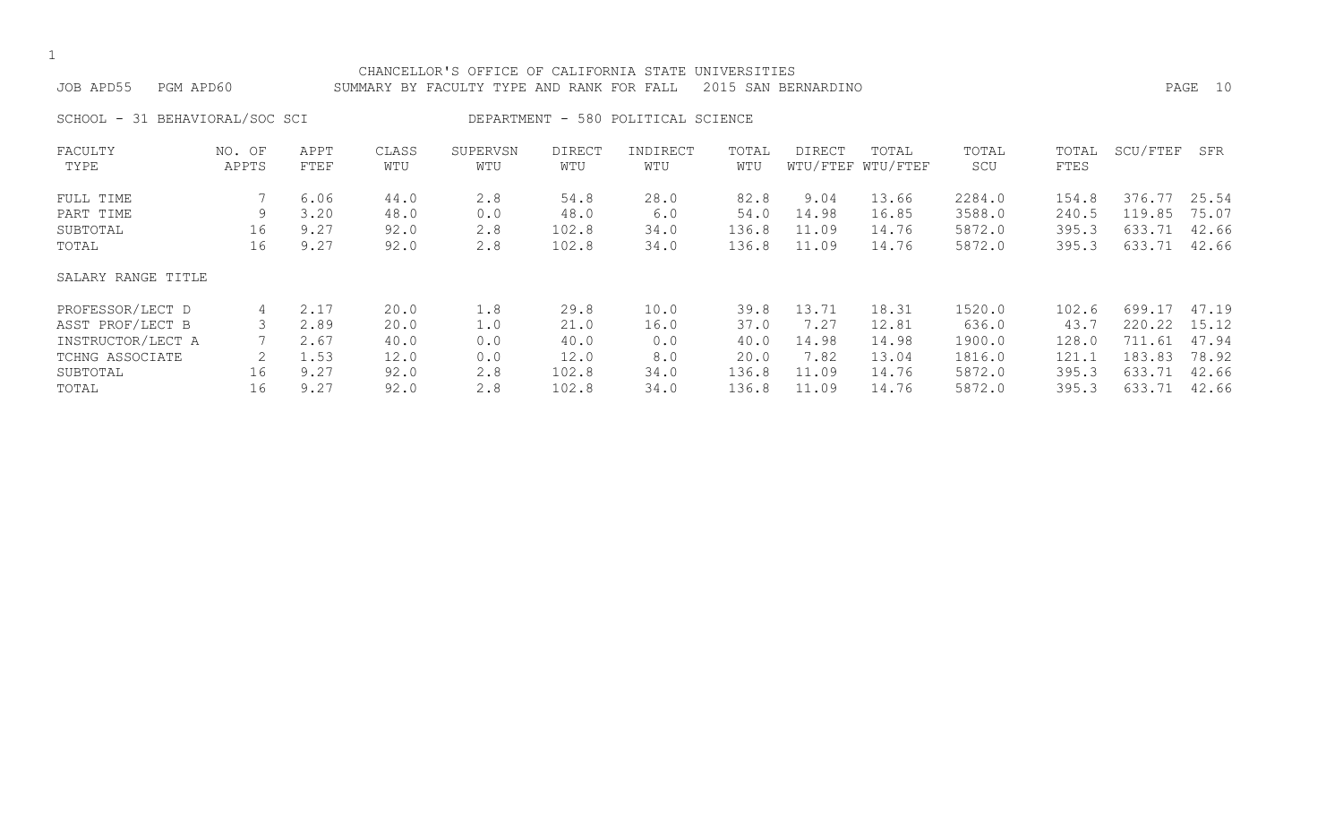CHANCELLOR'S OFFICE OF CALIFORNIA STATE UNIVERSITIES

JOB APD55 PGM APD60 SUMMARY BY FACULTY TYPE AND RANK FOR FALL 2015 SAN BERNARDINO

SCHOOL - 31 BEHAVIORAL/SOC SCI DEPARTMENT - 580 POLITICAL SCIENCE

| FACULTY TYPE | NO. OF APPTS | APPT FTEF | CLASS WTU | SUPERVSN WTU | DIRECT WTU | INDIRECT WTU | TOTAL WTU | DIRECT WTU/FTEF | TOTAL WTU/FTEF | TOTAL SCU | TOTAL FTES | SCU/FTEF | SFR |
|---|---|---|---|---|---|---|---|---|---|---|---|---|---|
| FULL TIME | 7 | 6.06 | 44.0 | 2.8 | 54.8 | 28.0 | 82.8 | 9.04 | 13.66 | 2284.0 | 154.8 | 376.77 | 25.54 |
| PART TIME | 9 | 3.20 | 48.0 | 0.0 | 48.0 | 6.0 | 54.0 | 14.98 | 16.85 | 3588.0 | 240.5 | 119.85 | 75.07 |
| SUBTOTAL | 16 | 9.27 | 92.0 | 2.8 | 102.8 | 34.0 | 136.8 | 11.09 | 14.76 | 5872.0 | 395.3 | 633.71 | 42.66 |
| TOTAL | 16 | 9.27 | 92.0 | 2.8 | 102.8 | 34.0 | 136.8 | 11.09 | 14.76 | 5872.0 | 395.3 | 633.71 | 42.66 |
| SALARY RANGE TITLE | | | | | | | | | | | | | |
| PROFESSOR/LECT D | 4 | 2.17 | 20.0 | 1.8 | 29.8 | 10.0 | 39.8 | 13.71 | 18.31 | 1520.0 | 102.6 | 699.17 | 47.19 |
| ASST PROF/LECT B | 3 | 2.89 | 20.0 | 1.0 | 21.0 | 16.0 | 37.0 | 7.27 | 12.81 | 636.0 | 43.7 | 220.22 | 15.12 |
| INSTRUCTOR/LECT A | 7 | 2.67 | 40.0 | 0.0 | 40.0 | 0.0 | 40.0 | 14.98 | 14.98 | 1900.0 | 128.0 | 711.61 | 47.94 |
| TCHNG ASSOCIATE | 2 | 1.53 | 12.0 | 0.0 | 12.0 | 8.0 | 20.0 | 7.82 | 13.04 | 1816.0 | 121.1 | 183.83 | 78.92 |
| SUBTOTAL | 16 | 9.27 | 92.0 | 2.8 | 102.8 | 34.0 | 136.8 | 11.09 | 14.76 | 5872.0 | 395.3 | 633.71 | 42.66 |
| TOTAL | 16 | 9.27 | 92.0 | 2.8 | 102.8 | 34.0 | 136.8 | 11.09 | 14.76 | 5872.0 | 395.3 | 633.71 | 42.66 |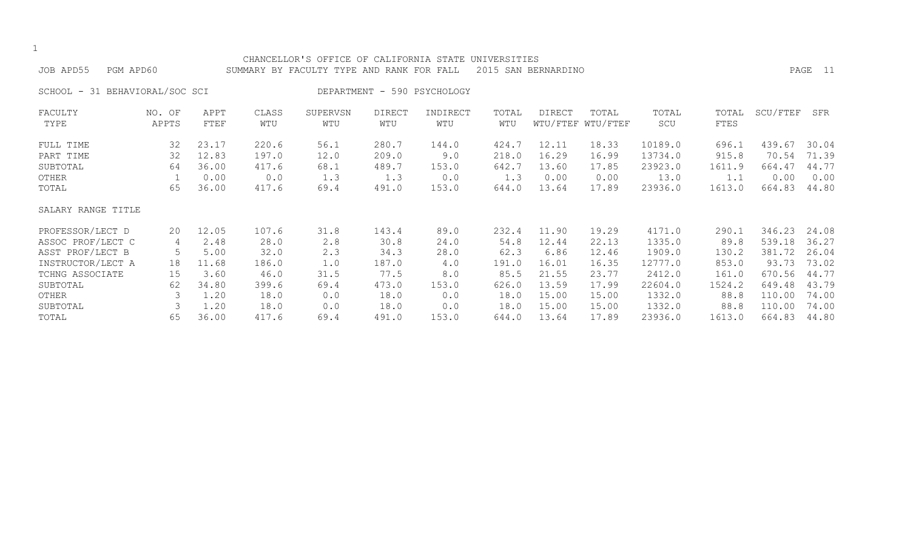CHANCELLOR'S OFFICE OF CALIFORNIA STATE UNIVERSITIES

JOB APD55 PGM APD60 SUMMARY BY FACULTY TYPE AND RANK FOR FALL 2015 SAN BERNARDINO

SCHOOL - 31 BEHAVIORAL/SOC SCI DEPARTMENT - 590 PSYCHOLOGY

| FACULTY TYPE | NO. OF APPTS | APPT FTEF | CLASS WTU | SUPERVSN WTU | DIRECT WTU | INDIRECT WTU | TOTAL WTU | DIRECT WTU/FTEF | TOTAL WTU/FTEF | TOTAL SCU | TOTAL FTES | SCU/FTEF | SFR |
|---|---|---|---|---|---|---|---|---|---|---|---|---|---|
| FULL TIME | 32 | 23.17 | 220.6 | 56.1 | 280.7 | 144.0 | 424.7 | 12.11 | 18.33 | 10189.0 | 696.1 | 439.67 | 30.04 |
| PART TIME | 32 | 12.83 | 197.0 | 12.0 | 209.0 | 9.0 | 218.0 | 16.29 | 16.99 | 13734.0 | 915.8 | 70.54 | 71.39 |
| SUBTOTAL | 64 | 36.00 | 417.6 | 68.1 | 489.7 | 153.0 | 642.7 | 13.60 | 17.85 | 23923.0 | 1611.9 | 664.47 | 44.77 |
| OTHER | 1 | 0.00 | 0.0 | 1.3 | 1.3 | 0.0 | 1.3 | 0.00 | 0.00 | 13.0 | 1.1 | 0.00 | 0.00 |
| TOTAL | 65 | 36.00 | 417.6 | 69.4 | 491.0 | 153.0 | 644.0 | 13.64 | 17.89 | 23936.0 | 1613.0 | 664.83 | 44.80 |
| SALARY RANGE TITLE | | | | | | | | | | | | | |
| PROFESSOR/LECT D | 20 | 12.05 | 107.6 | 31.8 | 143.4 | 89.0 | 232.4 | 11.90 | 19.29 | 4171.0 | 290.1 | 346.23 | 24.08 |
| ASSOC PROF/LECT C | 4 | 2.48 | 28.0 | 2.8 | 30.8 | 24.0 | 54.8 | 12.44 | 22.13 | 1335.0 | 89.8 | 539.18 | 36.27 |
| ASST PROF/LECT B | 5 | 5.00 | 32.0 | 2.3 | 34.3 | 28.0 | 62.3 | 6.86 | 12.46 | 1909.0 | 130.2 | 381.72 | 26.04 |
| INSTRUCTOR/LECT A | 18 | 11.68 | 186.0 | 1.0 | 187.0 | 4.0 | 191.0 | 16.01 | 16.35 | 12777.0 | 853.0 | 93.73 | 73.02 |
| TCHNG ASSOCIATE | 15 | 3.60 | 46.0 | 31.5 | 77.5 | 8.0 | 85.5 | 21.55 | 23.77 | 2412.0 | 161.0 | 670.56 | 44.77 |
| SUBTOTAL | 62 | 34.80 | 399.6 | 69.4 | 473.0 | 153.0 | 626.0 | 13.59 | 17.99 | 22604.0 | 1524.2 | 649.48 | 43.79 |
| OTHER | 3 | 1.20 | 18.0 | 0.0 | 18.0 | 0.0 | 18.0 | 15.00 | 15.00 | 1332.0 | 88.8 | 110.00 | 74.00 |
| SUBTOTAL | 3 | 1.20 | 18.0 | 0.0 | 18.0 | 0.0 | 18.0 | 15.00 | 15.00 | 1332.0 | 88.8 | 110.00 | 74.00 |
| TOTAL | 65 | 36.00 | 417.6 | 69.4 | 491.0 | 153.0 | 644.0 | 13.64 | 17.89 | 23936.0 | 1613.0 | 664.83 | 44.80 |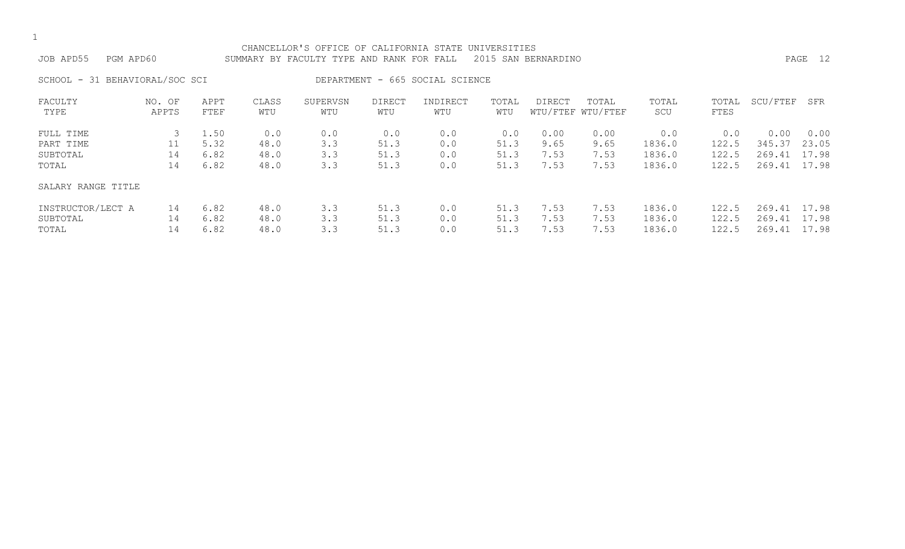CHANCELLOR'S OFFICE OF CALIFORNIA STATE UNIVERSITIES

JOB APD55 PGM APD60 SUMMARY BY FACULTY TYPE AND RANK FOR FALL 2015 SAN BERNARDINO

SCHOOL - 31 BEHAVIORAL/SOC SCI DEPARTMENT - 665 SOCIAL SCIENCE

| FACULTY TYPE | NO. OF APPTS | APPT FTEF | CLASS WTU | SUPERVSN WTU | DIRECT WTU | INDIRECT WTU | TOTAL WTU | DIRECT WTU/FTEF | TOTAL WTU/FTEF | TOTAL SCU | TOTAL FTES | SCU/FTEF | SFR |
|---|---|---|---|---|---|---|---|---|---|---|---|---|---|
| FULL TIME | 3 | 1.50 | 0.0 | 0.0 | 0.0 | 0.0 | 0.0 | 0.00 | 0.00 | 0.0 | 0.0 | 0.00 | 0.00 |
| PART TIME | 11 | 5.32 | 48.0 | 3.3 | 51.3 | 0.0 | 51.3 | 9.65 | 9.65 | 1836.0 | 122.5 | 345.37 | 23.05 |
| SUBTOTAL | 14 | 6.82 | 48.0 | 3.3 | 51.3 | 0.0 | 51.3 | 7.53 | 7.53 | 1836.0 | 122.5 | 269.41 | 17.98 |
| TOTAL | 14 | 6.82 | 48.0 | 3.3 | 51.3 | 0.0 | 51.3 | 7.53 | 7.53 | 1836.0 | 122.5 | 269.41 | 17.98 |
| SALARY RANGE TITLE | | | | | | | | | | | | | |
| INSTRUCTOR/LECT A | 14 | 6.82 | 48.0 | 3.3 | 51.3 | 0.0 | 51.3 | 7.53 | 7.53 | 1836.0 | 122.5 | 269.41 | 17.98 |
| SUBTOTAL | 14 | 6.82 | 48.0 | 3.3 | 51.3 | 0.0 | 51.3 | 7.53 | 7.53 | 1836.0 | 122.5 | 269.41 | 17.98 |
| TOTAL | 14 | 6.82 | 48.0 | 3.3 | 51.3 | 0.0 | 51.3 | 7.53 | 7.53 | 1836.0 | 122.5 | 269.41 | 17.98 |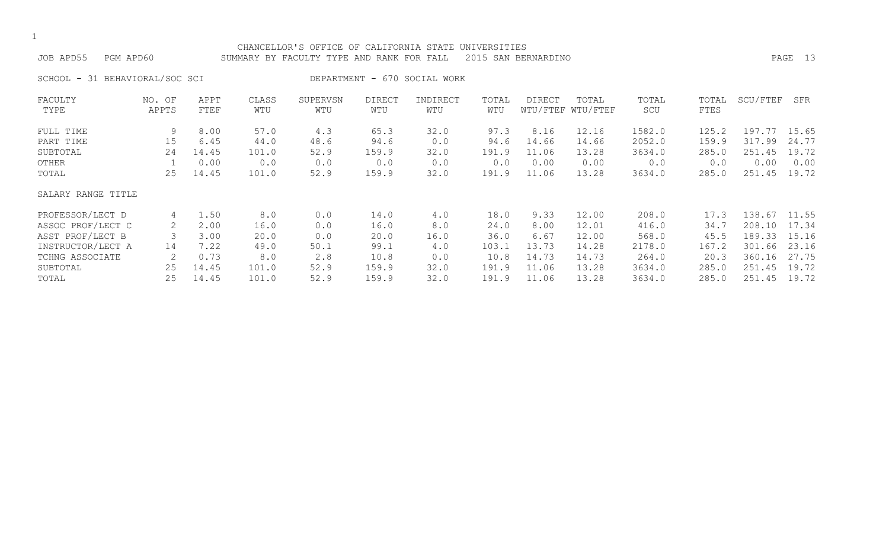CHANCELLOR'S OFFICE OF CALIFORNIA STATE UNIVERSITIES

JOB APD55 PGM APD60 SUMMARY BY FACULTY TYPE AND RANK FOR FALL 2015 SAN BERNARDINO

SCHOOL - 31 BEHAVIORAL/SOC SCI DEPARTMENT - 670 SOCIAL WORK

| FACULTY TYPE | NO. OF APPTS | APPT FTEF | CLASS WTU | SUPERVSN WTU | DIRECT WTU | INDIRECT WTU | TOTAL WTU | DIRECT WTU/FTEF | TOTAL WTU/FTEF | TOTAL SCU | TOTAL FTES | SCU/FTEF | SFR |
|---|---|---|---|---|---|---|---|---|---|---|---|---|---|
| FULL TIME | 9 | 8.00 | 57.0 | 4.3 | 65.3 | 32.0 | 97.3 | 8.16 | 12.16 | 1582.0 | 125.2 | 197.77 | 15.65 |
| PART TIME | 15 | 6.45 | 44.0 | 48.6 | 94.6 | 0.0 | 94.6 | 14.66 | 14.66 | 2052.0 | 159.9 | 317.99 | 24.77 |
| SUBTOTAL | 24 | 14.45 | 101.0 | 52.9 | 159.9 | 32.0 | 191.9 | 11.06 | 13.28 | 3634.0 | 285.0 | 251.45 | 19.72 |
| OTHER | 1 | 0.00 | 0.0 | 0.0 | 0.0 | 0.0 | 0.0 | 0.00 | 0.00 | 0.0 | 0.0 | 0.00 | 0.00 |
| TOTAL | 25 | 14.45 | 101.0 | 52.9 | 159.9 | 32.0 | 191.9 | 11.06 | 13.28 | 3634.0 | 285.0 | 251.45 | 19.72 |
| SALARY RANGE TITLE | | | | | | | | | | | | | |
| PROFESSOR/LECT D | 4 | 1.50 | 8.0 | 0.0 | 14.0 | 4.0 | 18.0 | 9.33 | 12.00 | 208.0 | 17.3 | 138.67 | 11.55 |
| ASSOC PROF/LECT C | 2 | 2.00 | 16.0 | 0.0 | 16.0 | 8.0 | 24.0 | 8.00 | 12.01 | 416.0 | 34.7 | 208.10 | 17.34 |
| ASST PROF/LECT B | 3 | 3.00 | 20.0 | 0.0 | 20.0 | 16.0 | 36.0 | 6.67 | 12.00 | 568.0 | 45.5 | 189.33 | 15.16 |
| INSTRUCTOR/LECT A | 14 | 7.22 | 49.0 | 50.1 | 99.1 | 4.0 | 103.1 | 13.73 | 14.28 | 2178.0 | 167.2 | 301.66 | 23.16 |
| TCHNG ASSOCIATE | 2 | 0.73 | 8.0 | 2.8 | 10.8 | 0.0 | 10.8 | 14.73 | 14.73 | 264.0 | 20.3 | 360.16 | 27.75 |
| SUBTOTAL | 25 | 14.45 | 101.0 | 52.9 | 159.9 | 32.0 | 191.9 | 11.06 | 13.28 | 3634.0 | 285.0 | 251.45 | 19.72 |
| TOTAL | 25 | 14.45 | 101.0 | 52.9 | 159.9 | 32.0 | 191.9 | 11.06 | 13.28 | 3634.0 | 285.0 | 251.45 | 19.72 |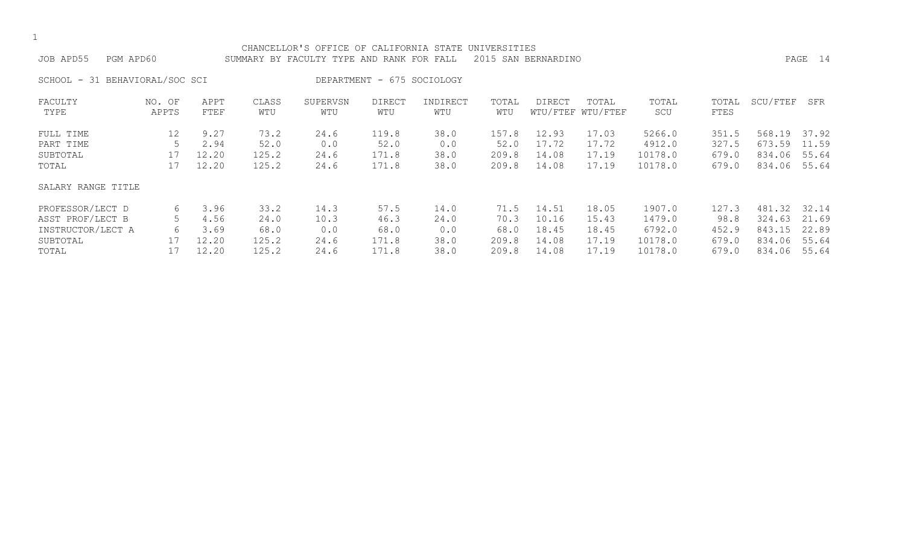CHANCELLOR'S OFFICE OF CALIFORNIA STATE UNIVERSITIES

JOB APD55 PGM APD60 SUMMARY BY FACULTY TYPE AND RANK FOR FALL 2015 SAN BERNARDINO

SCHOOL - 31 BEHAVIORAL/SOC SCI DEPARTMENT - 675 SOCIOLOGY

| FACULTY TYPE | NO. OF APPTS | APPT FTEF | CLASS WTU | SUPERVSN WTU | DIRECT WTU | INDIRECT WTU | TOTAL WTU | DIRECT WTU/FTEF | TOTAL WTU/FTEF | TOTAL SCU | TOTAL FTES | SCU/FTEF | SFR |
|---|---|---|---|---|---|---|---|---|---|---|---|---|---|
| FULL TIME | 12 | 9.27 | 73.2 | 24.6 | 119.8 | 38.0 | 157.8 | 12.93 | 17.03 | 5266.0 | 351.5 | 568.19 | 37.92 |
| PART TIME | 5 | 2.94 | 52.0 | 0.0 | 52.0 | 0.0 | 52.0 | 17.72 | 17.72 | 4912.0 | 327.5 | 673.59 | 11.59 |
| SUBTOTAL | 17 | 12.20 | 125.2 | 24.6 | 171.8 | 38.0 | 209.8 | 14.08 | 17.19 | 10178.0 | 679.0 | 834.06 | 55.64 |
| TOTAL | 17 | 12.20 | 125.2 | 24.6 | 171.8 | 38.0 | 209.8 | 14.08 | 17.19 | 10178.0 | 679.0 | 834.06 | 55.64 |
| SALARY RANGE TITLE | | | | | | | | | | | | | |
| PROFESSOR/LECT D | 6 | 3.96 | 33.2 | 14.3 | 57.5 | 14.0 | 71.5 | 14.51 | 18.05 | 1907.0 | 127.3 | 481.32 | 32.14 |
| ASST PROF/LECT B | 5 | 4.56 | 24.0 | 10.3 | 46.3 | 24.0 | 70.3 | 10.16 | 15.43 | 1479.0 | 98.8 | 324.63 | 21.69 |
| INSTRUCTOR/LECT A | 6 | 3.69 | 68.0 | 0.0 | 68.0 | 0.0 | 68.0 | 18.45 | 18.45 | 6792.0 | 452.9 | 843.15 | 22.89 |
| SUBTOTAL | 17 | 12.20 | 125.2 | 24.6 | 171.8 | 38.0 | 209.8 | 14.08 | 17.19 | 10178.0 | 679.0 | 834.06 | 55.64 |
| TOTAL | 17 | 12.20 | 125.2 | 24.6 | 171.8 | 38.0 | 209.8 | 14.08 | 17.19 | 10178.0 | 679.0 | 834.06 | 55.64 |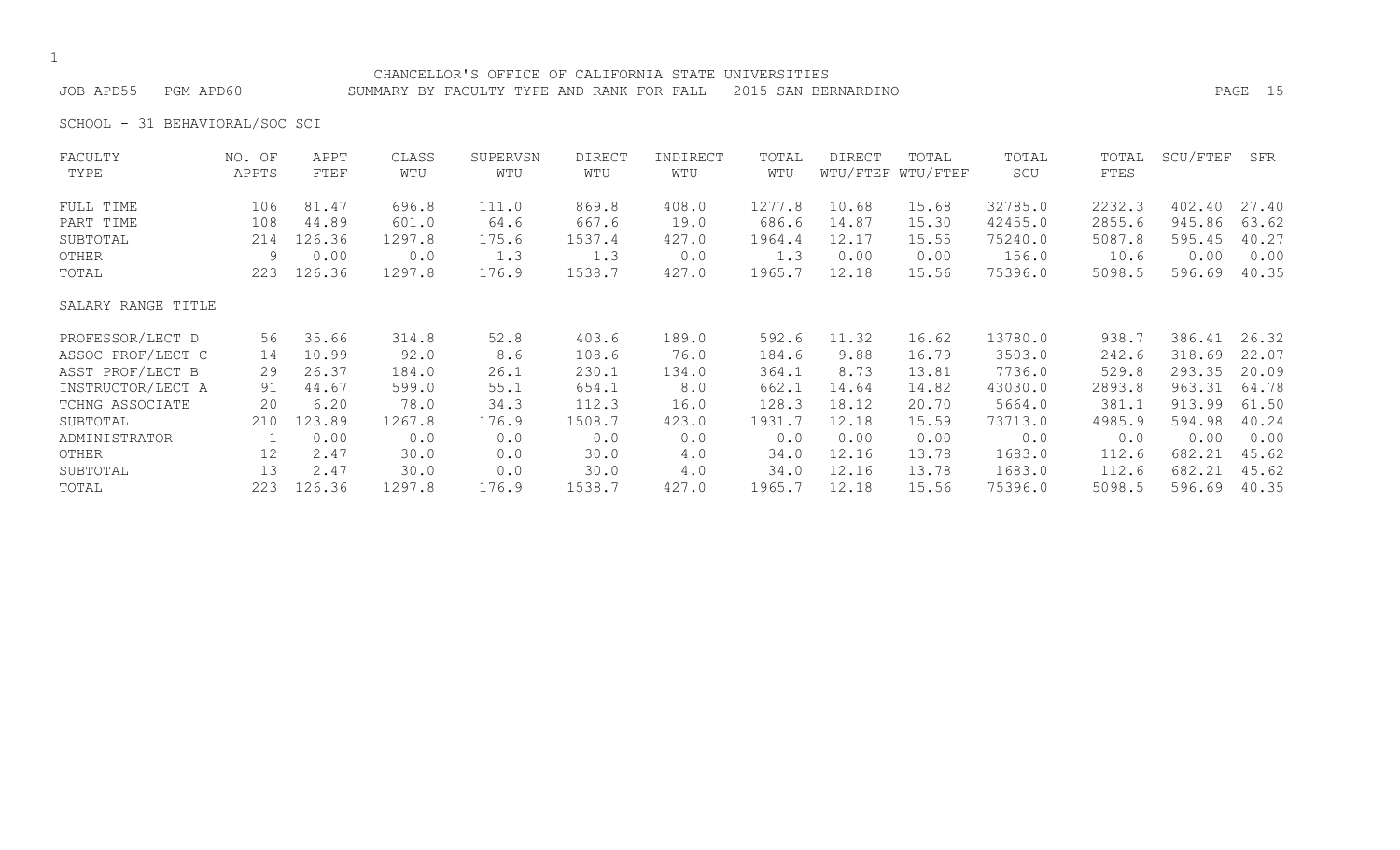CHANCELLOR'S OFFICE OF CALIFORNIA STATE UNIVERSITIES

JOB APD55 PGM APD60 SUMMARY BY FACULTY TYPE AND RANK FOR FALL 2015 SAN BERNARDINO

SCHOOL - 31 BEHAVIORAL/SOC SCI

| FACULTY TYPE | NO. OF APPTS | APPT FTEF | CLASS WTU | SUPERVSN WTU | DIRECT WTU | INDIRECT WTU | TOTAL WTU | DIRECT WTU/FTEF | TOTAL WTU/FTEF | TOTAL SCU | TOTAL FTES | SCU/FTEF | SFR |
|---|---|---|---|---|---|---|---|---|---|---|---|---|---|
| FULL TIME | 106 | 81.47 | 696.8 | 111.0 | 869.8 | 408.0 | 1277.8 | 10.68 | 15.68 | 32785.0 | 2232.3 | 402.40 | 27.40 |
| PART TIME | 108 | 44.89 | 601.0 | 64.6 | 667.6 | 19.0 | 686.6 | 14.87 | 15.30 | 42455.0 | 2855.6 | 945.86 | 63.62 |
| SUBTOTAL | 214 | 126.36 | 1297.8 | 175.6 | 1537.4 | 427.0 | 1964.4 | 12.17 | 15.55 | 75240.0 | 5087.8 | 595.45 | 40.27 |
| OTHER | 9 | 0.00 | 0.0 | 1.3 | 1.3 | 0.0 | 1.3 | 0.00 | 0.00 | 156.0 | 10.6 | 0.00 | 0.00 |
| TOTAL | 223 | 126.36 | 1297.8 | 176.9 | 1538.7 | 427.0 | 1965.7 | 12.18 | 15.56 | 75396.0 | 5098.5 | 596.69 | 40.35 |
| **SALARY RANGE TITLE** | | | | | | | | | | | | | |
| PROFESSOR/LECT D | 56 | 35.66 | 314.8 | 52.8 | 403.6 | 189.0 | 592.6 | 11.32 | 16.62 | 13780.0 | 938.7 | 386.41 | 26.32 |
| ASSOC PROF/LECT C | 14 | 10.99 | 92.0 | 8.6 | 108.6 | 76.0 | 184.6 | 9.88 | 16.79 | 3503.0 | 242.6 | 318.69 | 22.07 |
| ASST PROF/LECT B | 29 | 26.37 | 184.0 | 26.1 | 230.1 | 134.0 | 364.1 | 8.73 | 13.81 | 7736.0 | 529.8 | 293.35 | 20.09 |
| INSTRUCTOR/LECT A | 91 | 44.67 | 599.0 | 55.1 | 654.1 | 8.0 | 662.1 | 14.64 | 14.82 | 43030.0 | 2893.8 | 963.31 | 64.78 |
| TCHNG ASSOCIATE | 20 | 6.20 | 78.0 | 34.3 | 112.3 | 16.0 | 128.3 | 18.12 | 20.70 | 5664.0 | 381.1 | 913.99 | 61.50 |
| SUBTOTAL | 210 | 123.89 | 1267.8 | 176.9 | 1508.7 | 423.0 | 1931.7 | 12.18 | 15.59 | 73713.0 | 4985.9 | 594.98 | 40.24 |
| ADMINISTRATOR | 1 | 0.00 | 0.0 | 0.0 | 0.0 | 0.0 | 0.0 | 0.00 | 0.00 | 0.0 | 0.0 | 0.00 | 0.00 |
| OTHER | 12 | 2.47 | 30.0 | 0.0 | 30.0 | 4.0 | 34.0 | 12.16 | 13.78 | 1683.0 | 112.6 | 682.21 | 45.62 |
| SUBTOTAL | 13 | 2.47 | 30.0 | 0.0 | 30.0 | 4.0 | 34.0 | 12.16 | 13.78 | 1683.0 | 112.6 | 682.21 | 45.62 |
| TOTAL | 223 | 126.36 | 1297.8 | 176.9 | 1538.7 | 427.0 | 1965.7 | 12.18 | 15.56 | 75396.0 | 5098.5 | 596.69 | 40.35 |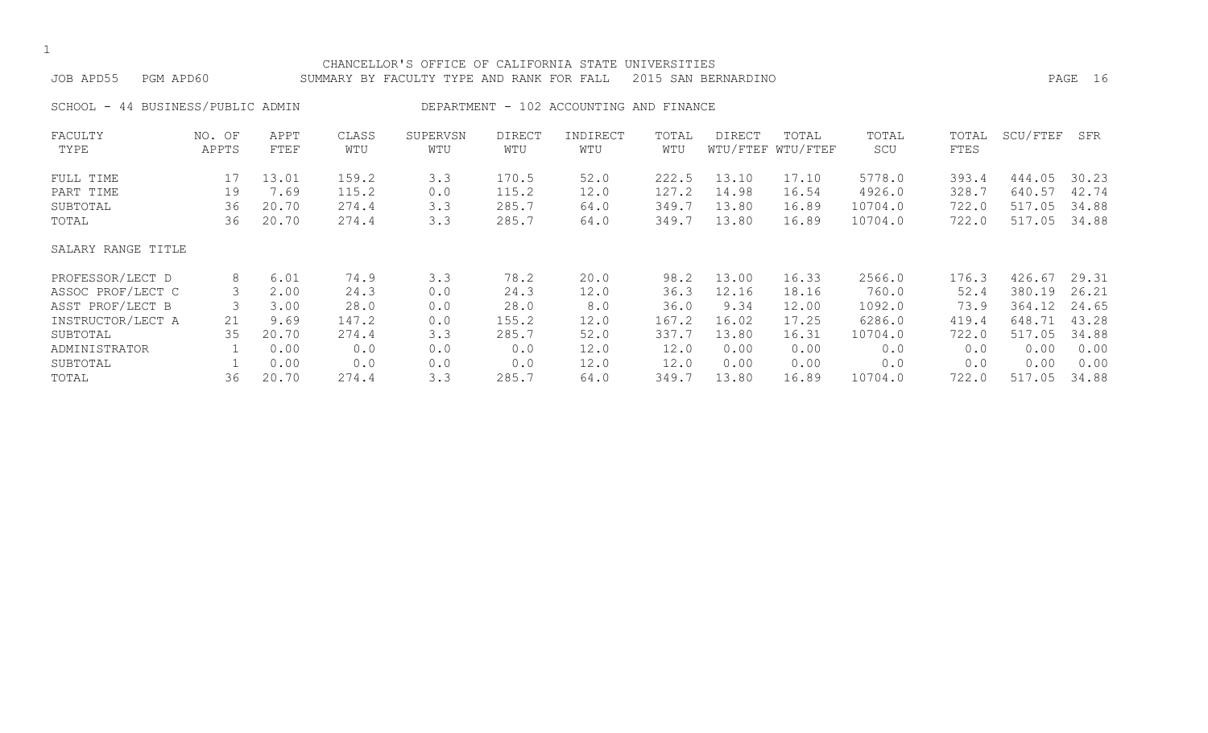CHANCELLOR'S OFFICE OF CALIFORNIA STATE UNIVERSITIES

JOB APD55 PGM APD60 SUMMARY BY FACULTY TYPE AND RANK FOR FALL 2015 SAN BERNARDINO

SCHOOL - 44 BUSINESS/PUBLIC ADMIN DEPARTMENT - 102 ACCOUNTING AND FINANCE

| FACULTY TYPE | NO. OF APPTS | APPT FTEF | CLASS WTU | SUPERVSN WTU | DIRECT WTU | INDIRECT WTU | TOTAL WTU | DIRECT WTU/FTEF | TOTAL WTU/FTEF | TOTAL SCU | TOTAL FTES | SCU/FTEF | SFR |
|---|---|---|---|---|---|---|---|---|---|---|---|---|---|
| FULL TIME | 17 | 13.01 | 159.2 | 3.3 | 170.5 | 52.0 | 222.5 | 13.10 | 17.10 | 5778.0 | 393.4 | 444.05 | 30.23 |
| PART TIME | 19 | 7.69 | 115.2 | 0.0 | 115.2 | 12.0 | 127.2 | 14.98 | 16.54 | 4926.0 | 328.7 | 640.57 | 42.74 |
| SUBTOTAL | 36 | 20.70 | 274.4 | 3.3 | 285.7 | 64.0 | 349.7 | 13.80 | 16.89 | 10704.0 | 722.0 | 517.05 | 34.88 |
| TOTAL | 36 | 20.70 | 274.4 | 3.3 | 285.7 | 64.0 | 349.7 | 13.80 | 16.89 | 10704.0 | 722.0 | 517.05 | 34.88 |
| SALARY RANGE TITLE | | | | | | | | | | | | | |
| PROFESSOR/LECT D | 8 | 6.01 | 74.9 | 3.3 | 78.2 | 20.0 | 98.2 | 13.00 | 16.33 | 2566.0 | 176.3 | 426.67 | 29.31 |
| ASSOC PROF/LECT C | 3 | 2.00 | 24.3 | 0.0 | 24.3 | 12.0 | 36.3 | 12.16 | 18.16 | 760.0 | 52.4 | 380.19 | 26.21 |
| ASST PROF/LECT B | 3 | 3.00 | 28.0 | 0.0 | 28.0 | 8.0 | 36.0 | 9.34 | 12.00 | 1092.0 | 73.9 | 364.12 | 24.65 |
| INSTRUCTOR/LECT A | 21 | 9.69 | 147.2 | 0.0 | 155.2 | 12.0 | 167.2 | 16.02 | 17.25 | 6286.0 | 419.4 | 648.71 | 43.28 |
| SUBTOTAL | 35 | 20.70 | 274.4 | 3.3 | 285.7 | 52.0 | 337.7 | 13.80 | 16.31 | 10704.0 | 722.0 | 517.05 | 34.88 |
| ADMINISTRATOR | 1 | 0.00 | 0.0 | 0.0 | 0.0 | 12.0 | 12.0 | 0.00 | 0.00 | 0.0 | 0.0 | 0.00 | 0.00 |
| SUBTOTAL | 1 | 0.00 | 0.0 | 0.0 | 0.0 | 12.0 | 12.0 | 0.00 | 0.00 | 0.0 | 0.0 | 0.00 | 0.00 |
| TOTAL | 36 | 20.70 | 274.4 | 3.3 | 285.7 | 64.0 | 349.7 | 13.80 | 16.89 | 10704.0 | 722.0 | 517.05 | 34.88 |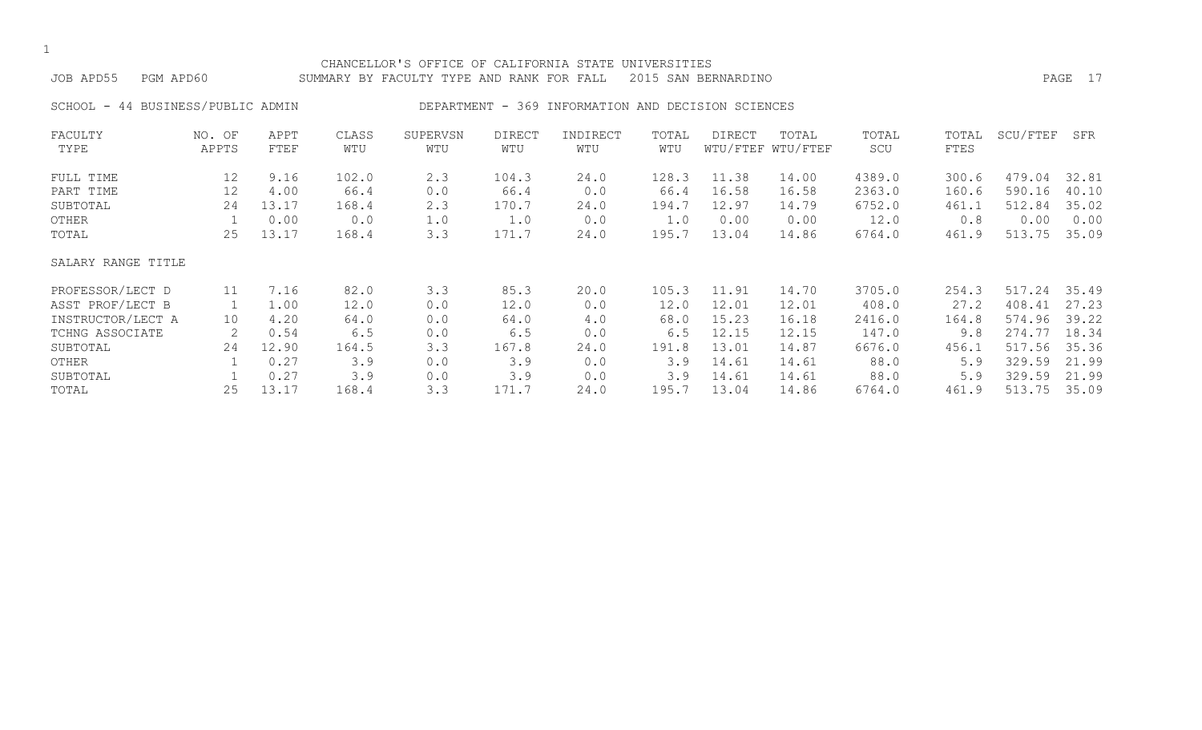CHANCELLOR'S OFFICE OF CALIFORNIA STATE UNIVERSITIES

JOB APD55 PGM APD60 SUMMARY BY FACULTY TYPE AND RANK FOR FALL 2015 SAN BERNARDINO

SCHOOL - 44 BUSINESS/PUBLIC ADMIN DEPARTMENT - 369 INFORMATION AND DECISION SCIENCES

| FACULTY TYPE | NO. OF APPTS | APPT FTEF | CLASS WTU | SUPERVSN WTU | DIRECT WTU | INDIRECT WTU | TOTAL WTU | DIRECT WTU/FTEF | TOTAL WTU/FTEF | TOTAL SCU | TOTAL FTES | SCU/FTEF | SFR |
|---|---|---|---|---|---|---|---|---|---|---|---|---|---|
| FULL TIME | 12 | 9.16 | 102.0 | 2.3 | 104.3 | 24.0 | 128.3 | 11.38 | 14.00 | 4389.0 | 300.6 | 479.04 | 32.81 |
| PART TIME | 12 | 4.00 | 66.4 | 0.0 | 66.4 | 0.0 | 66.4 | 16.58 | 16.58 | 2363.0 | 160.6 | 590.16 | 40.10 |
| SUBTOTAL | 24 | 13.17 | 168.4 | 2.3 | 170.7 | 24.0 | 194.7 | 12.97 | 14.79 | 6752.0 | 461.1 | 512.84 | 35.02 |
| OTHER | 1 | 0.00 | 0.0 | 1.0 | 1.0 | 0.0 | 1.0 | 0.00 | 0.00 | 12.0 | 0.8 | 0.00 | 0.00 |
| TOTAL | 25 | 13.17 | 168.4 | 3.3 | 171.7 | 24.0 | 195.7 | 13.04 | 14.86 | 6764.0 | 461.9 | 513.75 | 35.09 |
| SALARY RANGE TITLE | | | | | | | | | | | | | |
| PROFESSOR/LECT D | 11 | 7.16 | 82.0 | 3.3 | 85.3 | 20.0 | 105.3 | 11.91 | 14.70 | 3705.0 | 254.3 | 517.24 | 35.49 |
| ASST PROF/LECT B | 1 | 1.00 | 12.0 | 0.0 | 12.0 | 0.0 | 12.0 | 12.01 | 12.01 | 408.0 | 27.2 | 408.41 | 27.23 |
| INSTRUCTOR/LECT A | 10 | 4.20 | 64.0 | 0.0 | 64.0 | 4.0 | 68.0 | 15.23 | 16.18 | 2416.0 | 164.8 | 574.96 | 39.22 |
| TCHNG ASSOCIATE | 2 | 0.54 | 6.5 | 0.0 | 6.5 | 0.0 | 6.5 | 12.15 | 12.15 | 147.0 | 9.8 | 274.77 | 18.34 |
| SUBTOTAL | 24 | 12.90 | 164.5 | 3.3 | 167.8 | 24.0 | 191.8 | 13.01 | 14.87 | 6676.0 | 456.1 | 517.56 | 35.36 |
| OTHER | 1 | 0.27 | 3.9 | 0.0 | 3.9 | 0.0 | 3.9 | 14.61 | 14.61 | 88.0 | 5.9 | 329.59 | 21.99 |
| SUBTOTAL | 1 | 0.27 | 3.9 | 0.0 | 3.9 | 0.0 | 3.9 | 14.61 | 14.61 | 88.0 | 5.9 | 329.59 | 21.99 |
| TOTAL | 25 | 13.17 | 168.4 | 3.3 | 171.7 | 24.0 | 195.7 | 13.04 | 14.86 | 6764.0 | 461.9 | 513.75 | 35.09 |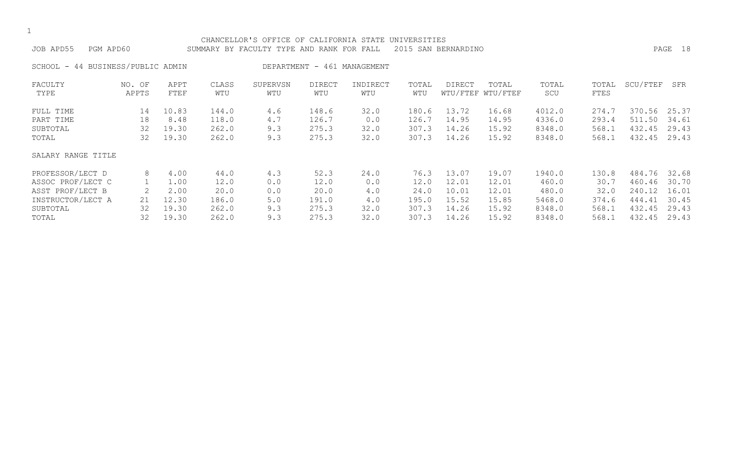CHANCELLOR'S OFFICE OF CALIFORNIA STATE UNIVERSITIES

JOB APD55 PGM APD60 SUMMARY BY FACULTY TYPE AND RANK FOR FALL 2015 SAN BERNARDINO

SCHOOL - 44 BUSINESS/PUBLIC ADMIN DEPARTMENT - 461 MANAGEMENT

| FACULTY TYPE | NO. OF APPTS | APPT FTEF | CLASS WTU | SUPERVSN WTU | DIRECT WTU | INDIRECT WTU | TOTAL WTU | DIRECT WTU/FTEF | TOTAL WTU/FTEF | TOTAL SCU | TOTAL FTES | SCU/FTEF | SFR |
|---|---|---|---|---|---|---|---|---|---|---|---|---|---|
| FULL TIME | 14 | 10.83 | 144.0 | 4.6 | 148.6 | 32.0 | 180.6 | 13.72 | 16.68 | 4012.0 | 274.7 | 370.56 | 25.37 |
| PART TIME | 18 | 8.48 | 118.0 | 4.7 | 126.7 | 0.0 | 126.7 | 14.95 | 14.95 | 4336.0 | 293.4 | 511.50 | 34.61 |
| SUBTOTAL | 32 | 19.30 | 262.0 | 9.3 | 275.3 | 32.0 | 307.3 | 14.26 | 15.92 | 8348.0 | 568.1 | 432.45 | 29.43 |
| TOTAL | 32 | 19.30 | 262.0 | 9.3 | 275.3 | 32.0 | 307.3 | 14.26 | 15.92 | 8348.0 | 568.1 | 432.45 | 29.43 |
| SALARY RANGE TITLE | | | | | | | | | | | | | |
| PROFESSOR/LECT D | 8 | 4.00 | 44.0 | 4.3 | 52.3 | 24.0 | 76.3 | 13.07 | 19.07 | 1940.0 | 130.8 | 484.76 | 32.68 |
| ASSOC PROF/LECT C | 1 | 1.00 | 12.0 | 0.0 | 12.0 | 0.0 | 12.0 | 12.01 | 12.01 | 460.0 | 30.7 | 460.46 | 30.70 |
| ASST PROF/LECT B | 2 | 2.00 | 20.0 | 0.0 | 20.0 | 4.0 | 24.0 | 10.01 | 12.01 | 480.0 | 32.0 | 240.12 | 16.01 |
| INSTRUCTOR/LECT A | 21 | 12.30 | 186.0 | 5.0 | 191.0 | 4.0 | 195.0 | 15.52 | 15.85 | 5468.0 | 374.6 | 444.41 | 30.45 |
| SUBTOTAL | 32 | 19.30 | 262.0 | 9.3 | 275.3 | 32.0 | 307.3 | 14.26 | 15.92 | 8348.0 | 568.1 | 432.45 | 29.43 |
| TOTAL | 32 | 19.30 | 262.0 | 9.3 | 275.3 | 32.0 | 307.3 | 14.26 | 15.92 | 8348.0 | 568.1 | 432.45 | 29.43 |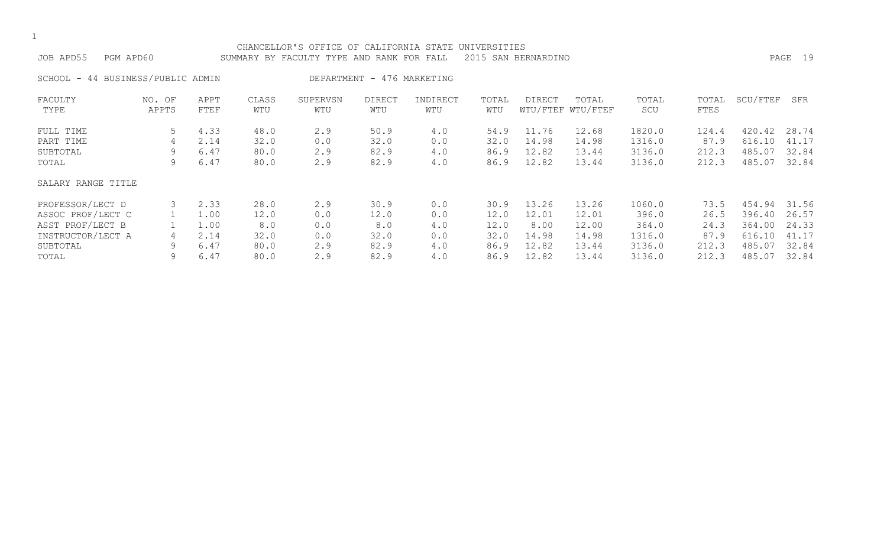CHANCELLOR'S OFFICE OF CALIFORNIA STATE UNIVERSITIES

JOB APD55 PGM APD60 SUMMARY BY FACULTY TYPE AND RANK FOR FALL 2015 SAN BERNARDINO

SCHOOL - 44 BUSINESS/PUBLIC ADMIN DEPARTMENT - 476 MARKETING

| FACULTY TYPE | NO. OF APPTS | APPT FTEF | CLASS WTU | SUPERVSN WTU | DIRECT WTU | INDIRECT WTU | TOTAL WTU | DIRECT WTU/FTEF | TOTAL WTU/FTEF | TOTAL SCU | TOTAL FTES | SCU/FTEF | SFR |
|---|---|---|---|---|---|---|---|---|---|---|---|---|---|
| FULL TIME | 5 | 4.33 | 48.0 | 2.9 | 50.9 | 4.0 | 54.9 | 11.76 | 12.68 | 1820.0 | 124.4 | 420.42 | 28.74 |
| PART TIME | 4 | 2.14 | 32.0 | 0.0 | 32.0 | 0.0 | 32.0 | 14.98 | 14.98 | 1316.0 | 87.9 | 616.10 | 41.17 |
| SUBTOTAL | 9 | 6.47 | 80.0 | 2.9 | 82.9 | 4.0 | 86.9 | 12.82 | 13.44 | 3136.0 | 212.3 | 485.07 | 32.84 |
| TOTAL | 9 | 6.47 | 80.0 | 2.9 | 82.9 | 4.0 | 86.9 | 12.82 | 13.44 | 3136.0 | 212.3 | 485.07 | 32.84 |
| SALARY RANGE TITLE | | | | | | | | | | | | | |
| PROFESSOR/LECT D | 3 | 2.33 | 28.0 | 2.9 | 30.9 | 0.0 | 30.9 | 13.26 | 13.26 | 1060.0 | 73.5 | 454.94 | 31.56 |
| ASSOC PROF/LECT C | 1 | 1.00 | 12.0 | 0.0 | 12.0 | 0.0 | 12.0 | 12.01 | 12.01 | 396.0 | 26.5 | 396.40 | 26.57 |
| ASST PROF/LECT B | 1 | 1.00 | 8.0 | 0.0 | 8.0 | 4.0 | 12.0 | 8.00 | 12.00 | 364.0 | 24.3 | 364.00 | 24.33 |
| INSTRUCTOR/LECT A | 4 | 2.14 | 32.0 | 0.0 | 32.0 | 0.0 | 32.0 | 14.98 | 14.98 | 1316.0 | 87.9 | 616.10 | 41.17 |
| SUBTOTAL | 9 | 6.47 | 80.0 | 2.9 | 82.9 | 4.0 | 86.9 | 12.82 | 13.44 | 3136.0 | 212.3 | 485.07 | 32.84 |
| TOTAL | 9 | 6.47 | 80.0 | 2.9 | 82.9 | 4.0 | 86.9 | 12.82 | 13.44 | 3136.0 | 212.3 | 485.07 | 32.84 |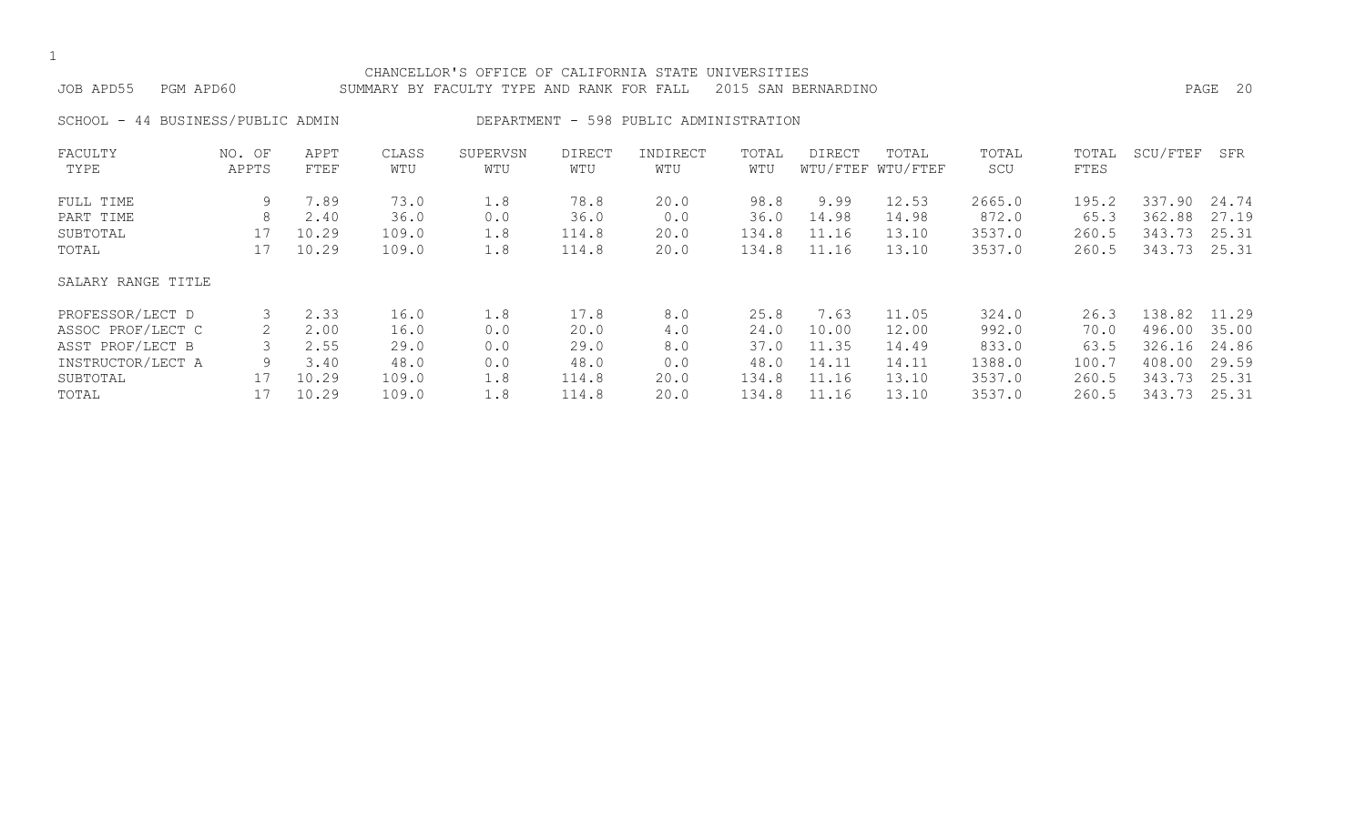CHANCELLOR'S OFFICE OF CALIFORNIA STATE UNIVERSITIES

JOB APD55 PGM APD60 SUMMARY BY FACULTY TYPE AND RANK FOR FALL 2015 SAN BERNARDINO

SCHOOL - 44 BUSINESS/PUBLIC ADMIN DEPARTMENT - 598 PUBLIC ADMINISTRATION

| FACULTY TYPE | NO. OF APPTS | APPT FTEF | CLASS WTU | SUPERVSN WTU | DIRECT WTU | INDIRECT WTU | TOTAL WTU | DIRECT WTU/FTEF | TOTAL WTU/FTEF | TOTAL SCU | TOTAL FTES | SCU/FTEF | SFR |
|---|---|---|---|---|---|---|---|---|---|---|---|---|---|
| FULL TIME | 9 | 7.89 | 73.0 | 1.8 | 78.8 | 20.0 | 98.8 | 9.99 | 12.53 | 2665.0 | 195.2 | 337.90 | 24.74 |
| PART TIME | 8 | 2.40 | 36.0 | 0.0 | 36.0 | 0.0 | 36.0 | 14.98 | 14.98 | 872.0 | 65.3 | 362.88 | 27.19 |
| SUBTOTAL | 17 | 10.29 | 109.0 | 1.8 | 114.8 | 20.0 | 134.8 | 11.16 | 13.10 | 3537.0 | 260.5 | 343.73 | 25.31 |
| TOTAL | 17 | 10.29 | 109.0 | 1.8 | 114.8 | 20.0 | 134.8 | 11.16 | 13.10 | 3537.0 | 260.5 | 343.73 | 25.31 |

| SALARY RANGE TITLE | NO. OF APPTS | APPT FTEF | CLASS WTU | SUPERVSN WTU | DIRECT WTU | INDIRECT WTU | TOTAL WTU | DIRECT WTU/FTEF | TOTAL WTU/FTEF | TOTAL SCU | TOTAL FTES | SCU/FTEF | SFR |
|---|---|---|---|---|---|---|---|---|---|---|---|---|---|
| PROFESSOR/LECT D | 3 | 2.33 | 16.0 | 1.8 | 17.8 | 8.0 | 25.8 | 7.63 | 11.05 | 324.0 | 26.3 | 138.82 | 11.29 |
| ASSOC PROF/LECT C | 2 | 2.00 | 16.0 | 0.0 | 20.0 | 4.0 | 24.0 | 10.00 | 12.00 | 992.0 | 70.0 | 496.00 | 35.00 |
| ASST PROF/LECT B | 3 | 2.55 | 29.0 | 0.0 | 29.0 | 8.0 | 37.0 | 11.35 | 14.49 | 833.0 | 63.5 | 326.16 | 24.86 |
| INSTRUCTOR/LECT A | 9 | 3.40 | 48.0 | 0.0 | 48.0 | 0.0 | 48.0 | 14.11 | 14.11 | 1388.0 | 100.7 | 408.00 | 29.59 |
| SUBTOTAL | 17 | 10.29 | 109.0 | 1.8 | 114.8 | 20.0 | 134.8 | 11.16 | 13.10 | 3537.0 | 260.5 | 343.73 | 25.31 |
| TOTAL | 17 | 10.29 | 109.0 | 1.8 | 114.8 | 20.0 | 134.8 | 11.16 | 13.10 | 3537.0 | 260.5 | 343.73 | 25.31 |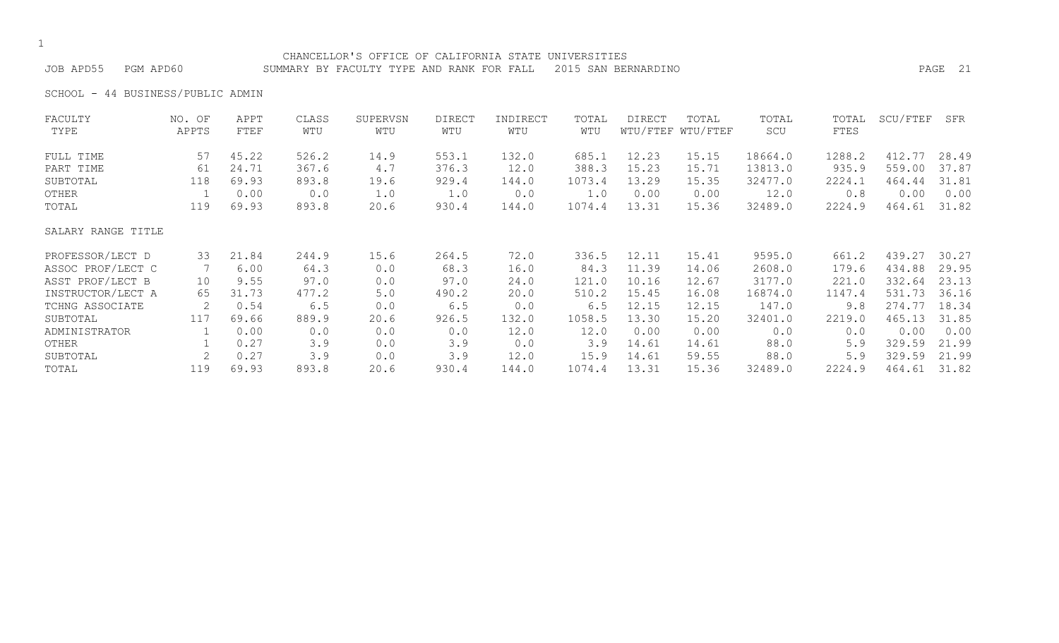CHANCELLOR'S OFFICE OF CALIFORNIA STATE UNIVERSITIES

JOB APD55 PGM APD60 SUMMARY BY FACULTY TYPE AND RANK FOR FALL 2015 SAN BERNARDINO

SCHOOL - 44 BUSINESS/PUBLIC ADMIN

| FACULTY TYPE | NO. OF APPTS | APPT FTEF | CLASS WTU | SUPERVSN WTU | DIRECT WTU | INDIRECT WTU | TOTAL WTU | DIRECT WTU/FTEF | TOTAL WTU/FTEF | TOTAL SCU | TOTAL FTES | SCU/FTEF | SFR |
|---|---|---|---|---|---|---|---|---|---|---|---|---|---|
| FULL TIME | 57 | 45.22 | 526.2 | 14.9 | 553.1 | 132.0 | 685.1 | 12.23 | 15.15 | 18664.0 | 1288.2 | 412.77 | 28.49 |
| PART TIME | 61 | 24.71 | 367.6 | 4.7 | 376.3 | 12.0 | 388.3 | 15.23 | 15.71 | 13813.0 | 935.9 | 559.00 | 37.87 |
| SUBTOTAL | 118 | 69.93 | 893.8 | 19.6 | 929.4 | 144.0 | 1073.4 | 13.29 | 15.35 | 32477.0 | 2224.1 | 464.44 | 31.81 |
| OTHER | 1 | 0.00 | 0.0 | 1.0 | 1.0 | 0.0 | 1.0 | 0.00 | 0.00 | 12.0 | 0.8 | 0.00 | 0.00 |
| TOTAL | 119 | 69.93 | 893.8 | 20.6 | 930.4 | 144.0 | 1074.4 | 13.31 | 15.36 | 32489.0 | 2224.9 | 464.61 | 31.82 |
| SALARY RANGE TITLE | | | | | | | | | | | | | |
| PROFESSOR/LECT D | 33 | 21.84 | 244.9 | 15.6 | 264.5 | 72.0 | 336.5 | 12.11 | 15.41 | 9595.0 | 661.2 | 439.27 | 30.27 |
| ASSOC PROF/LECT C | 7 | 6.00 | 64.3 | 0.0 | 68.3 | 16.0 | 84.3 | 11.39 | 14.06 | 2608.0 | 179.6 | 434.88 | 29.95 |
| ASST PROF/LECT B | 10 | 9.55 | 97.0 | 0.0 | 97.0 | 24.0 | 121.0 | 10.16 | 12.67 | 3177.0 | 221.0 | 332.64 | 23.13 |
| INSTRUCTOR/LECT A | 65 | 31.73 | 477.2 | 5.0 | 490.2 | 20.0 | 510.2 | 15.45 | 16.08 | 16874.0 | 1147.4 | 531.73 | 36.16 |
| TCHNG ASSOCIATE | 2 | 0.54 | 6.5 | 0.0 | 6.5 | 0.0 | 6.5 | 12.15 | 12.15 | 147.0 | 9.8 | 274.77 | 18.34 |
| SUBTOTAL | 117 | 69.66 | 889.9 | 20.6 | 926.5 | 132.0 | 1058.5 | 13.30 | 15.20 | 32401.0 | 2219.0 | 465.13 | 31.85 |
| ADMINISTRATOR | 1 | 0.00 | 0.0 | 0.0 | 0.0 | 12.0 | 12.0 | 0.00 | 0.00 | 0.0 | 0.0 | 0.00 | 0.00 |
| OTHER | 1 | 0.27 | 3.9 | 0.0 | 3.9 | 0.0 | 3.9 | 14.61 | 14.61 | 88.0 | 5.9 | 329.59 | 21.99 |
| SUBTOTAL | 2 | 0.27 | 3.9 | 0.0 | 3.9 | 12.0 | 15.9 | 14.61 | 59.55 | 88.0 | 5.9 | 329.59 | 21.99 |
| TOTAL | 119 | 69.93 | 893.8 | 20.6 | 930.4 | 144.0 | 1074.4 | 13.31 | 15.36 | 32489.0 | 2224.9 | 464.61 | 31.82 |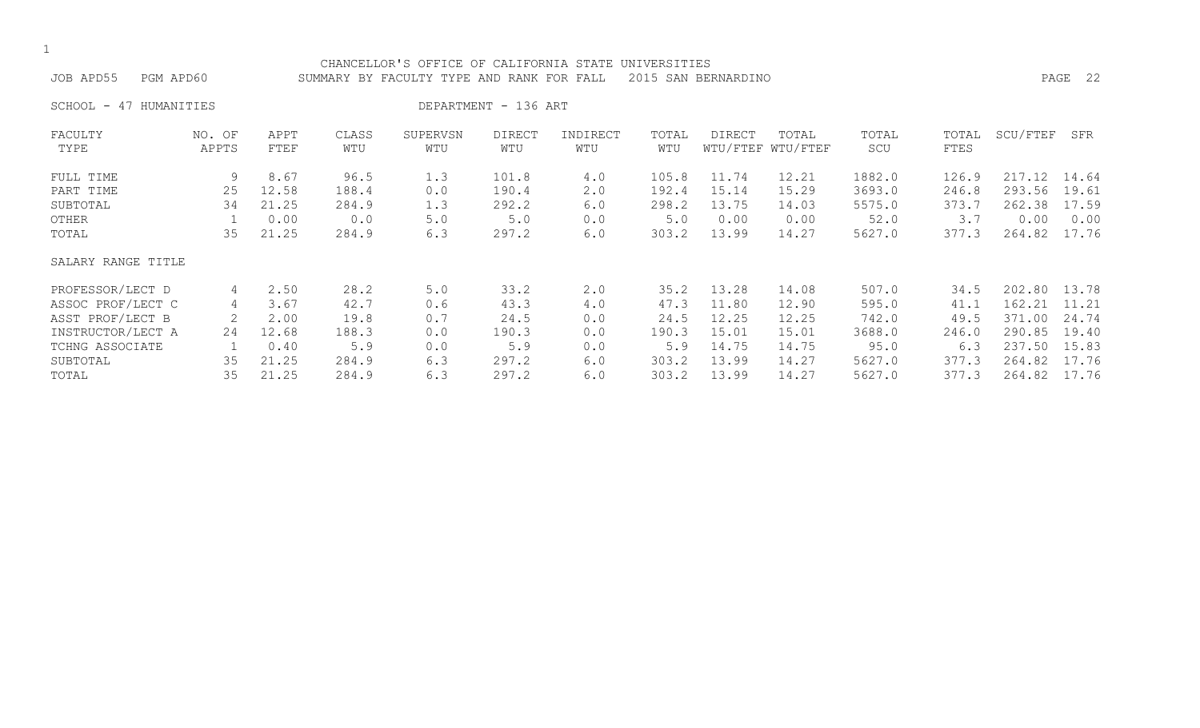CHANCELLOR'S OFFICE OF CALIFORNIA STATE UNIVERSITIES

JOB APD55 PGM APD60 SUMMARY BY FACULTY TYPE AND RANK FOR FALL 2015 SAN BERNARDINO

SCHOOL - 47 HUMANITIES DEPARTMENT - 136 ART

| FACULTY TYPE | NO. OF APPTS | APPT FTEF | CLASS WTU | SUPERVSN WTU | DIRECT WTU | INDIRECT WTU | TOTAL WTU | DIRECT WTU/FTEF | TOTAL WTU/FTEF | TOTAL SCU | TOTAL FTES | SCU/FTEF | SFR |
|---|---|---|---|---|---|---|---|---|---|---|---|---|---|
| FULL TIME | 9 | 8.67 | 96.5 | 1.3 | 101.8 | 4.0 | 105.8 | 11.74 | 12.21 | 1882.0 | 126.9 | 217.12 | 14.64 |
| PART TIME | 25 | 12.58 | 188.4 | 0.0 | 190.4 | 2.0 | 192.4 | 15.14 | 15.29 | 3693.0 | 246.8 | 293.56 | 19.61 |
| SUBTOTAL | 34 | 21.25 | 284.9 | 1.3 | 292.2 | 6.0 | 298.2 | 13.75 | 14.03 | 5575.0 | 373.7 | 262.38 | 17.59 |
| OTHER | 1 | 0.00 | 0.0 | 5.0 | 5.0 | 0.0 | 5.0 | 0.00 | 0.00 | 52.0 | 3.7 | 0.00 | 0.00 |
| TOTAL | 35 | 21.25 | 284.9 | 6.3 | 297.2 | 6.0 | 303.2 | 13.99 | 14.27 | 5627.0 | 377.3 | 264.82 | 17.76 |
| SALARY RANGE TITLE | | | | | | | | | | | | | |
| PROFESSOR/LECT D | 4 | 2.50 | 28.2 | 5.0 | 33.2 | 2.0 | 35.2 | 13.28 | 14.08 | 507.0 | 34.5 | 202.80 | 13.78 |
| ASSOC PROF/LECT C | 4 | 3.67 | 42.7 | 0.6 | 43.3 | 4.0 | 47.3 | 11.80 | 12.90 | 595.0 | 41.1 | 162.21 | 11.21 |
| ASST PROF/LECT B | 2 | 2.00 | 19.8 | 0.7 | 24.5 | 0.0 | 24.5 | 12.25 | 12.25 | 742.0 | 49.5 | 371.00 | 24.74 |
| INSTRUCTOR/LECT A | 24 | 12.68 | 188.3 | 0.0 | 190.3 | 0.0 | 190.3 | 15.01 | 15.01 | 3688.0 | 246.0 | 290.85 | 19.40 |
| TCHNG ASSOCIATE | 1 | 0.40 | 5.9 | 0.0 | 5.9 | 0.0 | 5.9 | 14.75 | 14.75 | 95.0 | 6.3 | 237.50 | 15.83 |
| SUBTOTAL | 35 | 21.25 | 284.9 | 6.3 | 297.2 | 6.0 | 303.2 | 13.99 | 14.27 | 5627.0 | 377.3 | 264.82 | 17.76 |
| TOTAL | 35 | 21.25 | 284.9 | 6.3 | 297.2 | 6.0 | 303.2 | 13.99 | 14.27 | 5627.0 | 377.3 | 264.82 | 17.76 |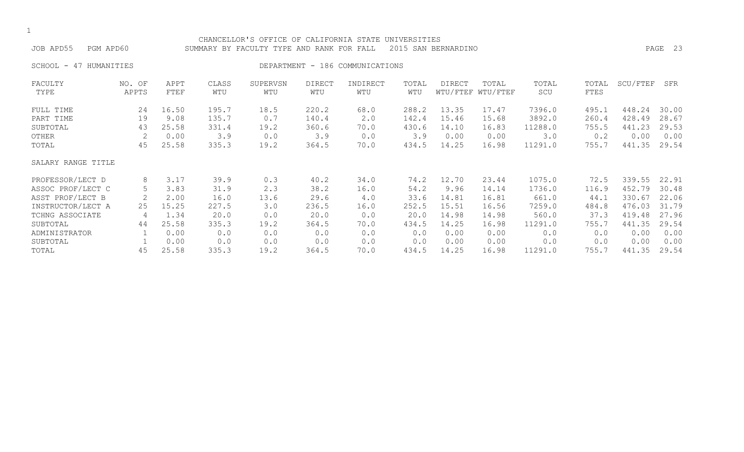CHANCELLOR'S OFFICE OF CALIFORNIA STATE UNIVERSITIES

JOB APD55 PGM APD60 SUMMARY BY FACULTY TYPE AND RANK FOR FALL 2015 SAN BERNARDINO

SCHOOL - 47 HUMANITIES DEPARTMENT - 186 COMMUNICATIONS

| FACULTY TYPE | NO. OF APPTS | APPT FTEF | CLASS WTU | SUPERVSN WTU | DIRECT WTU | INDIRECT WTU | TOTAL WTU | DIRECT WTU/FTEF | TOTAL WTU/FTEF | TOTAL SCU | TOTAL FTES | SCU/FTEF | SFR |
|---|---|---|---|---|---|---|---|---|---|---|---|---|---|
| FULL TIME | 24 | 16.50 | 195.7 | 18.5 | 220.2 | 68.0 | 288.2 | 13.35 | 17.47 | 7396.0 | 495.1 | 448.24 | 30.00 |
| PART TIME | 19 | 9.08 | 135.7 | 0.7 | 140.4 | 2.0 | 142.4 | 15.46 | 15.68 | 3892.0 | 260.4 | 428.49 | 28.67 |
| SUBTOTAL | 43 | 25.58 | 331.4 | 19.2 | 360.6 | 70.0 | 430.6 | 14.10 | 16.83 | 11288.0 | 755.5 | 441.23 | 29.53 |
| OTHER | 2 | 0.00 | 3.9 | 0.0 | 3.9 | 0.0 | 3.9 | 0.00 | 0.00 | 3.0 | 0.2 | 0.00 | 0.00 |
| TOTAL | 45 | 25.58 | 335.3 | 19.2 | 364.5 | 70.0 | 434.5 | 14.25 | 16.98 | 11291.0 | 755.7 | 441.35 | 29.54 |
| SALARY RANGE TITLE | | | | | | | | | | | | | |
| PROFESSOR/LECT D | 8 | 3.17 | 39.9 | 0.3 | 40.2 | 34.0 | 74.2 | 12.70 | 23.44 | 1075.0 | 72.5 | 339.55 | 22.91 |
| ASSOC PROF/LECT C | 5 | 3.83 | 31.9 | 2.3 | 38.2 | 16.0 | 54.2 | 9.96 | 14.14 | 1736.0 | 116.9 | 452.79 | 30.48 |
| ASST PROF/LECT B | 2 | 2.00 | 16.0 | 13.6 | 29.6 | 4.0 | 33.6 | 14.81 | 16.81 | 661.0 | 44.1 | 330.67 | 22.06 |
| INSTRUCTOR/LECT A | 25 | 15.25 | 227.5 | 3.0 | 236.5 | 16.0 | 252.5 | 15.51 | 16.56 | 7259.0 | 484.8 | 476.03 | 31.79 |
| TCHNG ASSOCIATE | 4 | 1.34 | 20.0 | 0.0 | 20.0 | 0.0 | 20.0 | 14.98 | 14.98 | 560.0 | 37.3 | 419.48 | 27.96 |
| SUBTOTAL | 44 | 25.58 | 335.3 | 19.2 | 364.5 | 70.0 | 434.5 | 14.25 | 16.98 | 11291.0 | 755.7 | 441.35 | 29.54 |
| ADMINISTRATOR | 1 | 0.00 | 0.0 | 0.0 | 0.0 | 0.0 | 0.0 | 0.00 | 0.00 | 0.0 | 0.0 | 0.00 | 0.00 |
| SUBTOTAL | 1 | 0.00 | 0.0 | 0.0 | 0.0 | 0.0 | 0.0 | 0.00 | 0.00 | 0.0 | 0.0 | 0.00 | 0.00 |
| TOTAL | 45 | 25.58 | 335.3 | 19.2 | 364.5 | 70.0 | 434.5 | 14.25 | 16.98 | 11291.0 | 755.7 | 441.35 | 29.54 |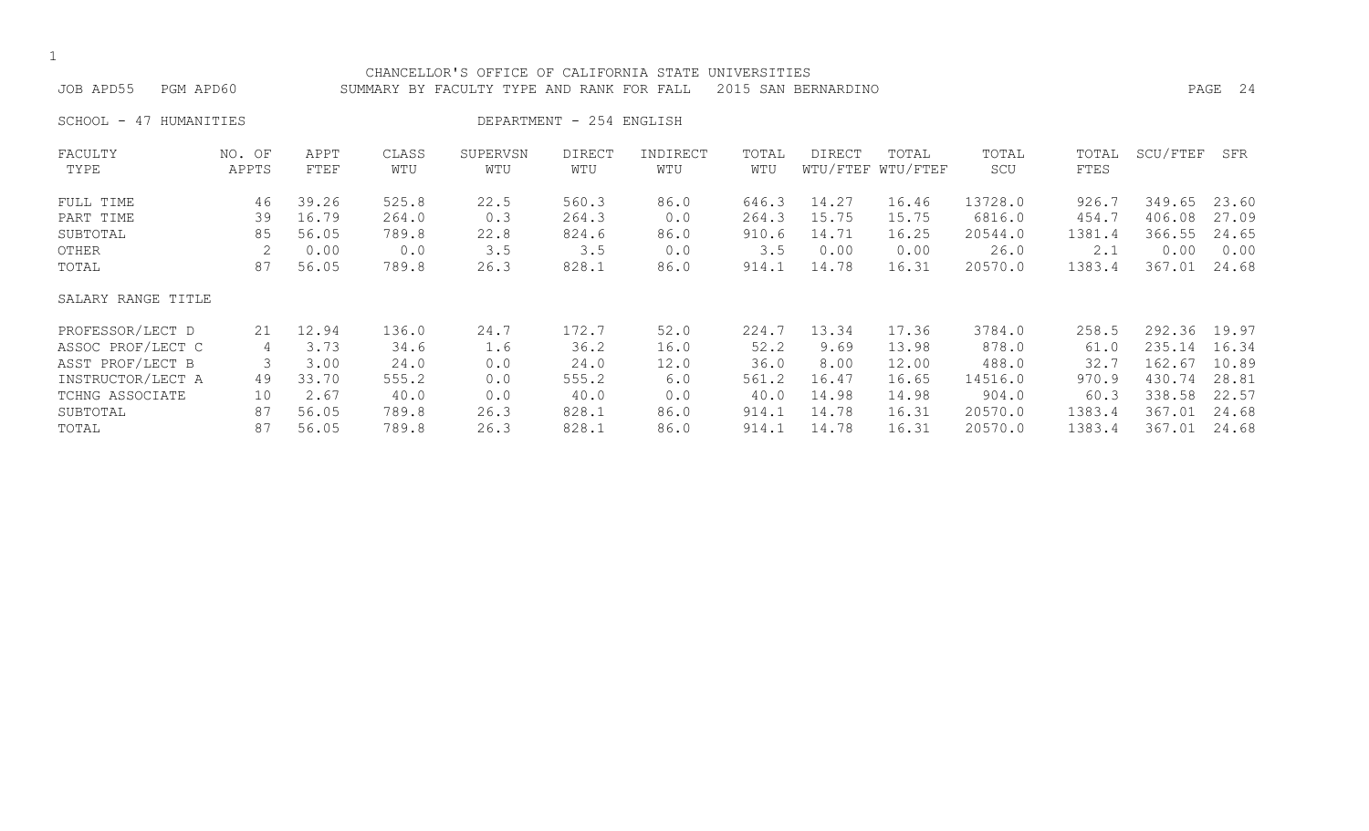CHANCELLOR'S OFFICE OF CALIFORNIA STATE UNIVERSITIES

JOB APD55 PGM APD60 SUMMARY BY FACULTY TYPE AND RANK FOR FALL 2015 SAN BERNARDINO

SCHOOL - 47 HUMANITIES DEPARTMENT - 254 ENGLISH

| FACULTY TYPE | NO. OF APPTS | APPT FTEF | CLASS WTU | SUPERVSN WTU | DIRECT WTU | INDIRECT WTU | TOTAL WTU | DIRECT WTU/FTEF | TOTAL WTU/FTEF | TOTAL SCU | TOTAL FTES | SCU/FTEF | SFR |
|---|---|---|---|---|---|---|---|---|---|---|---|---|---|
| FULL TIME | 46 | 39.26 | 525.8 | 22.5 | 560.3 | 86.0 | 646.3 | 14.27 | 16.46 | 13728.0 | 926.7 | 349.65 | 23.60 |
| PART TIME | 39 | 16.79 | 264.0 | 0.3 | 264.3 | 0.0 | 264.3 | 15.75 | 15.75 | 6816.0 | 454.7 | 406.08 | 27.09 |
| SUBTOTAL | 85 | 56.05 | 789.8 | 22.8 | 824.6 | 86.0 | 910.6 | 14.71 | 16.25 | 20544.0 | 1381.4 | 366.55 | 24.65 |
| OTHER | 2 | 0.00 | 0.0 | 3.5 | 3.5 | 0.0 | 3.5 | 0.00 | 0.00 | 26.0 | 2.1 | 0.00 | 0.00 |
| TOTAL | 87 | 56.05 | 789.8 | 26.3 | 828.1 | 86.0 | 914.1 | 14.78 | 16.31 | 20570.0 | 1383.4 | 367.01 | 24.68 |
| SALARY RANGE TITLE | | | | | | | | | | | | | |
| PROFESSOR/LECT D | 21 | 12.94 | 136.0 | 24.7 | 172.7 | 52.0 | 224.7 | 13.34 | 17.36 | 3784.0 | 258.5 | 292.36 | 19.97 |
| ASSOC PROF/LECT C | 4 | 3.73 | 34.6 | 1.6 | 36.2 | 16.0 | 52.2 | 9.69 | 13.98 | 878.0 | 61.0 | 235.14 | 16.34 |
| ASST PROF/LECT B | 3 | 3.00 | 24.0 | 0.0 | 24.0 | 12.0 | 36.0 | 8.00 | 12.00 | 488.0 | 32.7 | 162.67 | 10.89 |
| INSTRUCTOR/LECT A | 49 | 33.70 | 555.2 | 0.0 | 555.2 | 6.0 | 561.2 | 16.47 | 16.65 | 14516.0 | 970.9 | 430.74 | 28.81 |
| TCHNG ASSOCIATE | 10 | 2.67 | 40.0 | 0.0 | 40.0 | 0.0 | 40.0 | 14.98 | 14.98 | 904.0 | 60.3 | 338.58 | 22.57 |
| SUBTOTAL | 87 | 56.05 | 789.8 | 26.3 | 828.1 | 86.0 | 914.1 | 14.78 | 16.31 | 20570.0 | 1383.4 | 367.01 | 24.68 |
| TOTAL | 87 | 56.05 | 789.8 | 26.3 | 828.1 | 86.0 | 914.1 | 14.78 | 16.31 | 20570.0 | 1383.4 | 367.01 | 24.68 |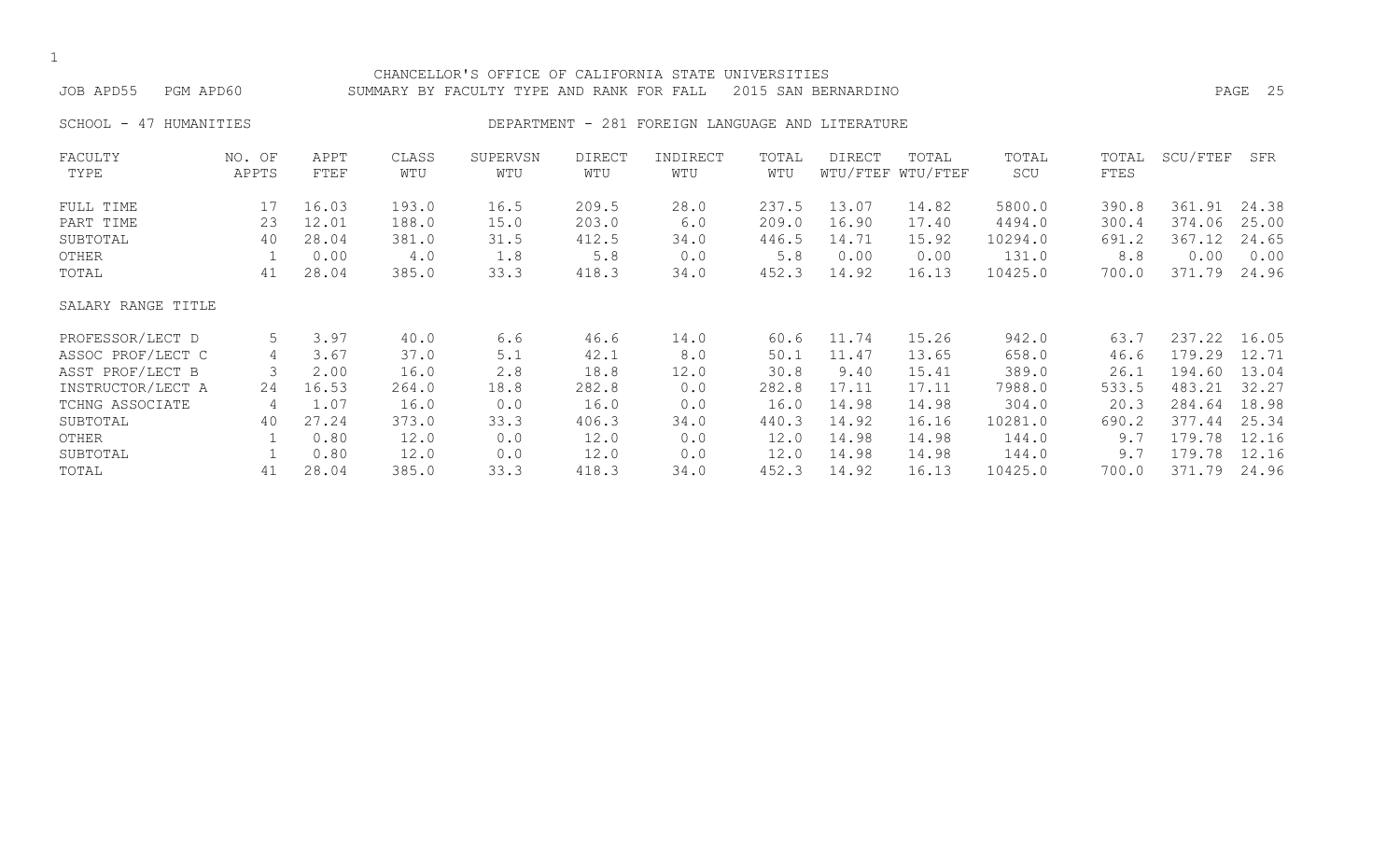CHANCELLOR'S OFFICE OF CALIFORNIA STATE UNIVERSITIES

JOB APD55 PGM APD60 SUMMARY BY FACULTY TYPE AND RANK FOR FALL 2015 SAN BERNARDINO

SCHOOL - 47 HUMANITIES DEPARTMENT - 281 FOREIGN LANGUAGE AND LITERATURE

| FACULTY TYPE | NO. OF APPTS | APPT FTEF | CLASS WTU | SUPERVSN WTU | DIRECT WTU | INDIRECT WTU | TOTAL WTU | DIRECT WTU/FTEF | TOTAL WTU/FTEF | TOTAL SCU | TOTAL FTES | SCU/FTEF | SFR |
|---|---|---|---|---|---|---|---|---|---|---|---|---|---|
| FULL TIME | 17 | 16.03 | 193.0 | 16.5 | 209.5 | 28.0 | 237.5 | 13.07 | 14.82 | 5800.0 | 390.8 | 361.91 | 24.38 |
| PART TIME | 23 | 12.01 | 188.0 | 15.0 | 203.0 | 6.0 | 209.0 | 16.90 | 17.40 | 4494.0 | 300.4 | 374.06 | 25.00 |
| SUBTOTAL | 40 | 28.04 | 381.0 | 31.5 | 412.5 | 34.0 | 446.5 | 14.71 | 15.92 | 10294.0 | 691.2 | 367.12 | 24.65 |
| OTHER | 1 | 0.00 | 4.0 | 1.8 | 5.8 | 0.0 | 5.8 | 0.00 | 0.00 | 131.0 | 8.8 | 0.00 | 0.00 |
| TOTAL | 41 | 28.04 | 385.0 | 33.3 | 418.3 | 34.0 | 452.3 | 14.92 | 16.13 | 10425.0 | 700.0 | 371.79 | 24.96 |
| SALARY RANGE TITLE | | | | | | | | | | | | | |
| PROFESSOR/LECT D | 5 | 3.97 | 40.0 | 6.6 | 46.6 | 14.0 | 60.6 | 11.74 | 15.26 | 942.0 | 63.7 | 237.22 | 16.05 |
| ASSOC PROF/LECT C | 4 | 3.67 | 37.0 | 5.1 | 42.1 | 8.0 | 50.1 | 11.47 | 13.65 | 658.0 | 46.6 | 179.29 | 12.71 |
| ASST PROF/LECT B | 3 | 2.00 | 16.0 | 2.8 | 18.8 | 12.0 | 30.8 | 9.40 | 15.41 | 389.0 | 26.1 | 194.60 | 13.04 |
| INSTRUCTOR/LECT A | 24 | 16.53 | 264.0 | 18.8 | 282.8 | 0.0 | 282.8 | 17.11 | 17.11 | 7988.0 | 533.5 | 483.21 | 32.27 |
| TCHNG ASSOCIATE | 4 | 1.07 | 16.0 | 0.0 | 16.0 | 0.0 | 16.0 | 14.98 | 14.98 | 304.0 | 20.3 | 284.64 | 18.98 |
| SUBTOTAL | 40 | 27.24 | 373.0 | 33.3 | 406.3 | 34.0 | 440.3 | 14.92 | 16.16 | 10281.0 | 690.2 | 377.44 | 25.34 |
| OTHER | 1 | 0.80 | 12.0 | 0.0 | 12.0 | 0.0 | 12.0 | 14.98 | 14.98 | 144.0 | 9.7 | 179.78 | 12.16 |
| SUBTOTAL | 1 | 0.80 | 12.0 | 0.0 | 12.0 | 0.0 | 12.0 | 14.98 | 14.98 | 144.0 | 9.7 | 179.78 | 12.16 |
| TOTAL | 41 | 28.04 | 385.0 | 33.3 | 418.3 | 34.0 | 452.3 | 14.92 | 16.13 | 10425.0 | 700.0 | 371.79 | 24.96 |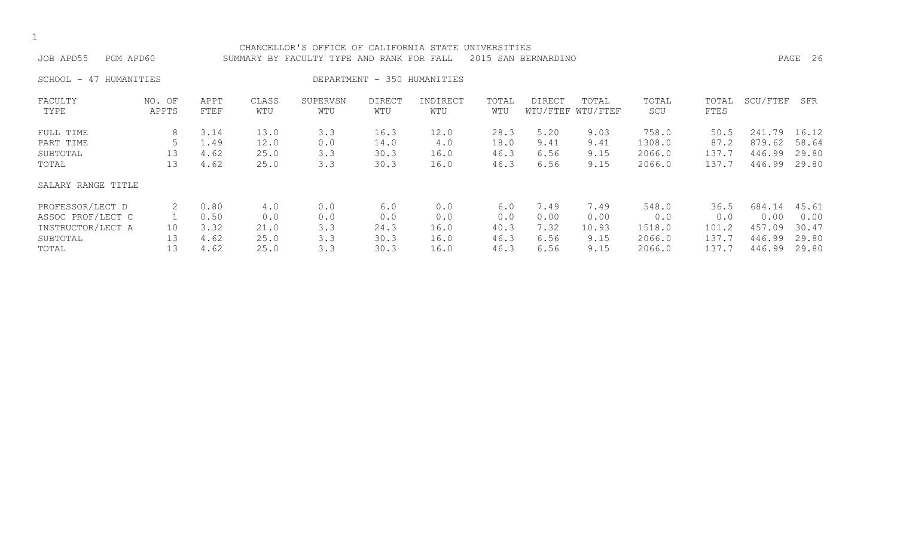CHANCELLOR'S OFFICE OF CALIFORNIA STATE UNIVERSITIES

JOB APD55 PGM APD60 SUMMARY BY FACULTY TYPE AND RANK FOR FALL 2015 SAN BERNARDINO

SCHOOL - 47 HUMANITIES DEPARTMENT - 350 HUMANITIES

| FACULTY TYPE | NO. OF APPTS | APPT FTEF | CLASS WTU | SUPERVSN WTU | DIRECT WTU | INDIRECT WTU | TOTAL WTU | DIRECT WTU/FTEF | TOTAL WTU/FTEF | TOTAL SCU | TOTAL FTES | SCU/FTEF | SFR |
|---|---|---|---|---|---|---|---|---|---|---|---|---|---|
| FULL TIME | 8 | 3.14 | 13.0 | 3.3 | 16.3 | 12.0 | 28.3 | 5.20 | 9.03 | 758.0 | 50.5 | 241.79 | 16.12 |
| PART TIME | 5 | 1.49 | 12.0 | 0.0 | 14.0 | 4.0 | 18.0 | 9.41 | 9.41 | 1308.0 | 87.2 | 879.62 | 58.64 |
| SUBTOTAL | 13 | 4.62 | 25.0 | 3.3 | 30.3 | 16.0 | 46.3 | 6.56 | 9.15 | 2066.0 | 137.7 | 446.99 | 29.80 |
| TOTAL | 13 | 4.62 | 25.0 | 3.3 | 30.3 | 16.0 | 46.3 | 6.56 | 9.15 | 2066.0 | 137.7 | 446.99 | 29.80 |
| SALARY RANGE TITLE | | | | | | | | | | | | | |
| PROFESSOR/LECT D | 2 | 0.80 | 4.0 | 0.0 | 6.0 | 0.0 | 6.0 | 7.49 | 7.49 | 548.0 | 36.5 | 684.14 | 45.61 |
| ASSOC PROF/LECT C | 1 | 0.50 | 0.0 | 0.0 | 0.0 | 0.0 | 0.0 | 0.00 | 0.00 | 0.0 | 0.0 | 0.00 | 0.00 |
| INSTRUCTOR/LECT A | 10 | 3.32 | 21.0 | 3.3 | 24.3 | 16.0 | 40.3 | 7.32 | 10.93 | 1518.0 | 101.2 | 457.09 | 30.47 |
| SUBTOTAL | 13 | 4.62 | 25.0 | 3.3 | 30.3 | 16.0 | 46.3 | 6.56 | 9.15 | 2066.0 | 137.7 | 446.99 | 29.80 |
| TOTAL | 13 | 4.62 | 25.0 | 3.3 | 30.3 | 16.0 | 46.3 | 6.56 | 9.15 | 2066.0 | 137.7 | 446.99 | 29.80 |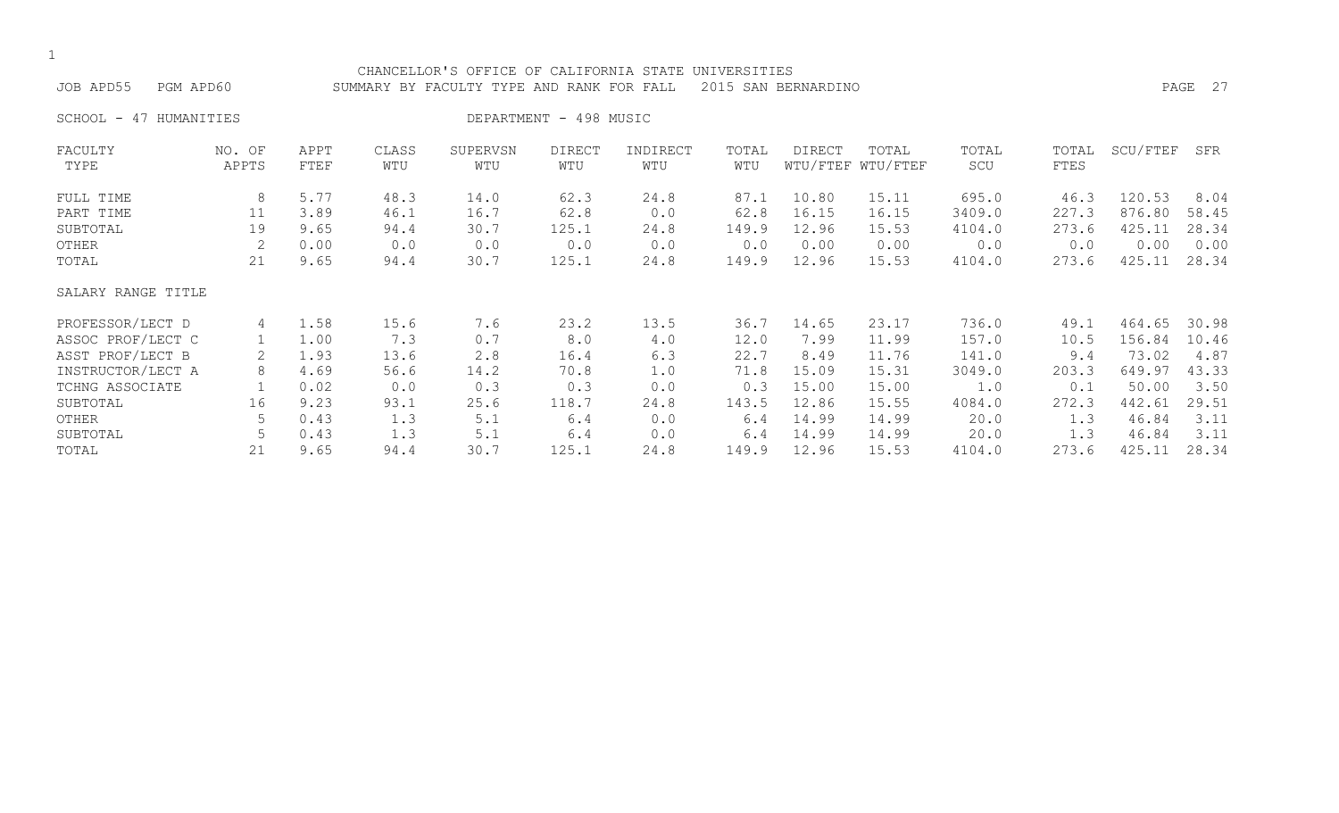CHANCELLOR'S OFFICE OF CALIFORNIA STATE UNIVERSITIES

JOB APD55 PGM APD60 SUMMARY BY FACULTY TYPE AND RANK FOR FALL 2015 SAN BERNARDINO

SCHOOL - 47 HUMANITIES DEPARTMENT - 498 MUSIC

| FACULTY TYPE | NO. OF APPTS | APPT FTEF | CLASS WTU | SUPERVSN WTU | DIRECT WTU | INDIRECT WTU | TOTAL WTU | DIRECT WTU/FTEF | TOTAL WTU/FTEF | TOTAL SCU | TOTAL FTES | SCU/FTEF | SFR |
|---|---|---|---|---|---|---|---|---|---|---|---|---|---|
| FULL TIME | 8 | 5.77 | 48.3 | 14.0 | 62.3 | 24.8 | 87.1 | 10.80 | 15.11 | 695.0 | 46.3 | 120.53 | 8.04 |
| PART TIME | 11 | 3.89 | 46.1 | 16.7 | 62.8 | 0.0 | 62.8 | 16.15 | 16.15 | 3409.0 | 227.3 | 876.80 | 58.45 |
| SUBTOTAL | 19 | 9.65 | 94.4 | 30.7 | 125.1 | 24.8 | 149.9 | 12.96 | 15.53 | 4104.0 | 273.6 | 425.11 | 28.34 |
| OTHER | 2 | 0.00 | 0.0 | 0.0 | 0.0 | 0.0 | 0.0 | 0.00 | 0.00 | 0.0 | 0.0 | 0.00 | 0.00 |
| TOTAL | 21 | 9.65 | 94.4 | 30.7 | 125.1 | 24.8 | 149.9 | 12.96 | 15.53 | 4104.0 | 273.6 | 425.11 | 28.34 |
| SALARY RANGE TITLE | | | | | | | | | | | | | |
| PROFESSOR/LECT D | 4 | 1.58 | 15.6 | 7.6 | 23.2 | 13.5 | 36.7 | 14.65 | 23.17 | 736.0 | 49.1 | 464.65 | 30.98 |
| ASSOC PROF/LECT C | 1 | 1.00 | 7.3 | 0.7 | 8.0 | 4.0 | 12.0 | 7.99 | 11.99 | 157.0 | 10.5 | 156.84 | 10.46 |
| ASST PROF/LECT B | 2 | 1.93 | 13.6 | 2.8 | 16.4 | 6.3 | 22.7 | 8.49 | 11.76 | 141.0 | 9.4 | 73.02 | 4.87 |
| INSTRUCTOR/LECT A | 8 | 4.69 | 56.6 | 14.2 | 70.8 | 1.0 | 71.8 | 15.09 | 15.31 | 3049.0 | 203.3 | 649.97 | 43.33 |
| TCHNG ASSOCIATE | 1 | 0.02 | 0.0 | 0.3 | 0.3 | 0.0 | 0.3 | 15.00 | 15.00 | 1.0 | 0.1 | 50.00 | 3.50 |
| SUBTOTAL | 16 | 9.23 | 93.1 | 25.6 | 118.7 | 24.8 | 143.5 | 12.86 | 15.55 | 4084.0 | 272.3 | 442.61 | 29.51 |
| OTHER | 5 | 0.43 | 1.3 | 5.1 | 6.4 | 0.0 | 6.4 | 14.99 | 14.99 | 20.0 | 1.3 | 46.84 | 3.11 |
| SUBTOTAL | 5 | 0.43 | 1.3 | 5.1 | 6.4 | 0.0 | 6.4 | 14.99 | 14.99 | 20.0 | 1.3 | 46.84 | 3.11 |
| TOTAL | 21 | 9.65 | 94.4 | 30.7 | 125.1 | 24.8 | 149.9 | 12.96 | 15.53 | 4104.0 | 273.6 | 425.11 | 28.34 |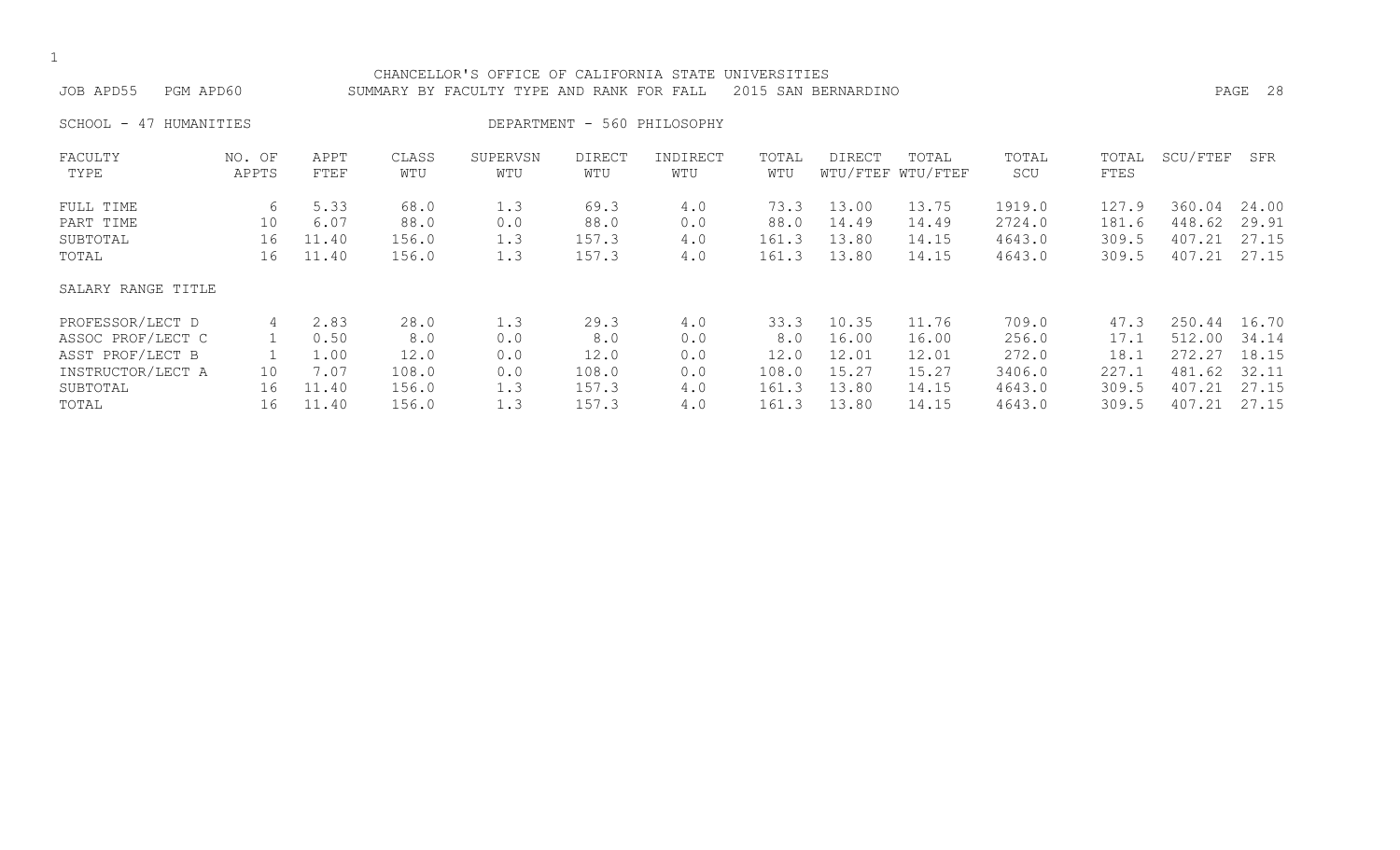CHANCELLOR'S OFFICE OF CALIFORNIA STATE UNIVERSITIES

JOB APD55 PGM APD60 SUMMARY BY FACULTY TYPE AND RANK FOR FALL 2015 SAN BERNARDINO

SCHOOL - 47 HUMANITIES DEPARTMENT - 560 PHILOSOPHY

| FACULTY TYPE | NO. OF APPTS | APPT FTEF | CLASS WTU | SUPERVSN WTU | DIRECT WTU | INDIRECT WTU | TOTAL WTU | DIRECT WTU/FTEF | TOTAL WTU/FTEF | TOTAL SCU | TOTAL FTES | SCU/FTEF | SFR |
|---|---|---|---|---|---|---|---|---|---|---|---|---|---|
| FULL TIME | 6 | 5.33 | 68.0 | 1.3 | 69.3 | 4.0 | 73.3 | 13.00 | 13.75 | 1919.0 | 127.9 | 360.04 | 24.00 |
| PART TIME | 10 | 6.07 | 88.0 | 0.0 | 88.0 | 0.0 | 88.0 | 14.49 | 14.49 | 2724.0 | 181.6 | 448.62 | 29.91 |
| SUBTOTAL | 16 | 11.40 | 156.0 | 1.3 | 157.3 | 4.0 | 161.3 | 13.80 | 14.15 | 4643.0 | 309.5 | 407.21 | 27.15 |
| TOTAL | 16 | 11.40 | 156.0 | 1.3 | 157.3 | 4.0 | 161.3 | 13.80 | 14.15 | 4643.0 | 309.5 | 407.21 | 27.15 |

| SALARY RANGE TITLE | NO. OF APPTS | APPT FTEF | CLASS WTU | SUPERVSN WTU | DIRECT WTU | INDIRECT WTU | TOTAL WTU | DIRECT WTU/FTEF | TOTAL WTU/FTEF | TOTAL SCU | TOTAL FTES | SCU/FTEF | SFR |
|---|---|---|---|---|---|---|---|---|---|---|---|---|---|
| PROFESSOR/LECT D | 4 | 2.83 | 28.0 | 1.3 | 29.3 | 4.0 | 33.3 | 10.35 | 11.76 | 709.0 | 47.3 | 250.44 | 16.70 |
| ASSOC PROF/LECT C | 1 | 0.50 | 8.0 | 0.0 | 8.0 | 0.0 | 8.0 | 16.00 | 16.00 | 256.0 | 17.1 | 512.00 | 34.14 |
| ASST PROF/LECT B | 1 | 1.00 | 12.0 | 0.0 | 12.0 | 0.0 | 12.0 | 12.01 | 12.01 | 272.0 | 18.1 | 272.27 | 18.15 |
| INSTRUCTOR/LECT A | 10 | 7.07 | 108.0 | 0.0 | 108.0 | 0.0 | 108.0 | 15.27 | 15.27 | 3406.0 | 227.1 | 481.62 | 32.11 |
| SUBTOTAL | 16 | 11.40 | 156.0 | 1.3 | 157.3 | 4.0 | 161.3 | 13.80 | 14.15 | 4643.0 | 309.5 | 407.21 | 27.15 |
| TOTAL | 16 | 11.40 | 156.0 | 1.3 | 157.3 | 4.0 | 161.3 | 13.80 | 14.15 | 4643.0 | 309.5 | 407.21 | 27.15 |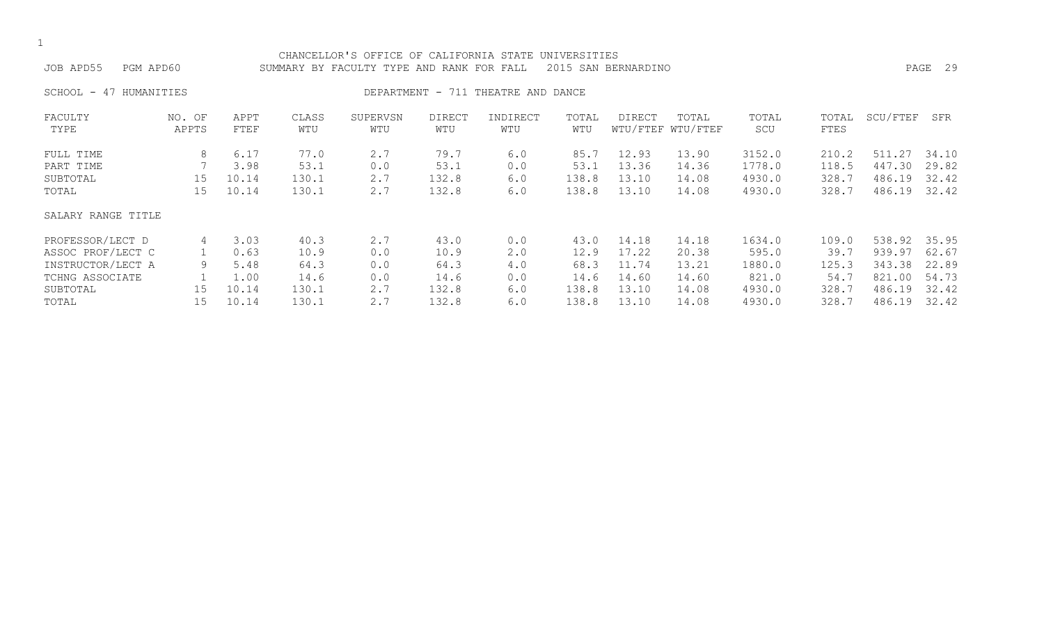CHANCELLOR'S OFFICE OF CALIFORNIA STATE UNIVERSITIES

JOB APD55 PGM APD60 SUMMARY BY FACULTY TYPE AND RANK FOR FALL 2015 SAN BERNARDINO

SCHOOL - 47 HUMANITIES DEPARTMENT - 711 THEATRE AND DANCE

| FACULTY TYPE | NO. OF APPTS | APPT FTEF | CLASS WTU | SUPERVSN WTU | DIRECT WTU | INDIRECT WTU | TOTAL WTU | DIRECT WTU/FTEF | TOTAL WTU/FTEF | TOTAL SCU | TOTAL FTES | SCU/FTEF | SFR |
|---|---|---|---|---|---|---|---|---|---|---|---|---|---|
| FULL TIME | 8 | 6.17 | 77.0 | 2.7 | 79.7 | 6.0 | 85.7 | 12.93 | 13.90 | 3152.0 | 210.2 | 511.27 | 34.10 |
| PART TIME | 7 | 3.98 | 53.1 | 0.0 | 53.1 | 0.0 | 53.1 | 13.36 | 14.36 | 1778.0 | 118.5 | 447.30 | 29.82 |
| SUBTOTAL | 15 | 10.14 | 130.1 | 2.7 | 132.8 | 6.0 | 138.8 | 13.10 | 14.08 | 4930.0 | 328.7 | 486.19 | 32.42 |
| TOTAL | 15 | 10.14 | 130.1 | 2.7 | 132.8 | 6.0 | 138.8 | 13.10 | 14.08 | 4930.0 | 328.7 | 486.19 | 32.42 |
| SALARY RANGE TITLE | | | | | | | | | | | | | |
| PROFESSOR/LECT D | 4 | 3.03 | 40.3 | 2.7 | 43.0 | 0.0 | 43.0 | 14.18 | 14.18 | 1634.0 | 109.0 | 538.92 | 35.95 |
| ASSOC PROF/LECT C | 1 | 0.63 | 10.9 | 0.0 | 10.9 | 2.0 | 12.9 | 17.22 | 20.38 | 595.0 | 39.7 | 939.97 | 62.67 |
| INSTRUCTOR/LECT A | 9 | 5.48 | 64.3 | 0.0 | 64.3 | 4.0 | 68.3 | 11.74 | 13.21 | 1880.0 | 125.3 | 343.38 | 22.89 |
| TCHNG ASSOCIATE | 1 | 1.00 | 14.6 | 0.0 | 14.6 | 0.0 | 14.6 | 14.60 | 14.60 | 821.0 | 54.7 | 821.00 | 54.73 |
| SUBTOTAL | 15 | 10.14 | 130.1 | 2.7 | 132.8 | 6.0 | 138.8 | 13.10 | 14.08 | 4930.0 | 328.7 | 486.19 | 32.42 |
| TOTAL | 15 | 10.14 | 130.1 | 2.7 | 132.8 | 6.0 | 138.8 | 13.10 | 14.08 | 4930.0 | 328.7 | 486.19 | 32.42 |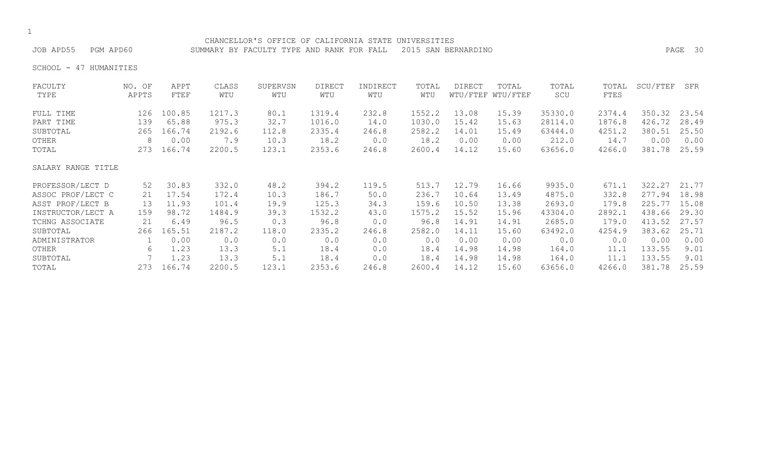CHANCELLOR'S OFFICE OF CALIFORNIA STATE UNIVERSITIES

JOB APD55 PGM APD60 SUMMARY BY FACULTY TYPE AND RANK FOR FALL 2015 SAN BERNARDINO

SCHOOL - 47 HUMANITIES

| FACULTY TYPE | NO. OF APPTS | APPT FTEF | CLASS WTU | SUPERVSN WTU | DIRECT WTU | INDIRECT WTU | TOTAL WTU | DIRECT WTU/FTEF | TOTAL WTU/FTEF | TOTAL SCU | TOTAL FTES | SCU/FTEF | SFR |
|---|---|---|---|---|---|---|---|---|---|---|---|---|---|
| FULL TIME | 126 | 100.85 | 1217.3 | 80.1 | 1319.4 | 232.8 | 1552.2 | 13.08 | 15.39 | 35330.0 | 2374.4 | 350.32 | 23.54 |
| PART TIME | 139 | 65.88 | 975.3 | 32.7 | 1016.0 | 14.0 | 1030.0 | 15.42 | 15.63 | 28114.0 | 1876.8 | 426.72 | 28.49 |
| SUBTOTAL | 265 | 166.74 | 2192.6 | 112.8 | 2335.4 | 246.8 | 2582.2 | 14.01 | 15.49 | 63444.0 | 4251.2 | 380.51 | 25.50 |
| OTHER | 8 | 0.00 | 7.9 | 10.3 | 18.2 | 0.0 | 18.2 | 0.00 | 0.00 | 212.0 | 14.7 | 0.00 | 0.00 |
| TOTAL | 273 | 166.74 | 2200.5 | 123.1 | 2353.6 | 246.8 | 2600.4 | 14.12 | 15.60 | 63656.0 | 4266.0 | 381.78 | 25.59 |

| SALARY RANGE TITLE | NO. OF APPTS | APPT FTEF | CLASS WTU | SUPERVSN WTU | DIRECT WTU | INDIRECT WTU | TOTAL WTU | DIRECT WTU/FTEF | TOTAL WTU/FTEF | TOTAL SCU | TOTAL FTES | SCU/FTEF | SFR |
|---|---|---|---|---|---|---|---|---|---|---|---|---|---|
| PROFESSOR/LECT D | 52 | 30.83 | 332.0 | 48.2 | 394.2 | 119.5 | 513.7 | 12.79 | 16.66 | 9935.0 | 671.1 | 322.27 | 21.77 |
| ASSOC PROF/LECT C | 21 | 17.54 | 172.4 | 10.3 | 186.7 | 50.0 | 236.7 | 10.64 | 13.49 | 4875.0 | 332.8 | 277.94 | 18.98 |
| ASST PROF/LECT B | 13 | 11.93 | 101.4 | 19.9 | 125.3 | 34.3 | 159.6 | 10.50 | 13.38 | 2693.0 | 179.8 | 225.77 | 15.08 |
| INSTRUCTOR/LECT A | 159 | 98.72 | 1484.9 | 39.3 | 1532.2 | 43.0 | 1575.2 | 15.52 | 15.96 | 43304.0 | 2892.1 | 438.66 | 29.30 |
| TCHNG ASSOCIATE | 21 | 6.49 | 96.5 | 0.3 | 96.8 | 0.0 | 96.8 | 14.91 | 14.91 | 2685.0 | 179.0 | 413.52 | 27.57 |
| SUBTOTAL | 266 | 165.51 | 2187.2 | 118.0 | 2335.2 | 246.8 | 2582.0 | 14.11 | 15.60 | 63492.0 | 4254.9 | 383.62 | 25.71 |
| ADMINISTRATOR | 1 | 0.00 | 0.0 | 0.0 | 0.0 | 0.0 | 0.0 | 0.00 | 0.00 | 0.0 | 0.0 | 0.00 | 0.00 |
| OTHER | 6 | 1.23 | 13.3 | 5.1 | 18.4 | 0.0 | 18.4 | 14.98 | 14.98 | 164.0 | 11.1 | 133.55 | 9.01 |
| SUBTOTAL | 7 | 1.23 | 13.3 | 5.1 | 18.4 | 0.0 | 18.4 | 14.98 | 14.98 | 164.0 | 11.1 | 133.55 | 9.01 |
| TOTAL | 273 | 166.74 | 2200.5 | 123.1 | 2353.6 | 246.8 | 2600.4 | 14.12 | 15.60 | 63656.0 | 4266.0 | 381.78 | 25.59 |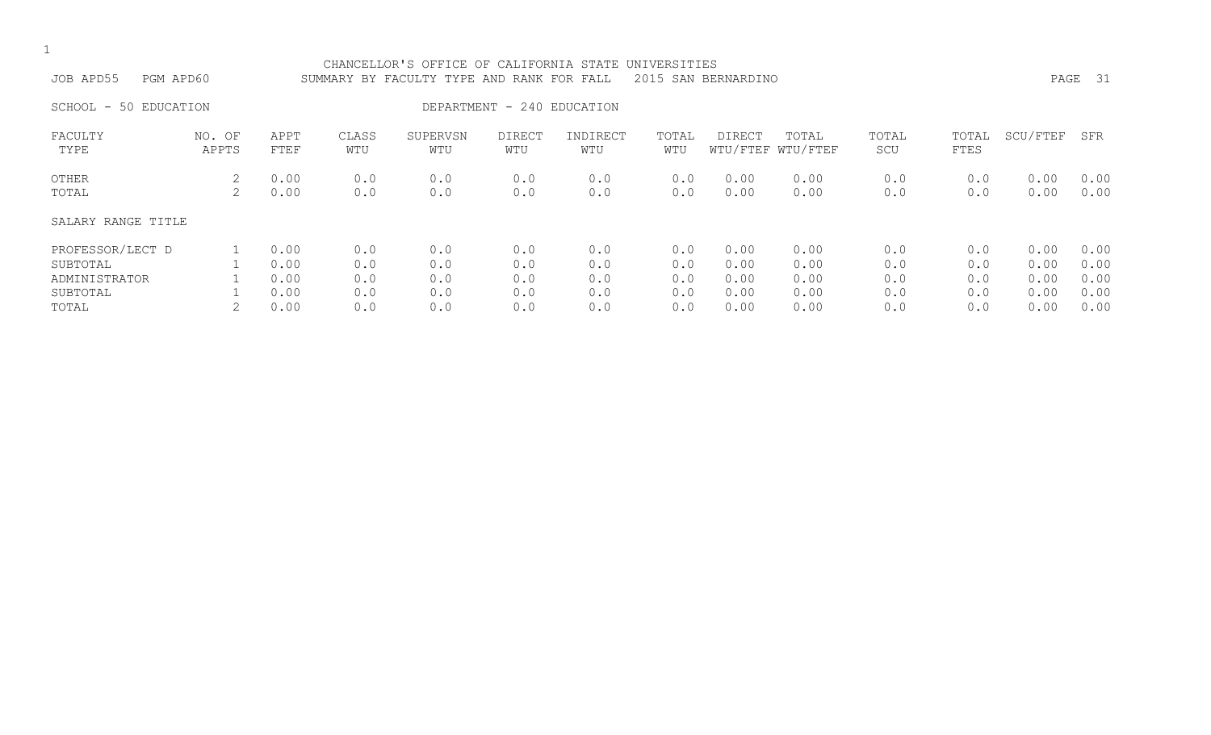CHANCELLOR'S OFFICE OF CALIFORNIA STATE UNIVERSITIES

JOB APD55 PGM APD60 SUMMARY BY FACULTY TYPE AND RANK FOR FALL 2015 SAN BERNARDINO

SCHOOL - 50 EDUCATION DEPARTMENT - 240 EDUCATION

| FACULTY TYPE | NO. OF APPTS | APPT FTEF | CLASS WTU | SUPERVSN WTU | DIRECT WTU | INDIRECT WTU | TOTAL WTU | DIRECT WTU/FTEF | TOTAL WTU/FTEF | TOTAL SCU | TOTAL FTES | SCU/FTEF | SFR |
|---|---|---|---|---|---|---|---|---|---|---|---|---|---|
| OTHER | 2 | 0.00 | 0.0 | 0.0 | 0.0 | 0.0 | 0.0 | 0.00 | 0.00 | 0.0 | 0.0 | 0.00 | 0.00 |
| TOTAL | 2 | 0.00 | 0.0 | 0.0 | 0.0 | 0.0 | 0.0 | 0.00 | 0.00 | 0.0 | 0.0 | 0.00 | 0.00 |

SALARY RANGE TITLE

| SALARY RANGE TITLE | NO. OF APPTS | APPT FTEF | CLASS WTU | SUPERVSN WTU | DIRECT WTU | INDIRECT WTU | TOTAL WTU | DIRECT WTU/FTEF | TOTAL WTU/FTEF | TOTAL SCU | TOTAL FTES | SCU/FTEF | SFR |
|---|---|---|---|---|---|---|---|---|---|---|---|---|---|
| PROFESSOR/LECT D | 1 | 0.00 | 0.0 | 0.0 | 0.0 | 0.0 | 0.0 | 0.00 | 0.00 | 0.0 | 0.0 | 0.00 | 0.00 |
| SUBTOTAL | 1 | 0.00 | 0.0 | 0.0 | 0.0 | 0.0 | 0.0 | 0.00 | 0.00 | 0.0 | 0.0 | 0.00 | 0.00 |
| ADMINISTRATOR | 1 | 0.00 | 0.0 | 0.0 | 0.0 | 0.0 | 0.0 | 0.00 | 0.00 | 0.0 | 0.0 | 0.00 | 0.00 |
| SUBTOTAL | 1 | 0.00 | 0.0 | 0.0 | 0.0 | 0.0 | 0.0 | 0.00 | 0.00 | 0.0 | 0.0 | 0.00 | 0.00 |
| TOTAL | 2 | 0.00 | 0.0 | 0.0 | 0.0 | 0.0 | 0.0 | 0.00 | 0.00 | 0.0 | 0.0 | 0.00 | 0.00 |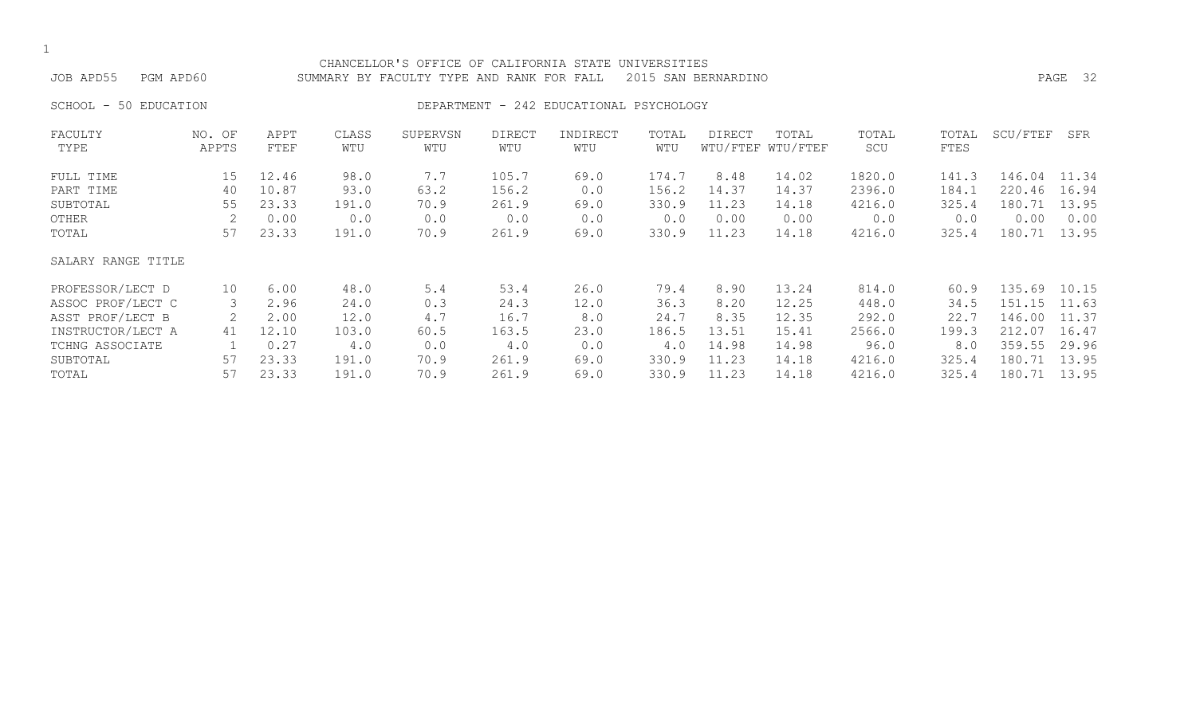CHANCELLOR'S OFFICE OF CALIFORNIA STATE UNIVERSITIES

JOB APD55 PGM APD60 SUMMARY BY FACULTY TYPE AND RANK FOR FALL 2015 SAN BERNARDINO

SCHOOL - 50 EDUCATION DEPARTMENT - 242 EDUCATIONAL PSYCHOLOGY

| FACULTY TYPE | NO. OF APPTS | APPT FTEF | CLASS WTU | SUPERVSN WTU | DIRECT WTU | INDIRECT WTU | TOTAL WTU | DIRECT WTU/FTEF | TOTAL WTU/FTEF | TOTAL SCU | TOTAL FTES | SCU/FTEF | SFR |
|---|---|---|---|---|---|---|---|---|---|---|---|---|---|
| FULL TIME | 15 | 12.46 | 98.0 | 7.7 | 105.7 | 69.0 | 174.7 | 8.48 | 14.02 | 1820.0 | 141.3 | 146.04 | 11.34 |
| PART TIME | 40 | 10.87 | 93.0 | 63.2 | 156.2 | 0.0 | 156.2 | 14.37 | 14.37 | 2396.0 | 184.1 | 220.46 | 16.94 |
| SUBTOTAL | 55 | 23.33 | 191.0 | 70.9 | 261.9 | 69.0 | 330.9 | 11.23 | 14.18 | 4216.0 | 325.4 | 180.71 | 13.95 |
| OTHER | 2 | 0.00 | 0.0 | 0.0 | 0.0 | 0.0 | 0.0 | 0.00 | 0.00 | 0.0 | 0.0 | 0.00 | 0.00 |
| TOTAL | 57 | 23.33 | 191.0 | 70.9 | 261.9 | 69.0 | 330.9 | 11.23 | 14.18 | 4216.0 | 325.4 | 180.71 | 13.95 |
| SALARY RANGE TITLE | | | | | | | | | | | | | |
| PROFESSOR/LECT D | 10 | 6.00 | 48.0 | 5.4 | 53.4 | 26.0 | 79.4 | 8.90 | 13.24 | 814.0 | 60.9 | 135.69 | 10.15 |
| ASSOC PROF/LECT C | 3 | 2.96 | 24.0 | 0.3 | 24.3 | 12.0 | 36.3 | 8.20 | 12.25 | 448.0 | 34.5 | 151.15 | 11.63 |
| ASST PROF/LECT B | 2 | 2.00 | 12.0 | 4.7 | 16.7 | 8.0 | 24.7 | 8.35 | 12.35 | 292.0 | 22.7 | 146.00 | 11.37 |
| INSTRUCTOR/LECT A | 41 | 12.10 | 103.0 | 60.5 | 163.5 | 23.0 | 186.5 | 13.51 | 15.41 | 2566.0 | 199.3 | 212.07 | 16.47 |
| TCHNG ASSOCIATE | 1 | 0.27 | 4.0 | 0.0 | 4.0 | 0.0 | 4.0 | 14.98 | 14.98 | 96.0 | 8.0 | 359.55 | 29.96 |
| SUBTOTAL | 57 | 23.33 | 191.0 | 70.9 | 261.9 | 69.0 | 330.9 | 11.23 | 14.18 | 4216.0 | 325.4 | 180.71 | 13.95 |
| TOTAL | 57 | 23.33 | 191.0 | 70.9 | 261.9 | 69.0 | 330.9 | 11.23 | 14.18 | 4216.0 | 325.4 | 180.71 | 13.95 |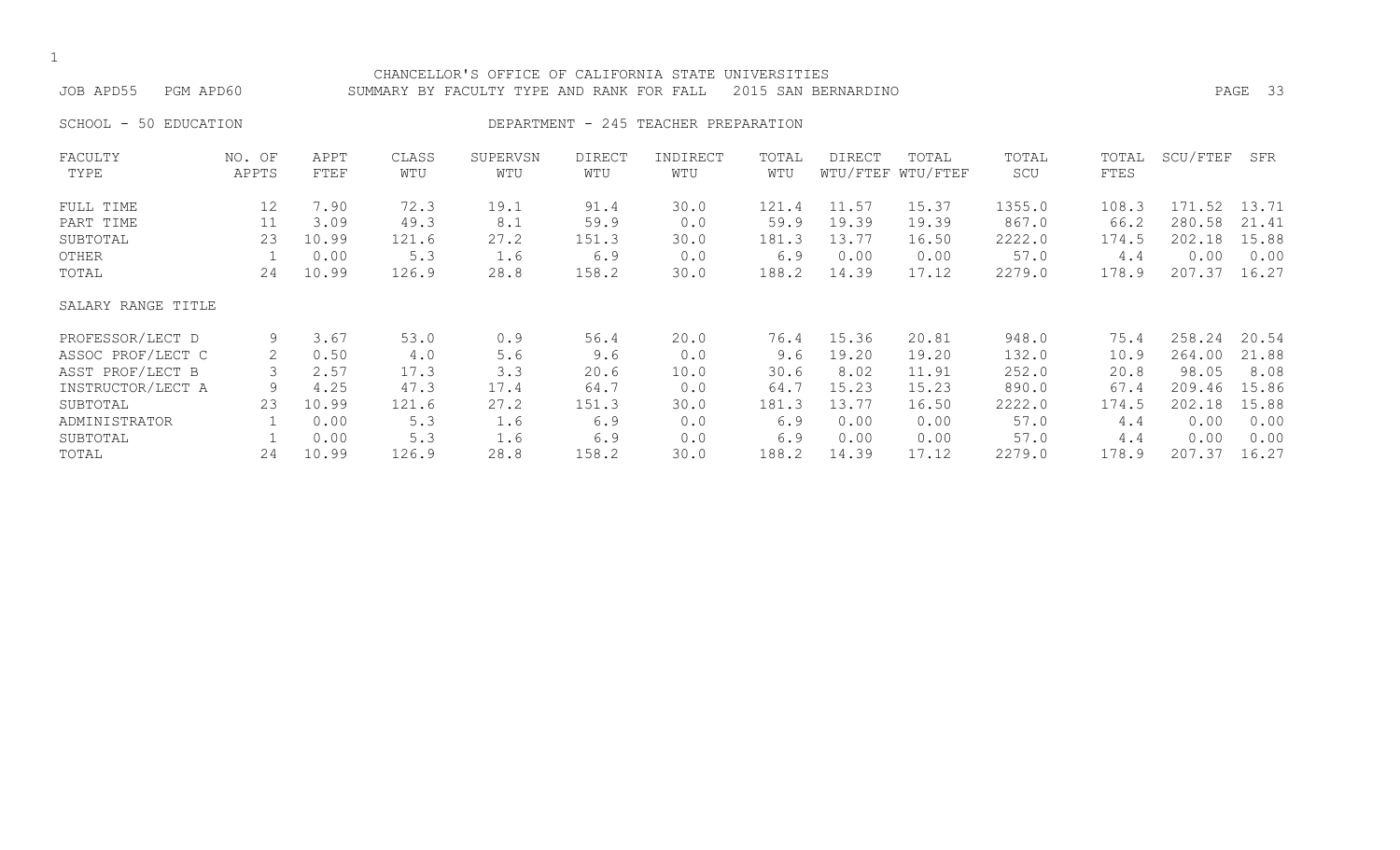CHANCELLOR'S OFFICE OF CALIFORNIA STATE UNIVERSITIES

JOB APD55 PGM APD60 SUMMARY BY FACULTY TYPE AND RANK FOR FALL 2015 SAN BERNARDINO

SCHOOL - 50 EDUCATION DEPARTMENT - 245 TEACHER PREPARATION

| FACULTY TYPE | NO. OF APPTS | APPT FTEF | CLASS WTU | SUPERVSN WTU | DIRECT WTU | INDIRECT WTU | TOTAL WTU | DIRECT WTU/FTEF | TOTAL WTU/FTEF | TOTAL SCU | TOTAL FTES | SCU/FTEF | SFR |
|---|---|---|---|---|---|---|---|---|---|---|---|---|---|
| FULL TIME | 12 | 7.90 | 72.3 | 19.1 | 91.4 | 30.0 | 121.4 | 11.57 | 15.37 | 1355.0 | 108.3 | 171.52 | 13.71 |
| PART TIME | 11 | 3.09 | 49.3 | 8.1 | 59.9 | 0.0 | 59.9 | 19.39 | 19.39 | 867.0 | 66.2 | 280.58 | 21.41 |
| SUBTOTAL | 23 | 10.99 | 121.6 | 27.2 | 151.3 | 30.0 | 181.3 | 13.77 | 16.50 | 2222.0 | 174.5 | 202.18 | 15.88 |
| OTHER | 1 | 0.00 | 5.3 | 1.6 | 6.9 | 0.0 | 6.9 | 0.00 | 0.00 | 57.0 | 4.4 | 0.00 | 0.00 |
| TOTAL | 24 | 10.99 | 126.9 | 28.8 | 158.2 | 30.0 | 188.2 | 14.39 | 17.12 | 2279.0 | 178.9 | 207.37 | 16.27 |
| **SALARY RANGE TITLE** | | | | | | | | | | | | | |
| PROFESSOR/LECT D | 9 | 3.67 | 53.0 | 0.9 | 56.4 | 20.0 | 76.4 | 15.36 | 20.81 | 948.0 | 75.4 | 258.24 | 20.54 |
| ASSOC PROF/LECT C | 2 | 0.50 | 4.0 | 5.6 | 9.6 | 0.0 | 9.6 | 19.20 | 19.20 | 132.0 | 10.9 | 264.00 | 21.88 |
| ASST PROF/LECT B | 3 | 2.57 | 17.3 | 3.3 | 20.6 | 10.0 | 30.6 | 8.02 | 11.91 | 252.0 | 20.8 | 98.05 | 8.08 |
| INSTRUCTOR/LECT A | 9 | 4.25 | 47.3 | 17.4 | 64.7 | 0.0 | 64.7 | 15.23 | 15.23 | 890.0 | 67.4 | 209.46 | 15.86 |
| SUBTOTAL | 23 | 10.99 | 121.6 | 27.2 | 151.3 | 30.0 | 181.3 | 13.77 | 16.50 | 2222.0 | 174.5 | 202.18 | 15.88 |
| ADMINISTRATOR | 1 | 0.00 | 5.3 | 1.6 | 6.9 | 0.0 | 6.9 | 0.00 | 0.00 | 57.0 | 4.4 | 0.00 | 0.00 |
| SUBTOTAL | 1 | 0.00 | 5.3 | 1.6 | 6.9 | 0.0 | 6.9 | 0.00 | 0.00 | 57.0 | 4.4 | 0.00 | 0.00 |
| TOTAL | 24 | 10.99 | 126.9 | 28.8 | 158.2 | 30.0 | 188.2 | 14.39 | 17.12 | 2279.0 | 178.9 | 207.37 | 16.27 |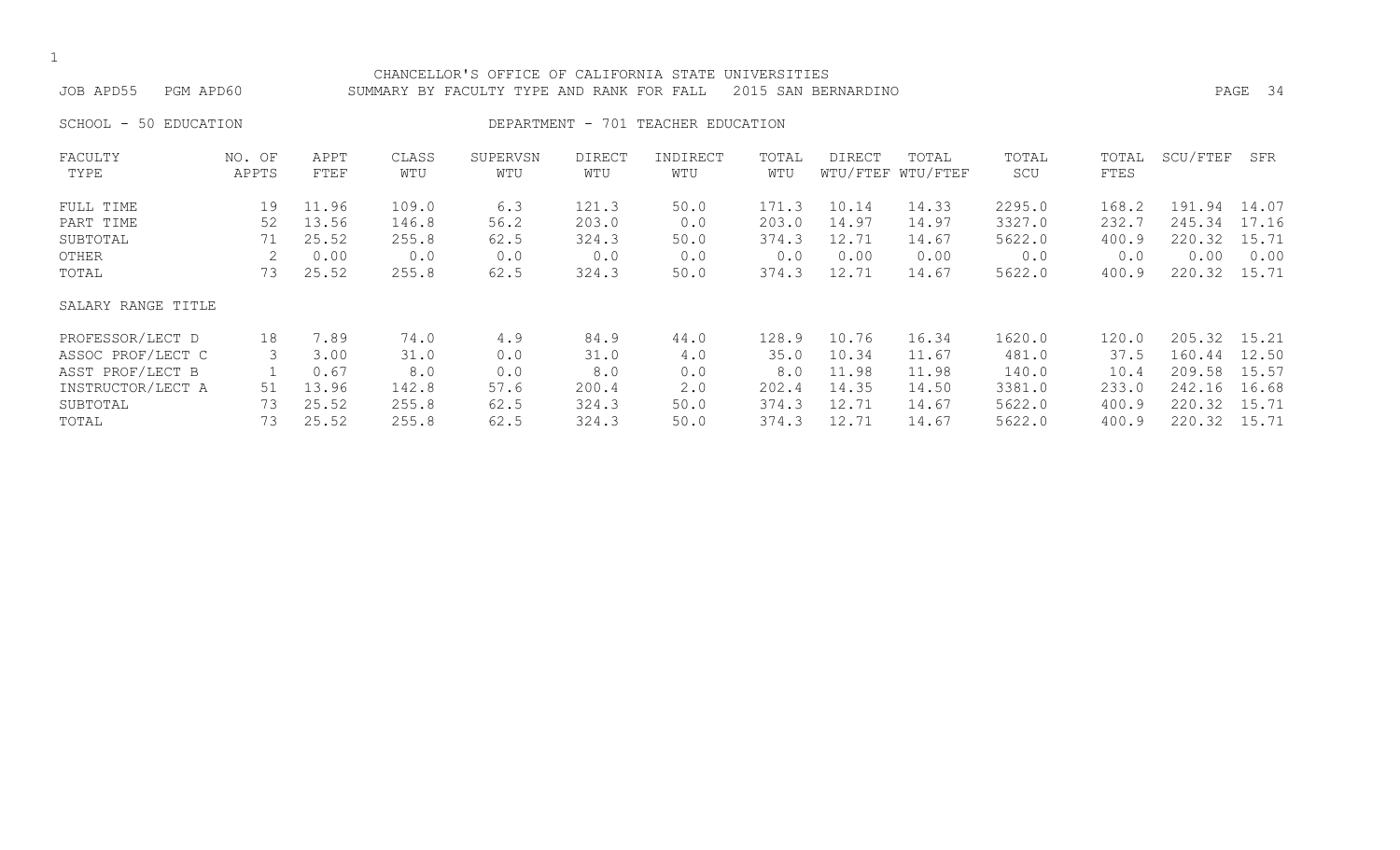CHANCELLOR'S OFFICE OF CALIFORNIA STATE UNIVERSITIES

JOB APD55 PGM APD60 SUMMARY BY FACULTY TYPE AND RANK FOR FALL 2015 SAN BERNARDINO

SCHOOL - 50 EDUCATION DEPARTMENT - 701 TEACHER EDUCATION

| FACULTY TYPE | NO. OF APPTS | APPT FTEF | CLASS WTU | SUPERVSN WTU | DIRECT WTU | INDIRECT WTU | TOTAL WTU | DIRECT WTU/FTEF | TOTAL WTU/FTEF | TOTAL SCU | TOTAL FTES | SCU/FTEF | SFR |
|---|---|---|---|---|---|---|---|---|---|---|---|---|---|
| FULL TIME | 19 | 11.96 | 109.0 | 6.3 | 121.3 | 50.0 | 171.3 | 10.14 | 14.33 | 2295.0 | 168.2 | 191.94 | 14.07 |
| PART TIME | 52 | 13.56 | 146.8 | 56.2 | 203.0 | 0.0 | 203.0 | 14.97 | 14.97 | 3327.0 | 232.7 | 245.34 | 17.16 |
| SUBTOTAL | 71 | 25.52 | 255.8 | 62.5 | 324.3 | 50.0 | 374.3 | 12.71 | 14.67 | 5622.0 | 400.9 | 220.32 | 15.71 |
| OTHER | 2 | 0.00 | 0.0 | 0.0 | 0.0 | 0.0 | 0.0 | 0.00 | 0.00 | 0.0 | 0.0 | 0.00 | 0.00 |
| TOTAL | 73 | 25.52 | 255.8 | 62.5 | 324.3 | 50.0 | 374.3 | 12.71 | 14.67 | 5622.0 | 400.9 | 220.32 | 15.71 |
| SALARY RANGE TITLE | | | | | | | | | | | | | |
| PROFESSOR/LECT D | 18 | 7.89 | 74.0 | 4.9 | 84.9 | 44.0 | 128.9 | 10.76 | 16.34 | 1620.0 | 120.0 | 205.32 | 15.21 |
| ASSOC PROF/LECT C | 3 | 3.00 | 31.0 | 0.0 | 31.0 | 4.0 | 35.0 | 10.34 | 11.67 | 481.0 | 37.5 | 160.44 | 12.50 |
| ASST PROF/LECT B | 1 | 0.67 | 8.0 | 0.0 | 8.0 | 0.0 | 8.0 | 11.98 | 11.98 | 140.0 | 10.4 | 209.58 | 15.57 |
| INSTRUCTOR/LECT A | 51 | 13.96 | 142.8 | 57.6 | 200.4 | 2.0 | 202.4 | 14.35 | 14.50 | 3381.0 | 233.0 | 242.16 | 16.68 |
| SUBTOTAL | 73 | 25.52 | 255.8 | 62.5 | 324.3 | 50.0 | 374.3 | 12.71 | 14.67 | 5622.0 | 400.9 | 220.32 | 15.71 |
| TOTAL | 73 | 25.52 | 255.8 | 62.5 | 324.3 | 50.0 | 374.3 | 12.71 | 14.67 | 5622.0 | 400.9 | 220.32 | 15.71 |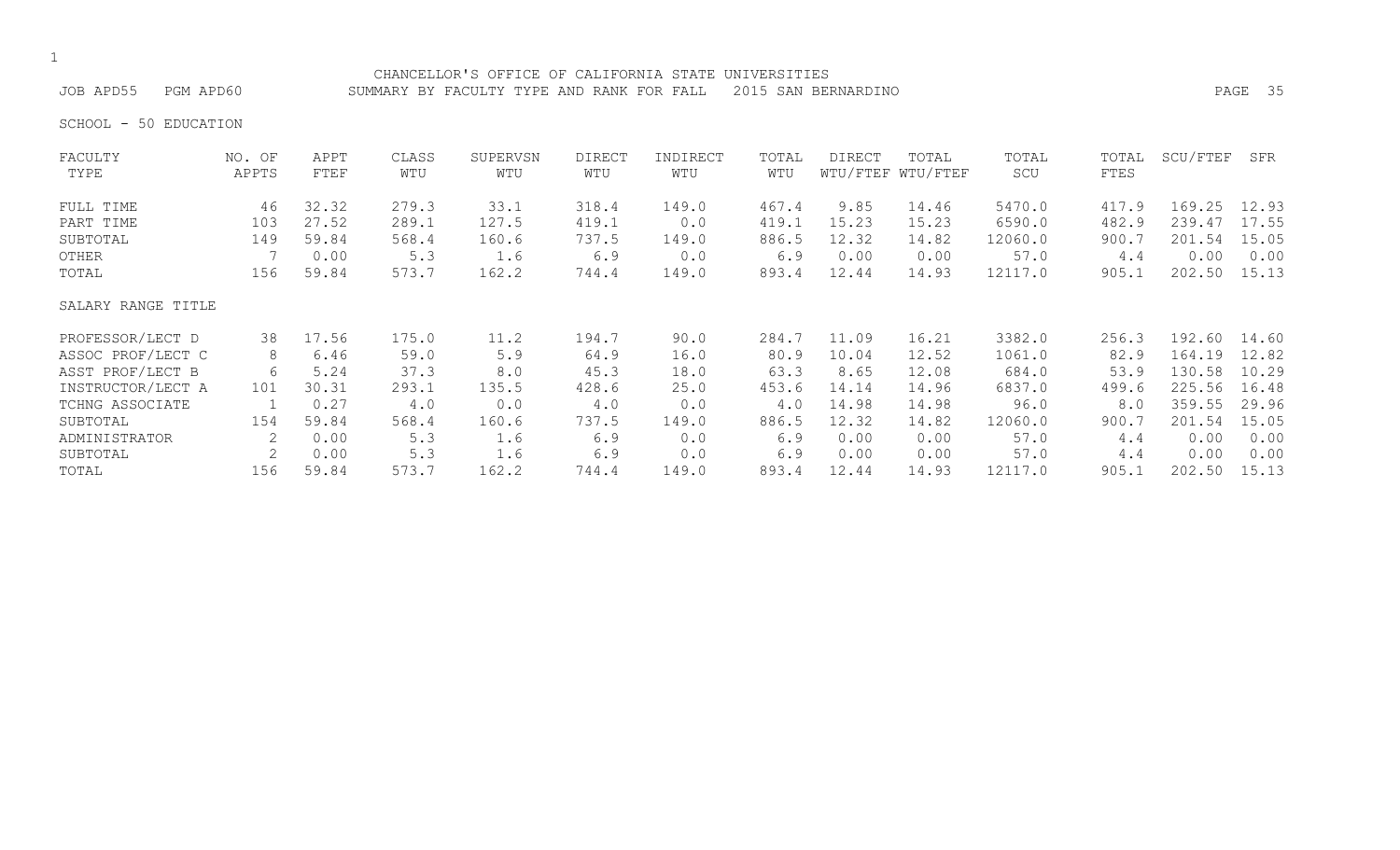CHANCELLOR'S OFFICE OF CALIFORNIA STATE UNIVERSITIES

JOB APD55 PGM APD60 SUMMARY BY FACULTY TYPE AND RANK FOR FALL 2015 SAN BERNARDINO

SCHOOL - 50 EDUCATION

| FACULTY TYPE | NO. OF APPTS | APPT FTEF | CLASS WTU | SUPERVSN WTU | DIRECT WTU | INDIRECT WTU | TOTAL WTU | DIRECT WTU/FTEF | TOTAL WTU/FTEF | TOTAL SCU | TOTAL FTES | SCU/FTEF | SFR |
|---|---|---|---|---|---|---|---|---|---|---|---|---|---|
| FULL TIME | 46 | 32.32 | 279.3 | 33.1 | 318.4 | 149.0 | 467.4 | 9.85 | 14.46 | 5470.0 | 417.9 | 169.25 | 12.93 |
| PART TIME | 103 | 27.52 | 289.1 | 127.5 | 419.1 | 0.0 | 419.1 | 15.23 | 15.23 | 6590.0 | 482.9 | 239.47 | 17.55 |
| SUBTOTAL | 149 | 59.84 | 568.4 | 160.6 | 737.5 | 149.0 | 886.5 | 12.32 | 14.82 | 12060.0 | 900.7 | 201.54 | 15.05 |
| OTHER | 7 | 0.00 | 5.3 | 1.6 | 6.9 | 0.0 | 6.9 | 0.00 | 0.00 | 57.0 | 4.4 | 0.00 | 0.00 |
| TOTAL | 156 | 59.84 | 573.7 | 162.2 | 744.4 | 149.0 | 893.4 | 12.44 | 14.93 | 12117.0 | 905.1 | 202.50 | 15.13 |
| **SALARY RANGE TITLE** | | | | | | | | | | | | | |
| PROFESSOR/LECT D | 38 | 17.56 | 175.0 | 11.2 | 194.7 | 90.0 | 284.7 | 11.09 | 16.21 | 3382.0 | 256.3 | 192.60 | 14.60 |
| ASSOC PROF/LECT C | 8 | 6.46 | 59.0 | 5.9 | 64.9 | 16.0 | 80.9 | 10.04 | 12.52 | 1061.0 | 82.9 | 164.19 | 12.82 |
| ASST PROF/LECT B | 6 | 5.24 | 37.3 | 8.0 | 45.3 | 18.0 | 63.3 | 8.65 | 12.08 | 684.0 | 53.9 | 130.58 | 10.29 |
| INSTRUCTOR/LECT A | 101 | 30.31 | 293.1 | 135.5 | 428.6 | 25.0 | 453.6 | 14.14 | 14.96 | 6837.0 | 499.6 | 225.56 | 16.48 |
| TCHNG ASSOCIATE | 1 | 0.27 | 4.0 | 0.0 | 4.0 | 0.0 | 4.0 | 14.98 | 14.98 | 96.0 | 8.0 | 359.55 | 29.96 |
| SUBTOTAL | 154 | 59.84 | 568.4 | 160.6 | 737.5 | 149.0 | 886.5 | 12.32 | 14.82 | 12060.0 | 900.7 | 201.54 | 15.05 |
| ADMINISTRATOR | 2 | 0.00 | 5.3 | 1.6 | 6.9 | 0.0 | 6.9 | 0.00 | 0.00 | 57.0 | 4.4 | 0.00 | 0.00 |
| SUBTOTAL | 2 | 0.00 | 5.3 | 1.6 | 6.9 | 0.0 | 6.9 | 0.00 | 0.00 | 57.0 | 4.4 | 0.00 | 0.00 |
| TOTAL | 156 | 59.84 | 573.7 | 162.2 | 744.4 | 149.0 | 893.4 | 12.44 | 14.93 | 12117.0 | 905.1 | 202.50 | 15.13 |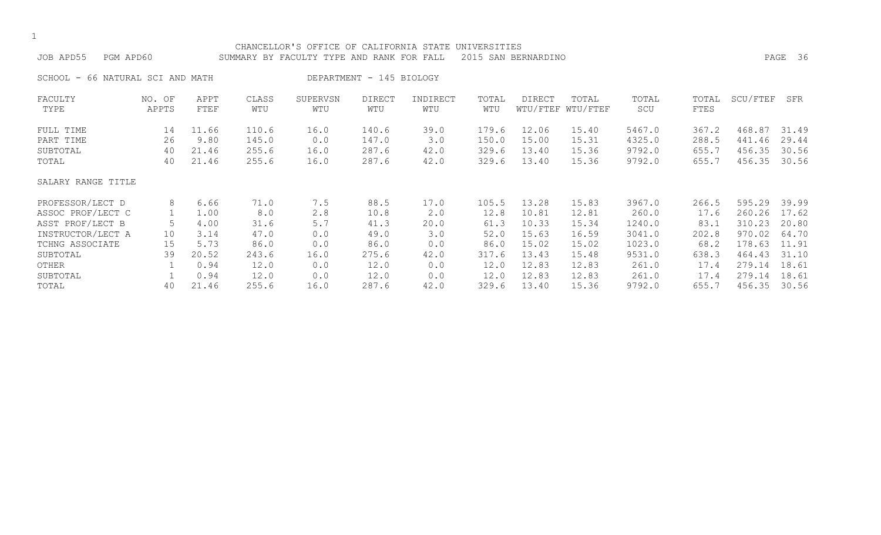CHANCELLOR'S OFFICE OF CALIFORNIA STATE UNIVERSITIES

JOB APD55 PGM APD60 SUMMARY BY FACULTY TYPE AND RANK FOR FALL 2015 SAN BERNARDINO

SCHOOL - 66 NATURAL SCI AND MATH DEPARTMENT - 145 BIOLOGY

| FACULTY TYPE | NO. OF APPTS | APPT FTEF | CLASS WTU | SUPERVSN WTU | DIRECT WTU | INDIRECT WTU | TOTAL WTU | DIRECT WTU/FTEF | TOTAL WTU/FTEF | TOTAL SCU | TOTAL FTES | SCU/FTEF | SFR |
|---|---|---|---|---|---|---|---|---|---|---|---|---|---|
| FULL TIME | 14 | 11.66 | 110.6 | 16.0 | 140.6 | 39.0 | 179.6 | 12.06 | 15.40 | 5467.0 | 367.2 | 468.87 | 31.49 |
| PART TIME | 26 | 9.80 | 145.0 | 0.0 | 147.0 | 3.0 | 150.0 | 15.00 | 15.31 | 4325.0 | 288.5 | 441.46 | 29.44 |
| SUBTOTAL | 40 | 21.46 | 255.6 | 16.0 | 287.6 | 42.0 | 329.6 | 13.40 | 15.36 | 9792.0 | 655.7 | 456.35 | 30.56 |
| TOTAL | 40 | 21.46 | 255.6 | 16.0 | 287.6 | 42.0 | 329.6 | 13.40 | 15.36 | 9792.0 | 655.7 | 456.35 | 30.56 |
| SALARY RANGE TITLE | | | | | | | | | | | | | |
| PROFESSOR/LECT D | 8 | 6.66 | 71.0 | 7.5 | 88.5 | 17.0 | 105.5 | 13.28 | 15.83 | 3967.0 | 266.5 | 595.29 | 39.99 |
| ASSOC PROF/LECT C | 1 | 1.00 | 8.0 | 2.8 | 10.8 | 2.0 | 12.8 | 10.81 | 12.81 | 260.0 | 17.6 | 260.26 | 17.62 |
| ASST PROF/LECT B | 5 | 4.00 | 31.6 | 5.7 | 41.3 | 20.0 | 61.3 | 10.33 | 15.34 | 1240.0 | 83.1 | 310.23 | 20.80 |
| INSTRUCTOR/LECT A | 10 | 3.14 | 47.0 | 0.0 | 49.0 | 3.0 | 52.0 | 15.63 | 16.59 | 3041.0 | 202.8 | 970.02 | 64.70 |
| TCHNG ASSOCIATE | 15 | 5.73 | 86.0 | 0.0 | 86.0 | 0.0 | 86.0 | 15.02 | 15.02 | 1023.0 | 68.2 | 178.63 | 11.91 |
| SUBTOTAL | 39 | 20.52 | 243.6 | 16.0 | 275.6 | 42.0 | 317.6 | 13.43 | 15.48 | 9531.0 | 638.3 | 464.43 | 31.10 |
| OTHER | 1 | 0.94 | 12.0 | 0.0 | 12.0 | 0.0 | 12.0 | 12.83 | 12.83 | 261.0 | 17.4 | 279.14 | 18.61 |
| SUBTOTAL | 1 | 0.94 | 12.0 | 0.0 | 12.0 | 0.0 | 12.0 | 12.83 | 12.83 | 261.0 | 17.4 | 279.14 | 18.61 |
| TOTAL | 40 | 21.46 | 255.6 | 16.0 | 287.6 | 42.0 | 329.6 | 13.40 | 15.36 | 9792.0 | 655.7 | 456.35 | 30.56 |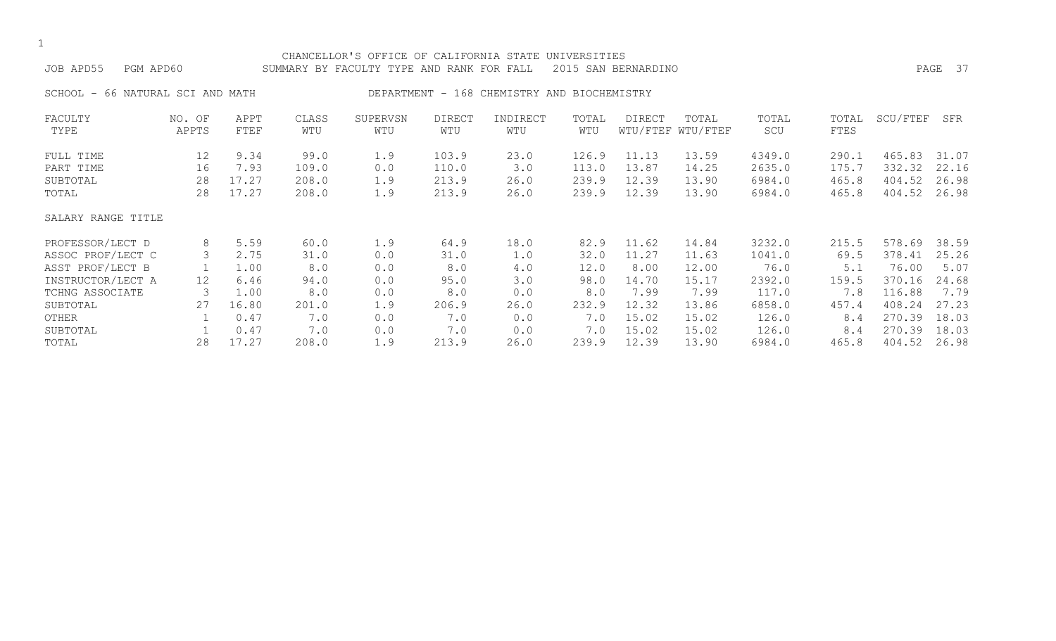CHANCELLOR'S OFFICE OF CALIFORNIA STATE UNIVERSITIES

JOB APD55 PGM APD60 SUMMARY BY FACULTY TYPE AND RANK FOR FALL 2015 SAN BERNARDINO

SCHOOL - 66 NATURAL SCI AND MATH DEPARTMENT - 168 CHEMISTRY AND BIOCHEMISTRY

| FACULTY TYPE | NO. OF APPTS | APPT FTEF | CLASS WTU | SUPERVSN WTU | DIRECT WTU | INDIRECT WTU | TOTAL WTU | DIRECT WTU/FTEF | TOTAL WTU/FTEF | TOTAL SCU | TOTAL FTES | SCU/FTEF | SFR |
|---|---|---|---|---|---|---|---|---|---|---|---|---|---|
| FULL TIME | 12 | 9.34 | 99.0 | 1.9 | 103.9 | 23.0 | 126.9 | 11.13 | 13.59 | 4349.0 | 290.1 | 465.83 | 31.07 |
| PART TIME | 16 | 7.93 | 109.0 | 0.0 | 110.0 | 3.0 | 113.0 | 13.87 | 14.25 | 2635.0 | 175.7 | 332.32 | 22.16 |
| SUBTOTAL | 28 | 17.27 | 208.0 | 1.9 | 213.9 | 26.0 | 239.9 | 12.39 | 13.90 | 6984.0 | 465.8 | 404.52 | 26.98 |
| TOTAL | 28 | 17.27 | 208.0 | 1.9 | 213.9 | 26.0 | 239.9 | 12.39 | 13.90 | 6984.0 | 465.8 | 404.52 | 26.98 |
| SALARY RANGE TITLE | | | | | | | | | | | | | |
| PROFESSOR/LECT D | 8 | 5.59 | 60.0 | 1.9 | 64.9 | 18.0 | 82.9 | 11.62 | 14.84 | 3232.0 | 215.5 | 578.69 | 38.59 |
| ASSOC PROF/LECT C | 3 | 2.75 | 31.0 | 0.0 | 31.0 | 1.0 | 32.0 | 11.27 | 11.63 | 1041.0 | 69.5 | 378.41 | 25.26 |
| ASST PROF/LECT B | 1 | 1.00 | 8.0 | 0.0 | 8.0 | 4.0 | 12.0 | 8.00 | 12.00 | 76.0 | 5.1 | 76.00 | 5.07 |
| INSTRUCTOR/LECT A | 12 | 6.46 | 94.0 | 0.0 | 95.0 | 3.0 | 98.0 | 14.70 | 15.17 | 2392.0 | 159.5 | 370.16 | 24.68 |
| TCHNG ASSOCIATE | 3 | 1.00 | 8.0 | 0.0 | 8.0 | 0.0 | 8.0 | 7.99 | 7.99 | 117.0 | 7.8 | 116.88 | 7.79 |
| SUBTOTAL | 27 | 16.80 | 201.0 | 1.9 | 206.9 | 26.0 | 232.9 | 12.32 | 13.86 | 6858.0 | 457.4 | 408.24 | 27.23 |
| OTHER | 1 | 0.47 | 7.0 | 0.0 | 7.0 | 0.0 | 7.0 | 15.02 | 15.02 | 126.0 | 8.4 | 270.39 | 18.03 |
| SUBTOTAL | 1 | 0.47 | 7.0 | 0.0 | 7.0 | 0.0 | 7.0 | 15.02 | 15.02 | 126.0 | 8.4 | 270.39 | 18.03 |
| TOTAL | 28 | 17.27 | 208.0 | 1.9 | 213.9 | 26.0 | 239.9 | 12.39 | 13.90 | 6984.0 | 465.8 | 404.52 | 26.98 |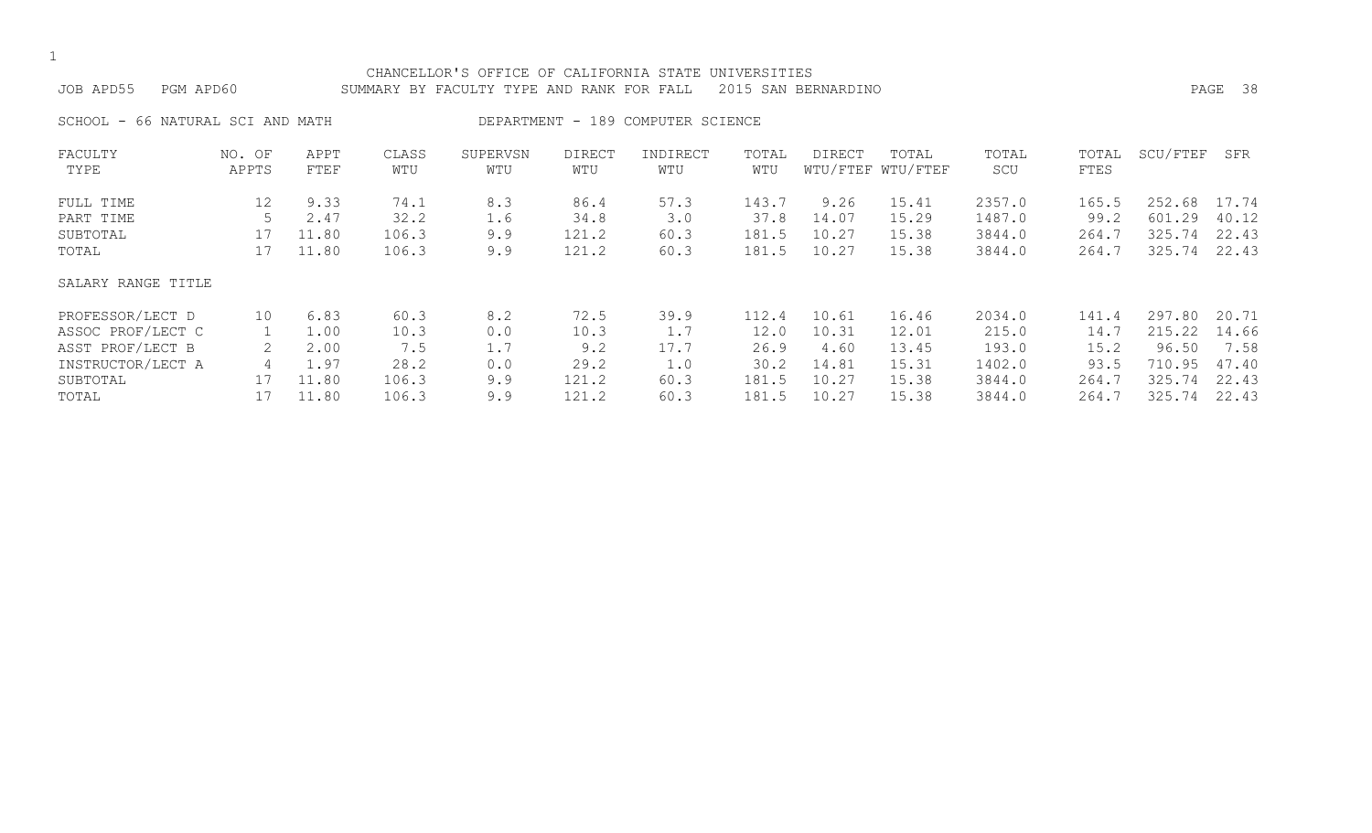CHANCELLOR'S OFFICE OF CALIFORNIA STATE UNIVERSITIES

JOB APD55 PGM APD60 SUMMARY BY FACULTY TYPE AND RANK FOR FALL 2015 SAN BERNARDINO

SCHOOL - 66 NATURAL SCI AND MATH DEPARTMENT - 189 COMPUTER SCIENCE

| FACULTY TYPE | NO. OF APPTS | APPT FTEF | CLASS WTU | SUPERVSN WTU | DIRECT WTU | INDIRECT WTU | TOTAL WTU | DIRECT WTU/FTEF | TOTAL WTU/FTEF | TOTAL SCU | TOTAL FTES | SCU/FTEF | SFR |
|---|---|---|---|---|---|---|---|---|---|---|---|---|---|
| FULL TIME | 12 | 9.33 | 74.1 | 8.3 | 86.4 | 57.3 | 143.7 | 9.26 | 15.41 | 2357.0 | 165.5 | 252.68 | 17.74 |
| PART TIME | 5 | 2.47 | 32.2 | 1.6 | 34.8 | 3.0 | 37.8 | 14.07 | 15.29 | 1487.0 | 99.2 | 601.29 | 40.12 |
| SUBTOTAL | 17 | 11.80 | 106.3 | 9.9 | 121.2 | 60.3 | 181.5 | 10.27 | 15.38 | 3844.0 | 264.7 | 325.74 | 22.43 |
| TOTAL | 17 | 11.80 | 106.3 | 9.9 | 121.2 | 60.3 | 181.5 | 10.27 | 15.38 | 3844.0 | 264.7 | 325.74 | 22.43 |
| SALARY RANGE TITLE | | | | | | | | | | | | | |
| PROFESSOR/LECT D | 10 | 6.83 | 60.3 | 8.2 | 72.5 | 39.9 | 112.4 | 10.61 | 16.46 | 2034.0 | 141.4 | 297.80 | 20.71 |
| ASSOC PROF/LECT C | 1 | 1.00 | 10.3 | 0.0 | 10.3 | 1.7 | 12.0 | 10.31 | 12.01 | 215.0 | 14.7 | 215.22 | 14.66 |
| ASST PROF/LECT B | 2 | 2.00 | 7.5 | 1.7 | 9.2 | 17.7 | 26.9 | 4.60 | 13.45 | 193.0 | 15.2 | 96.50 | 7.58 |
| INSTRUCTOR/LECT A | 4 | 1.97 | 28.2 | 0.0 | 29.2 | 1.0 | 30.2 | 14.81 | 15.31 | 1402.0 | 93.5 | 710.95 | 47.40 |
| SUBTOTAL | 17 | 11.80 | 106.3 | 9.9 | 121.2 | 60.3 | 181.5 | 10.27 | 15.38 | 3844.0 | 264.7 | 325.74 | 22.43 |
| TOTAL | 17 | 11.80 | 106.3 | 9.9 | 121.2 | 60.3 | 181.5 | 10.27 | 15.38 | 3844.0 | 264.7 | 325.74 | 22.43 |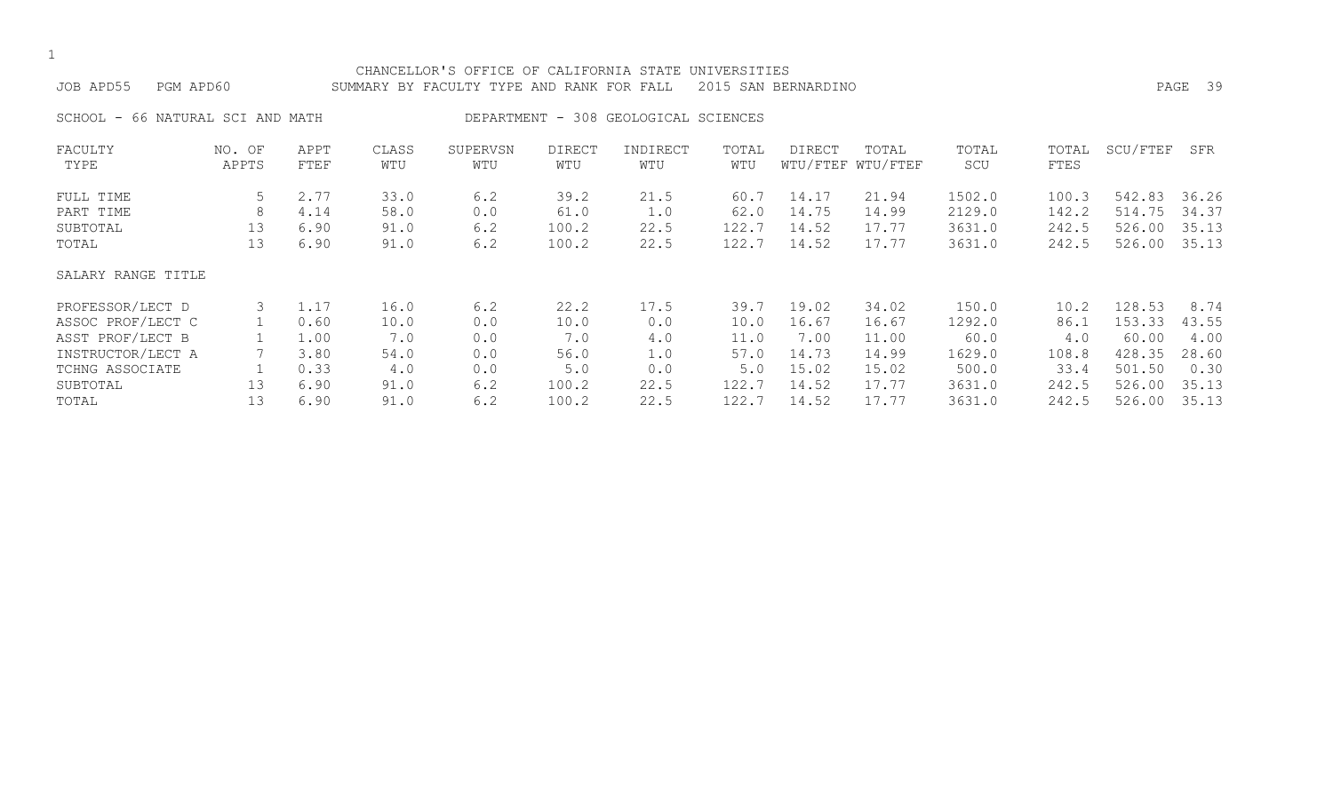CHANCELLOR'S OFFICE OF CALIFORNIA STATE UNIVERSITIES

JOB APD55 PGM APD60 SUMMARY BY FACULTY TYPE AND RANK FOR FALL 2015 SAN BERNARDINO

SCHOOL - 66 NATURAL SCI AND MATH DEPARTMENT - 308 GEOLOGICAL SCIENCES

| FACULTY TYPE | NO. OF APPTS | APPT FTEF | CLASS WTU | SUPERVSN WTU | DIRECT WTU | INDIRECT WTU | TOTAL WTU | DIRECT WTU/FTEF | TOTAL WTU/FTEF | TOTAL SCU | TOTAL FTES | SCU/FTEF | SFR |
|---|---|---|---|---|---|---|---|---|---|---|---|---|---|
| FULL TIME | 5 | 2.77 | 33.0 | 6.2 | 39.2 | 21.5 | 60.7 | 14.17 | 21.94 | 1502.0 | 100.3 | 542.83 | 36.26 |
| PART TIME | 8 | 4.14 | 58.0 | 0.0 | 61.0 | 1.0 | 62.0 | 14.75 | 14.99 | 2129.0 | 142.2 | 514.75 | 34.37 |
| SUBTOTAL | 13 | 6.90 | 91.0 | 6.2 | 100.2 | 22.5 | 122.7 | 14.52 | 17.77 | 3631.0 | 242.5 | 526.00 | 35.13 |
| TOTAL | 13 | 6.90 | 91.0 | 6.2 | 100.2 | 22.5 | 122.7 | 14.52 | 17.77 | 3631.0 | 242.5 | 526.00 | 35.13 |
| SALARY RANGE TITLE | | | | | | | | | | | | | |
| PROFESSOR/LECT D | 3 | 1.17 | 16.0 | 6.2 | 22.2 | 17.5 | 39.7 | 19.02 | 34.02 | 150.0 | 10.2 | 128.53 | 8.74 |
| ASSOC PROF/LECT C | 1 | 0.60 | 10.0 | 0.0 | 10.0 | 0.0 | 10.0 | 16.67 | 16.67 | 1292.0 | 86.1 | 153.33 | 43.55 |
| ASST PROF/LECT B | 1 | 1.00 | 7.0 | 0.0 | 7.0 | 4.0 | 11.0 | 7.00 | 11.00 | 60.0 | 4.0 | 60.00 | 4.00 |
| INSTRUCTOR/LECT A | 7 | 3.80 | 54.0 | 0.0 | 56.0 | 1.0 | 57.0 | 14.73 | 14.99 | 1629.0 | 108.8 | 428.35 | 28.60 |
| TCHNG ASSOCIATE | 1 | 0.33 | 4.0 | 0.0 | 5.0 | 0.0 | 5.0 | 15.02 | 15.02 | 500.0 | 33.4 | 501.50 | 0.30 |
| SUBTOTAL | 13 | 6.90 | 91.0 | 6.2 | 100.2 | 22.5 | 122.7 | 14.52 | 17.77 | 3631.0 | 242.5 | 526.00 | 35.13 |
| TOTAL | 13 | 6.90 | 91.0 | 6.2 | 100.2 | 22.5 | 122.7 | 14.52 | 17.77 | 3631.0 | 242.5 | 526.00 | 35.13 |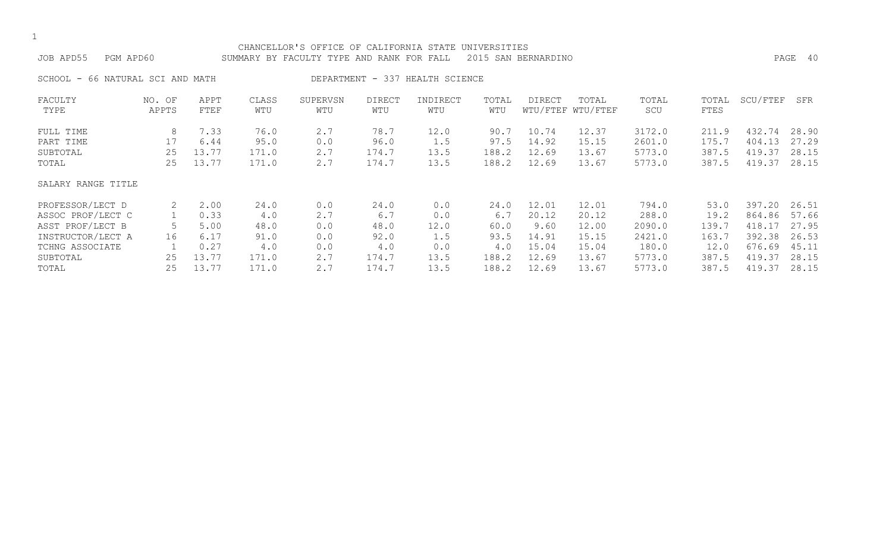CHANCELLOR'S OFFICE OF CALIFORNIA STATE UNIVERSITIES

JOB APD55 PGM APD60 SUMMARY BY FACULTY TYPE AND RANK FOR FALL 2015 SAN BERNARDINO

SCHOOL - 66 NATURAL SCI AND MATH DEPARTMENT - 337 HEALTH SCIENCE

| FACULTY TYPE | NO. OF APPTS | APPT FTEF | CLASS WTU | SUPERVSN WTU | DIRECT WTU | INDIRECT WTU | TOTAL WTU | DIRECT WTU/FTEF | TOTAL WTU/FTEF | TOTAL SCU | TOTAL FTES | SCU/FTEF | SFR |
|---|---|---|---|---|---|---|---|---|---|---|---|---|---|
| FULL TIME | 8 | 7.33 | 76.0 | 2.7 | 78.7 | 12.0 | 90.7 | 10.74 | 12.37 | 3172.0 | 211.9 | 432.74 | 28.90 |
| PART TIME | 17 | 6.44 | 95.0 | 0.0 | 96.0 | 1.5 | 97.5 | 14.92 | 15.15 | 2601.0 | 175.7 | 404.13 | 27.29 |
| SUBTOTAL | 25 | 13.77 | 171.0 | 2.7 | 174.7 | 13.5 | 188.2 | 12.69 | 13.67 | 5773.0 | 387.5 | 419.37 | 28.15 |
| TOTAL | 25 | 13.77 | 171.0 | 2.7 | 174.7 | 13.5 | 188.2 | 12.69 | 13.67 | 5773.0 | 387.5 | 419.37 | 28.15 |

SALARY RANGE TITLE

| SALARY RANGE TITLE | NO. OF APPTS | APPT FTEF | CLASS WTU | SUPERVSN WTU | DIRECT WTU | INDIRECT WTU | TOTAL WTU | DIRECT WTU/FTEF | TOTAL WTU/FTEF | TOTAL SCU | TOTAL FTES | SCU/FTEF | SFR |
|---|---|---|---|---|---|---|---|---|---|---|---|---|---|
| PROFESSOR/LECT D | 2 | 2.00 | 24.0 | 0.0 | 24.0 | 0.0 | 24.0 | 12.01 | 12.01 | 794.0 | 53.0 | 397.20 | 26.51 |
| ASSOC PROF/LECT C | 1 | 0.33 | 4.0 | 2.7 | 6.7 | 0.0 | 6.7 | 20.12 | 20.12 | 288.0 | 19.2 | 864.86 | 57.66 |
| ASST PROF/LECT B | 5 | 5.00 | 48.0 | 0.0 | 48.0 | 12.0 | 60.0 | 9.60 | 12.00 | 2090.0 | 139.7 | 418.17 | 27.95 |
| INSTRUCTOR/LECT A | 16 | 6.17 | 91.0 | 0.0 | 92.0 | 1.5 | 93.5 | 14.91 | 15.15 | 2421.0 | 163.7 | 392.38 | 26.53 |
| TCHNG ASSOCIATE | 1 | 0.27 | 4.0 | 0.0 | 4.0 | 0.0 | 4.0 | 15.04 | 15.04 | 180.0 | 12.0 | 676.69 | 45.11 |
| SUBTOTAL | 25 | 13.77 | 171.0 | 2.7 | 174.7 | 13.5 | 188.2 | 12.69 | 13.67 | 5773.0 | 387.5 | 419.37 | 28.15 |
| TOTAL | 25 | 13.77 | 171.0 | 2.7 | 174.7 | 13.5 | 188.2 | 12.69 | 13.67 | 5773.0 | 387.5 | 419.37 | 28.15 |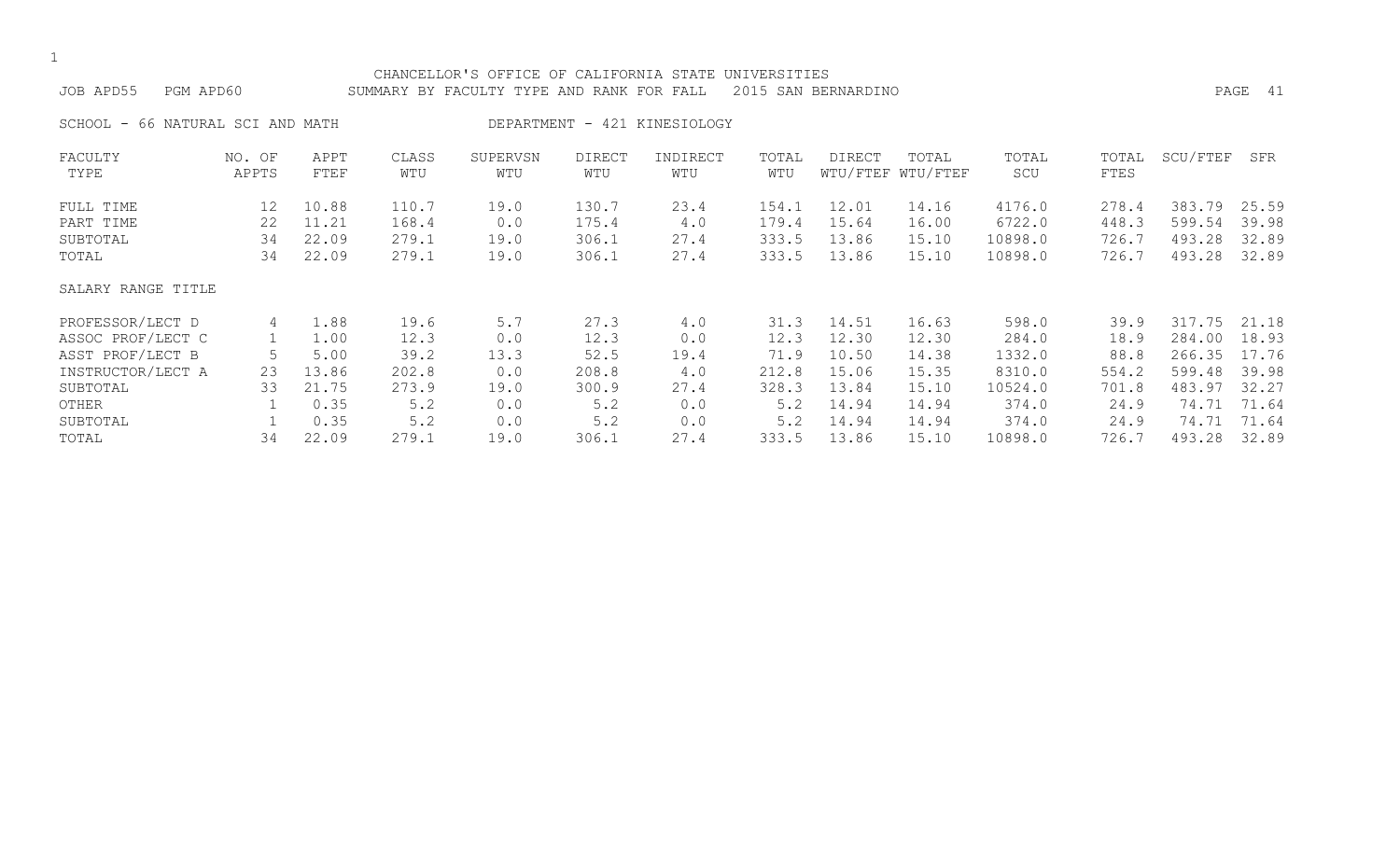CHANCELLOR'S OFFICE OF CALIFORNIA STATE UNIVERSITIES

JOB APD55 PGM APD60 SUMMARY BY FACULTY TYPE AND RANK FOR FALL 2015 SAN BERNARDINO

SCHOOL - 66 NATURAL SCI AND MATH DEPARTMENT - 421 KINESIOLOGY

| FACULTY TYPE | NO. OF APPTS | APPT FTEF | CLASS WTU | SUPERVSN WTU | DIRECT WTU | INDIRECT WTU | TOTAL WTU | DIRECT WTU/FTEF | TOTAL WTU/FTEF | TOTAL SCU | TOTAL FTES | SCU/FTEF | SFR |
|---|---|---|---|---|---|---|---|---|---|---|---|---|---|
| FULL TIME | 12 | 10.88 | 110.7 | 19.0 | 130.7 | 23.4 | 154.1 | 12.01 | 14.16 | 4176.0 | 278.4 | 383.79 | 25.59 |
| PART TIME | 22 | 11.21 | 168.4 | 0.0 | 175.4 | 4.0 | 179.4 | 15.64 | 16.00 | 6722.0 | 448.3 | 599.54 | 39.98 |
| SUBTOTAL | 34 | 22.09 | 279.1 | 19.0 | 306.1 | 27.4 | 333.5 | 13.86 | 15.10 | 10898.0 | 726.7 | 493.28 | 32.89 |
| TOTAL | 34 | 22.09 | 279.1 | 19.0 | 306.1 | 27.4 | 333.5 | 13.86 | 15.10 | 10898.0 | 726.7 | 493.28 | 32.89 |
| SALARY RANGE TITLE | | | | | | | | | | | | | |
| PROFESSOR/LECT D | 4 | 1.88 | 19.6 | 5.7 | 27.3 | 4.0 | 31.3 | 14.51 | 16.63 | 598.0 | 39.9 | 317.75 | 21.18 |
| ASSOC PROF/LECT C | 1 | 1.00 | 12.3 | 0.0 | 12.3 | 0.0 | 12.3 | 12.30 | 12.30 | 284.0 | 18.9 | 284.00 | 18.93 |
| ASST PROF/LECT B | 5 | 5.00 | 39.2 | 13.3 | 52.5 | 19.4 | 71.9 | 10.50 | 14.38 | 1332.0 | 88.8 | 266.35 | 17.76 |
| INSTRUCTOR/LECT A | 23 | 13.86 | 202.8 | 0.0 | 208.8 | 4.0 | 212.8 | 15.06 | 15.35 | 8310.0 | 554.2 | 599.48 | 39.98 |
| SUBTOTAL | 33 | 21.75 | 273.9 | 19.0 | 300.9 | 27.4 | 328.3 | 13.84 | 15.10 | 10524.0 | 701.8 | 483.97 | 32.27 |
| OTHER | 1 | 0.35 | 5.2 | 0.0 | 5.2 | 0.0 | 5.2 | 14.94 | 14.94 | 374.0 | 24.9 | 74.71 | 71.64 |
| SUBTOTAL | 1 | 0.35 | 5.2 | 0.0 | 5.2 | 0.0 | 5.2 | 14.94 | 14.94 | 374.0 | 24.9 | 74.71 | 71.64 |
| TOTAL | 34 | 22.09 | 279.1 | 19.0 | 306.1 | 27.4 | 333.5 | 13.86 | 15.10 | 10898.0 | 726.7 | 493.28 | 32.89 |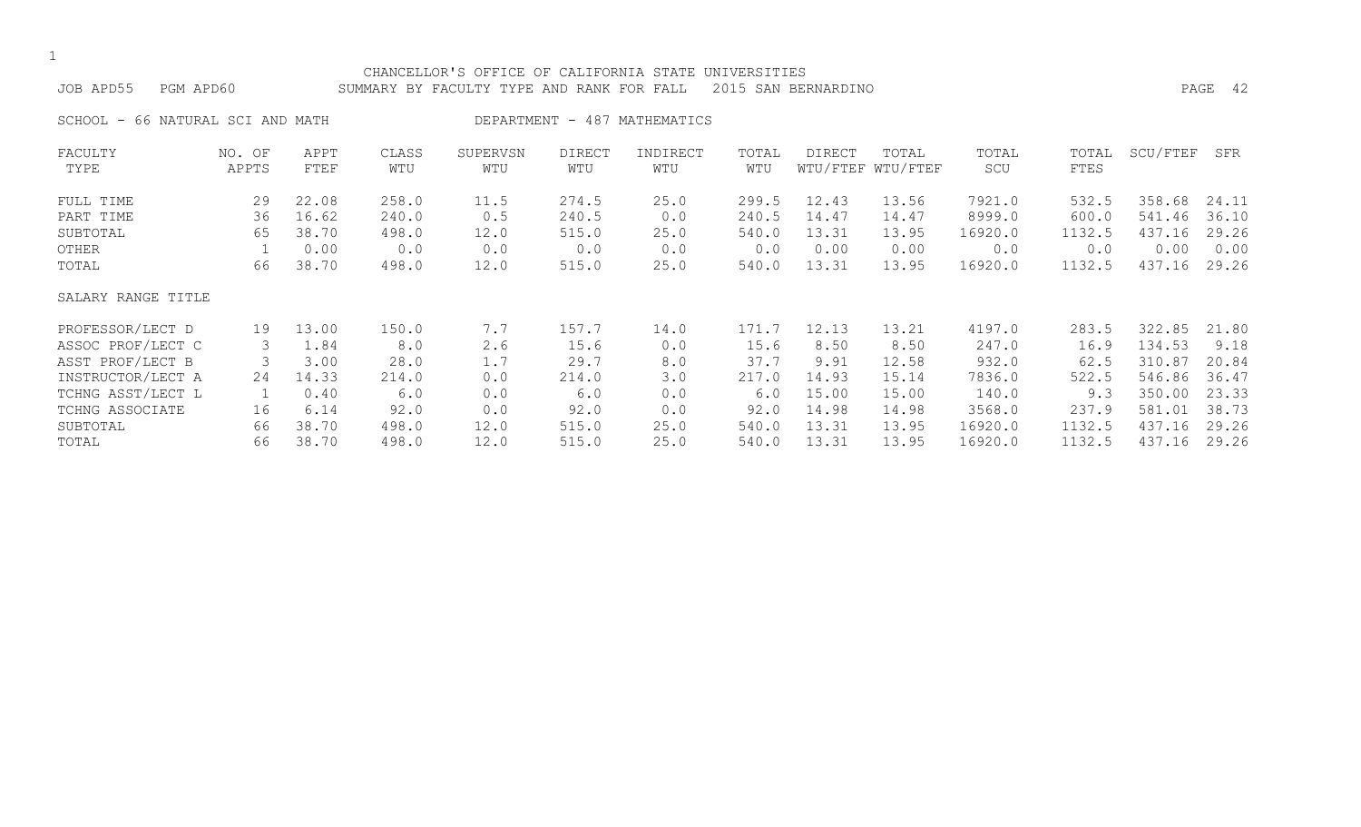CHANCELLOR'S OFFICE OF CALIFORNIA STATE UNIVERSITIES

JOB APD55 PGM APD60 SUMMARY BY FACULTY TYPE AND RANK FOR FALL 2015 SAN BERNARDINO

SCHOOL - 66 NATURAL SCI AND MATH DEPARTMENT - 487 MATHEMATICS

| FACULTY TYPE | NO. OF APPTS | APPT FTEF | CLASS WTU | SUPERVSN WTU | DIRECT WTU | INDIRECT WTU | TOTAL WTU | DIRECT WTU/FTEF | TOTAL WTU/FTEF | TOTAL SCU | TOTAL FTES | SCU/FTEF | SFR |
|---|---|---|---|---|---|---|---|---|---|---|---|---|---|
| FULL TIME | 29 | 22.08 | 258.0 | 11.5 | 274.5 | 25.0 | 299.5 | 12.43 | 13.56 | 7921.0 | 532.5 | 358.68 | 24.11 |
| PART TIME | 36 | 16.62 | 240.0 | 0.5 | 240.5 | 0.0 | 240.5 | 14.47 | 14.47 | 8999.0 | 600.0 | 541.46 | 36.10 |
| SUBTOTAL | 65 | 38.70 | 498.0 | 12.0 | 515.0 | 25.0 | 540.0 | 13.31 | 13.95 | 16920.0 | 1132.5 | 437.16 | 29.26 |
| OTHER | 1 | 0.00 | 0.0 | 0.0 | 0.0 | 0.0 | 0.0 | 0.00 | 0.00 | 0.0 | 0.0 | 0.00 | 0.00 |
| TOTAL | 66 | 38.70 | 498.0 | 12.0 | 515.0 | 25.0 | 540.0 | 13.31 | 13.95 | 16920.0 | 1132.5 | 437.16 | 29.26 |
| SALARY RANGE TITLE | | | | | | | | | | | | | |
| PROFESSOR/LECT D | 19 | 13.00 | 150.0 | 7.7 | 157.7 | 14.0 | 171.7 | 12.13 | 13.21 | 4197.0 | 283.5 | 322.85 | 21.80 |
| ASSOC PROF/LECT C | 3 | 1.84 | 8.0 | 2.6 | 15.6 | 0.0 | 15.6 | 8.50 | 8.50 | 247.0 | 16.9 | 134.53 | 9.18 |
| ASST PROF/LECT B | 3 | 3.00 | 28.0 | 1.7 | 29.7 | 8.0 | 37.7 | 9.91 | 12.58 | 932.0 | 62.5 | 310.87 | 20.84 |
| INSTRUCTOR/LECT A | 24 | 14.33 | 214.0 | 0.0 | 214.0 | 3.0 | 217.0 | 14.93 | 15.14 | 7836.0 | 522.5 | 546.86 | 36.47 |
| TCHNG ASST/LECT L | 1 | 0.40 | 6.0 | 0.0 | 6.0 | 0.0 | 6.0 | 15.00 | 15.00 | 140.0 | 9.3 | 350.00 | 23.33 |
| TCHNG ASSOCIATE | 16 | 6.14 | 92.0 | 0.0 | 92.0 | 0.0 | 92.0 | 14.98 | 14.98 | 3568.0 | 237.9 | 581.01 | 38.73 |
| SUBTOTAL | 66 | 38.70 | 498.0 | 12.0 | 515.0 | 25.0 | 540.0 | 13.31 | 13.95 | 16920.0 | 1132.5 | 437.16 | 29.26 |
| TOTAL | 66 | 38.70 | 498.0 | 12.0 | 515.0 | 25.0 | 540.0 | 13.31 | 13.95 | 16920.0 | 1132.5 | 437.16 | 29.26 |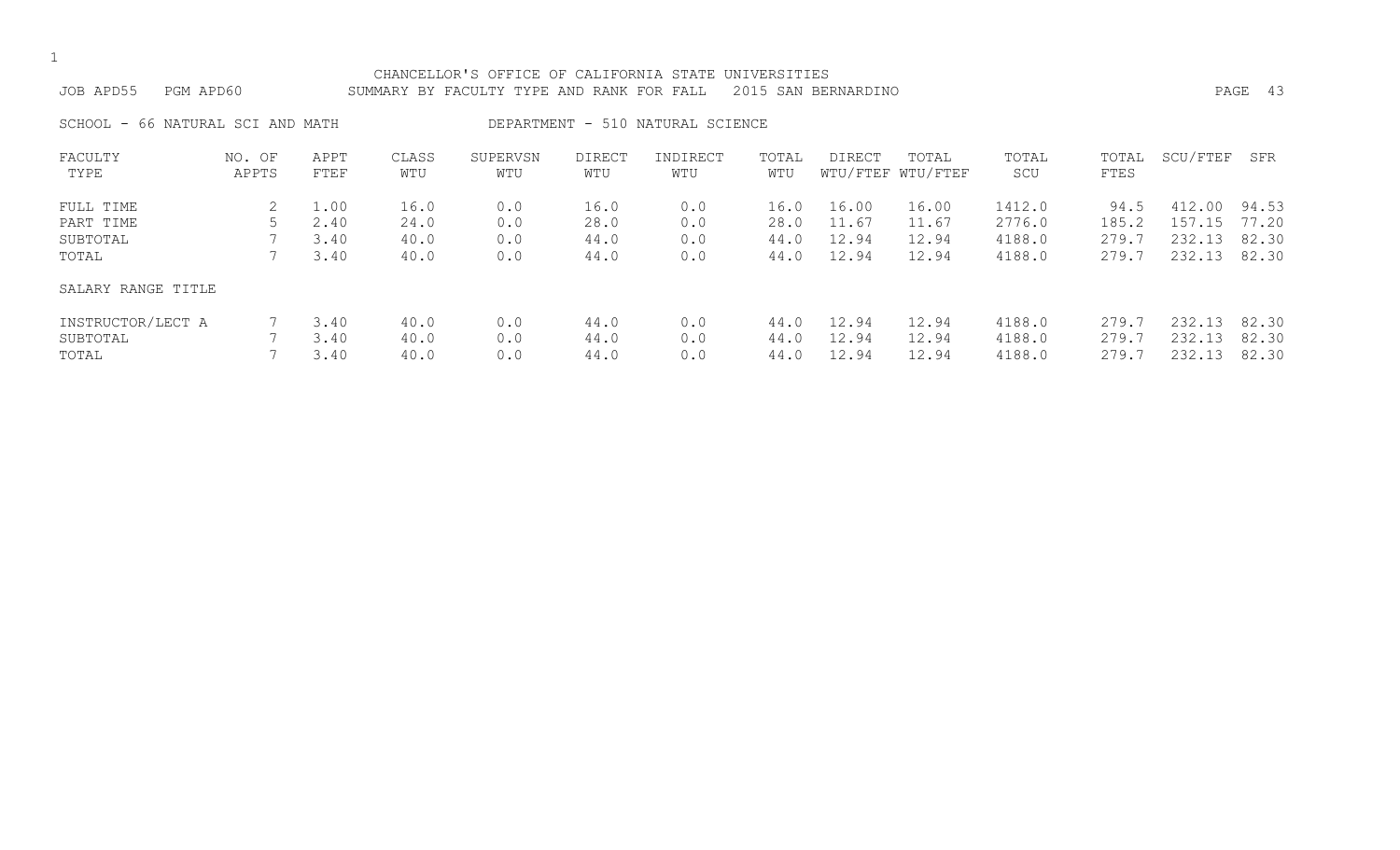CHANCELLOR'S OFFICE OF CALIFORNIA STATE UNIVERSITIES

JOB APD55 PGM APD60 SUMMARY BY FACULTY TYPE AND RANK FOR FALL 2015 SAN BERNARDINO

SCHOOL - 66 NATURAL SCI AND MATH DEPARTMENT - 510 NATURAL SCIENCE

| FACULTY TYPE | NO. OF APPTS | APPT FTEF | CLASS WTU | SUPERVSN WTU | DIRECT WTU | INDIRECT WTU | TOTAL WTU | DIRECT WTU/FTEF | TOTAL WTU/FTEF | TOTAL SCU | TOTAL FTES | SCU/FTEF | SFR |
|---|---|---|---|---|---|---|---|---|---|---|---|---|---|
| FULL TIME | 2 | 1.00 | 16.0 | 0.0 | 16.0 | 0.0 | 16.0 | 16.00 | 16.00 | 1412.0 | 94.5 | 412.00 | 94.53 |
| PART TIME | 5 | 2.40 | 24.0 | 0.0 | 28.0 | 0.0 | 28.0 | 11.67 | 11.67 | 2776.0 | 185.2 | 157.15 | 77.20 |
| SUBTOTAL | 7 | 3.40 | 40.0 | 0.0 | 44.0 | 0.0 | 44.0 | 12.94 | 12.94 | 4188.0 | 279.7 | 232.13 | 82.30 |
| TOTAL | 7 | 3.40 | 40.0 | 0.0 | 44.0 | 0.0 | 44.0 | 12.94 | 12.94 | 4188.0 | 279.7 | 232.13 | 82.30 |
| SALARY RANGE TITLE | | | | | | | | | | | | | |
| INSTRUCTOR/LECT A | 7 | 3.40 | 40.0 | 0.0 | 44.0 | 0.0 | 44.0 | 12.94 | 12.94 | 4188.0 | 279.7 | 232.13 | 82.30 |
| SUBTOTAL | 7 | 3.40 | 40.0 | 0.0 | 44.0 | 0.0 | 44.0 | 12.94 | 12.94 | 4188.0 | 279.7 | 232.13 | 82.30 |
| TOTAL | 7 | 3.40 | 40.0 | 0.0 | 44.0 | 0.0 | 44.0 | 12.94 | 12.94 | 4188.0 | 279.7 | 232.13 | 82.30 |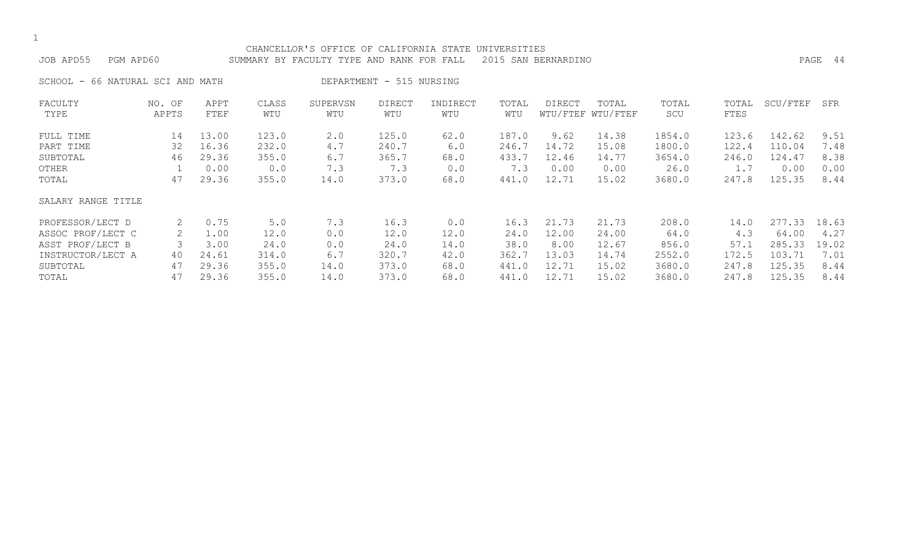CHANCELLOR'S OFFICE OF CALIFORNIA STATE UNIVERSITIES

JOB APD55 PGM APD60 SUMMARY BY FACULTY TYPE AND RANK FOR FALL 2015 SAN BERNARDINO

SCHOOL - 66 NATURAL SCI AND MATH DEPARTMENT - 515 NURSING

| FACULTY TYPE | NO. OF APPTS | APPT FTEF | CLASS WTU | SUPERVSN WTU | DIRECT WTU | INDIRECT WTU | TOTAL WTU | DIRECT WTU/FTEF | TOTAL WTU/FTEF | TOTAL SCU | TOTAL FTES | SCU/FTEF | SFR |
|---|---|---|---|---|---|---|---|---|---|---|---|---|---|
| FULL TIME | 14 | 13.00 | 123.0 | 2.0 | 125.0 | 62.0 | 187.0 | 9.62 | 14.38 | 1854.0 | 123.6 | 142.62 | 9.51 |
| PART TIME | 32 | 16.36 | 232.0 | 4.7 | 240.7 | 6.0 | 246.7 | 14.72 | 15.08 | 1800.0 | 122.4 | 110.04 | 7.48 |
| SUBTOTAL | 46 | 29.36 | 355.0 | 6.7 | 365.7 | 68.0 | 433.7 | 12.46 | 14.77 | 3654.0 | 246.0 | 124.47 | 8.38 |
| OTHER | 1 | 0.00 | 0.0 | 7.3 | 7.3 | 0.0 | 7.3 | 0.00 | 0.00 | 26.0 | 1.7 | 0.00 | 0.00 |
| TOTAL | 47 | 29.36 | 355.0 | 14.0 | 373.0 | 68.0 | 441.0 | 12.71 | 15.02 | 3680.0 | 247.8 | 125.35 | 8.44 |
| SALARY RANGE TITLE | | | | | | | | | | | | | |
| PROFESSOR/LECT D | 2 | 0.75 | 5.0 | 7.3 | 16.3 | 0.0 | 16.3 | 21.73 | 21.73 | 208.0 | 14.0 | 277.33 | 18.63 |
| ASSOC PROF/LECT C | 2 | 1.00 | 12.0 | 0.0 | 12.0 | 12.0 | 24.0 | 12.00 | 24.00 | 64.0 | 4.3 | 64.00 | 4.27 |
| ASST PROF/LECT B | 3 | 3.00 | 24.0 | 0.0 | 24.0 | 14.0 | 38.0 | 8.00 | 12.67 | 856.0 | 57.1 | 285.33 | 19.02 |
| INSTRUCTOR/LECT A | 40 | 24.61 | 314.0 | 6.7 | 320.7 | 42.0 | 362.7 | 13.03 | 14.74 | 2552.0 | 172.5 | 103.71 | 7.01 |
| SUBTOTAL | 47 | 29.36 | 355.0 | 14.0 | 373.0 | 68.0 | 441.0 | 12.71 | 15.02 | 3680.0 | 247.8 | 125.35 | 8.44 |
| TOTAL | 47 | 29.36 | 355.0 | 14.0 | 373.0 | 68.0 | 441.0 | 12.71 | 15.02 | 3680.0 | 247.8 | 125.35 | 8.44 |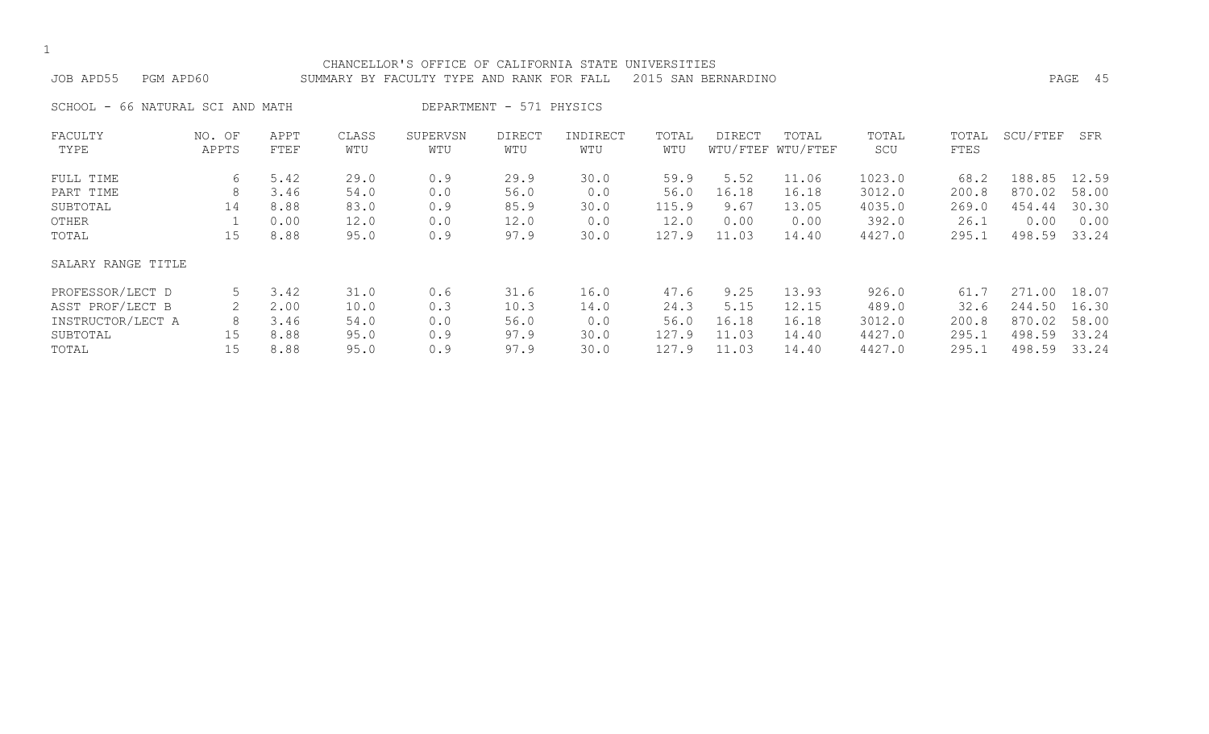CHANCELLOR'S OFFICE OF CALIFORNIA STATE UNIVERSITIES

JOB APD55 PGM APD60 SUMMARY BY FACULTY TYPE AND RANK FOR FALL 2015 SAN BERNARDINO

SCHOOL - 66 NATURAL SCI AND MATH DEPARTMENT - 571 PHYSICS

| FACULTY TYPE | NO. OF APPTS | APPT FTEF | CLASS WTU | SUPERVSN WTU | DIRECT WTU | INDIRECT WTU | TOTAL WTU | DIRECT WTU/FTEF | TOTAL WTU/FTEF | TOTAL SCU | TOTAL FTES | SCU/FTEF | SFR |
|---|---|---|---|---|---|---|---|---|---|---|---|---|---|
| FULL TIME | 6 | 5.42 | 29.0 | 0.9 | 29.9 | 30.0 | 59.9 | 5.52 | 11.06 | 1023.0 | 68.2 | 188.85 | 12.59 |
| PART TIME | 8 | 3.46 | 54.0 | 0.0 | 56.0 | 0.0 | 56.0 | 16.18 | 16.18 | 3012.0 | 200.8 | 870.02 | 58.00 |
| SUBTOTAL | 14 | 8.88 | 83.0 | 0.9 | 85.9 | 30.0 | 115.9 | 9.67 | 13.05 | 4035.0 | 269.0 | 454.44 | 30.30 |
| OTHER | 1 | 0.00 | 12.0 | 0.0 | 12.0 | 0.0 | 12.0 | 0.00 | 0.00 | 392.0 | 26.1 | 0.00 | 0.00 |
| TOTAL | 15 | 8.88 | 95.0 | 0.9 | 97.9 | 30.0 | 127.9 | 11.03 | 14.40 | 4427.0 | 295.1 | 498.59 | 33.24 |
| SALARY RANGE TITLE | | | | | | | | | | | | | |
| PROFESSOR/LECT D | 5 | 3.42 | 31.0 | 0.6 | 31.6 | 16.0 | 47.6 | 9.25 | 13.93 | 926.0 | 61.7 | 271.00 | 18.07 |
| ASST PROF/LECT B | 2 | 2.00 | 10.0 | 0.3 | 10.3 | 14.0 | 24.3 | 5.15 | 12.15 | 489.0 | 32.6 | 244.50 | 16.30 |
| INSTRUCTOR/LECT A | 8 | 3.46 | 54.0 | 0.0 | 56.0 | 0.0 | 56.0 | 16.18 | 16.18 | 3012.0 | 200.8 | 870.02 | 58.00 |
| SUBTOTAL | 15 | 8.88 | 95.0 | 0.9 | 97.9 | 30.0 | 127.9 | 11.03 | 14.40 | 4427.0 | 295.1 | 498.59 | 33.24 |
| TOTAL | 15 | 8.88 | 95.0 | 0.9 | 97.9 | 30.0 | 127.9 | 11.03 | 14.40 | 4427.0 | 295.1 | 498.59 | 33.24 |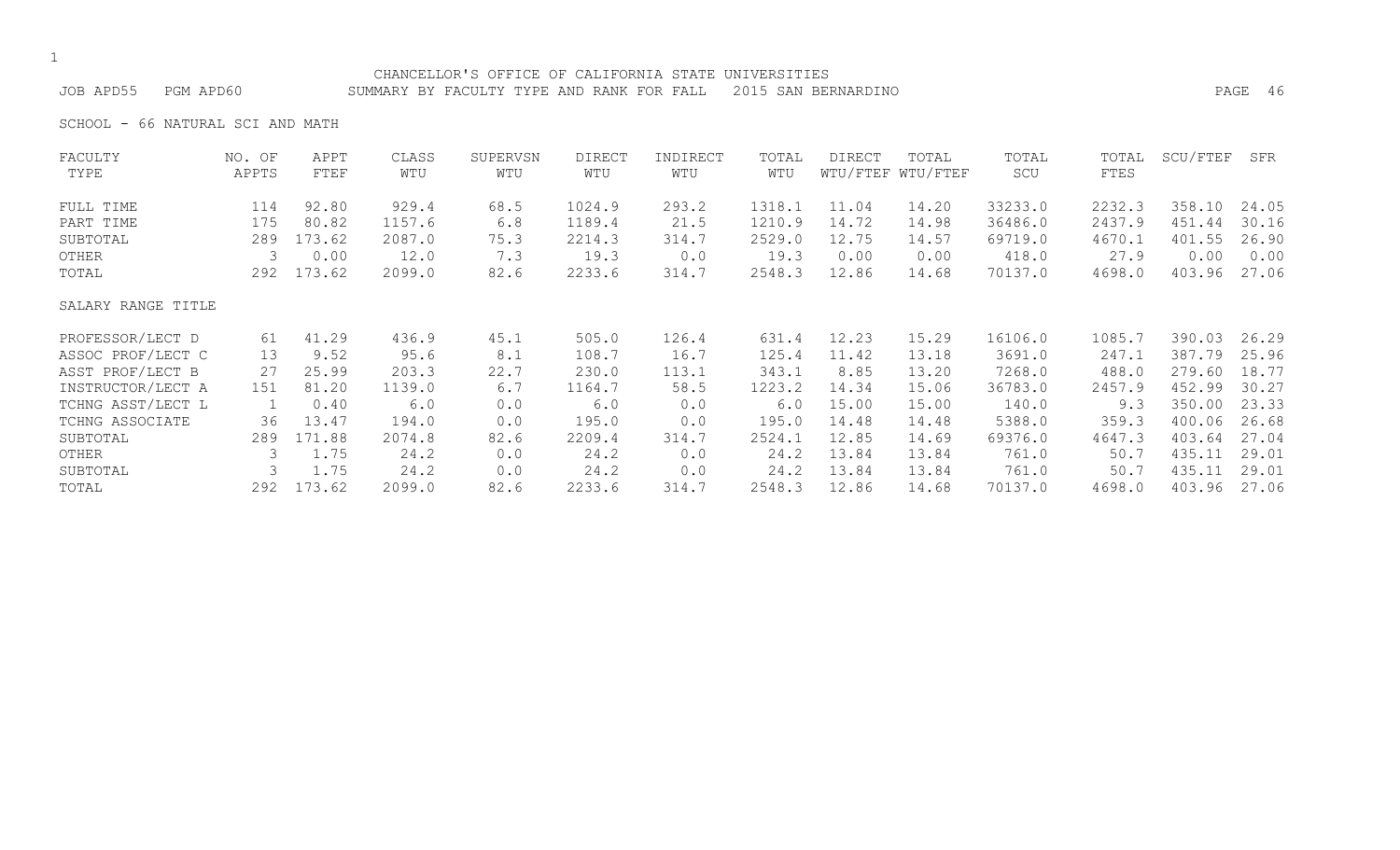CHANCELLOR'S OFFICE OF CALIFORNIA STATE UNIVERSITIES

JOB APD55 PGM APD60 SUMMARY BY FACULTY TYPE AND RANK FOR FALL 2015 SAN BERNARDINO

SCHOOL - 66 NATURAL SCI AND MATH

| FACULTY TYPE | NO. OF APPTS | APPT FTEF | CLASS WTU | SUPERVSN WTU | DIRECT WTU | INDIRECT WTU | TOTAL WTU | DIRECT WTU/FTEF | TOTAL WTU/FTEF | TOTAL SCU | TOTAL FTES | SCU/FTEF | SFR |
|---|---|---|---|---|---|---|---|---|---|---|---|---|---|
| FULL TIME | 114 | 92.80 | 929.4 | 68.5 | 1024.9 | 293.2 | 1318.1 | 11.04 | 14.20 | 33233.0 | 2232.3 | 358.10 | 24.05 |
| PART TIME | 175 | 80.82 | 1157.6 | 6.8 | 1189.4 | 21.5 | 1210.9 | 14.72 | 14.98 | 36486.0 | 2437.9 | 451.44 | 30.16 |
| SUBTOTAL | 289 | 173.62 | 2087.0 | 75.3 | 2214.3 | 314.7 | 2529.0 | 12.75 | 14.57 | 69719.0 | 4670.1 | 401.55 | 26.90 |
| OTHER | 3 | 0.00 | 12.0 | 7.3 | 19.3 | 0.0 | 19.3 | 0.00 | 0.00 | 418.0 | 27.9 | 0.00 | 0.00 |
| TOTAL | 292 | 173.62 | 2099.0 | 82.6 | 2233.6 | 314.7 | 2548.3 | 12.86 | 14.68 | 70137.0 | 4698.0 | 403.96 | 27.06 |
| **SALARY RANGE TITLE** | | | | | | | | | | | | | |
| PROFESSOR/LECT D | 61 | 41.29 | 436.9 | 45.1 | 505.0 | 126.4 | 631.4 | 12.23 | 15.29 | 16106.0 | 1085.7 | 390.03 | 26.29 |
| ASSOC PROF/LECT C | 13 | 9.52 | 95.6 | 8.1 | 108.7 | 16.7 | 125.4 | 11.42 | 13.18 | 3691.0 | 247.1 | 387.79 | 25.96 |
| ASST PROF/LECT B | 27 | 25.99 | 203.3 | 22.7 | 230.0 | 113.1 | 343.1 | 8.85 | 13.20 | 7268.0 | 488.0 | 279.60 | 18.77 |
| INSTRUCTOR/LECT A | 151 | 81.20 | 1139.0 | 6.7 | 1164.7 | 58.5 | 1223.2 | 14.34 | 15.06 | 36783.0 | 2457.9 | 452.99 | 30.27 |
| TCHNG ASST/LECT L | 1 | 0.40 | 6.0 | 0.0 | 6.0 | 0.0 | 6.0 | 15.00 | 15.00 | 140.0 | 9.3 | 350.00 | 23.33 |
| TCHNG ASSOCIATE | 36 | 13.47 | 194.0 | 0.0 | 195.0 | 0.0 | 195.0 | 14.48 | 14.48 | 5388.0 | 359.3 | 400.06 | 26.68 |
| SUBTOTAL | 289 | 171.88 | 2074.8 | 82.6 | 2209.4 | 314.7 | 2524.1 | 12.85 | 14.69 | 69376.0 | 4647.3 | 403.64 | 27.04 |
| OTHER | 3 | 1.75 | 24.2 | 0.0 | 24.2 | 0.0 | 24.2 | 13.84 | 13.84 | 761.0 | 50.7 | 435.11 | 29.01 |
| SUBTOTAL | 3 | 1.75 | 24.2 | 0.0 | 24.2 | 0.0 | 24.2 | 13.84 | 13.84 | 761.0 | 50.7 | 435.11 | 29.01 |
| TOTAL | 292 | 173.62 | 2099.0 | 82.6 | 2233.6 | 314.7 | 2548.3 | 12.86 | 14.68 | 70137.0 | 4698.0 | 403.96 | 27.06 |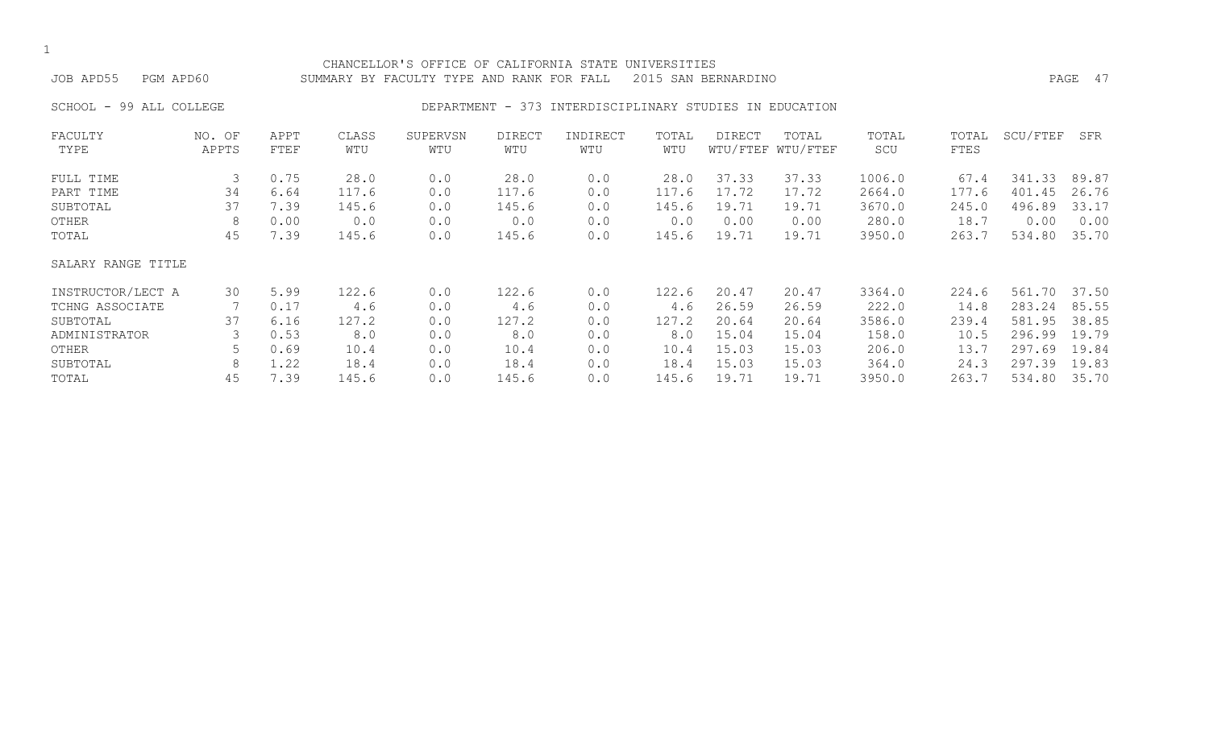CHANCELLOR'S OFFICE OF CALIFORNIA STATE UNIVERSITIES

JOB APD55 PGM APD60 SUMMARY BY FACULTY TYPE AND RANK FOR FALL 2015 SAN BERNARDINO

SCHOOL - 99 ALL COLLEGE DEPARTMENT - 373 INTERDISCIPLINARY STUDIES IN EDUCATION

| FACULTY TYPE | NO. OF APPTS | APPT FTEF | CLASS WTU | SUPERVSN WTU | DIRECT WTU | INDIRECT WTU | TOTAL WTU | DIRECT WTU/FTEF | TOTAL WTU/FTEF | TOTAL SCU | TOTAL FTES | SCU/FTEF | SFR |
|---|---|---|---|---|---|---|---|---|---|---|---|---|---|
| FULL TIME | 3 | 0.75 | 28.0 | 0.0 | 28.0 | 0.0 | 28.0 | 37.33 | 37.33 | 1006.0 | 67.4 | 341.33 | 89.87 |
| PART TIME | 34 | 6.64 | 117.6 | 0.0 | 117.6 | 0.0 | 117.6 | 17.72 | 17.72 | 2664.0 | 177.6 | 401.45 | 26.76 |
| SUBTOTAL | 37 | 7.39 | 145.6 | 0.0 | 145.6 | 0.0 | 145.6 | 19.71 | 19.71 | 3670.0 | 245.0 | 496.89 | 33.17 |
| OTHER | 8 | 0.00 | 0.0 | 0.0 | 0.0 | 0.0 | 0.0 | 0.00 | 0.00 | 280.0 | 18.7 | 0.00 | 0.00 |
| TOTAL | 45 | 7.39 | 145.6 | 0.0 | 145.6 | 0.0 | 145.6 | 19.71 | 19.71 | 3950.0 | 263.7 | 534.80 | 35.70 |
| SALARY RANGE TITLE | | | | | | | | | | | | | |
| INSTRUCTOR/LECT A | 30 | 5.99 | 122.6 | 0.0 | 122.6 | 0.0 | 122.6 | 20.47 | 20.47 | 3364.0 | 224.6 | 561.70 | 37.50 |
| TCHNG ASSOCIATE | 7 | 0.17 | 4.6 | 0.0 | 4.6 | 0.0 | 4.6 | 26.59 | 26.59 | 222.0 | 14.8 | 283.24 | 85.55 |
| SUBTOTAL | 37 | 6.16 | 127.2 | 0.0 | 127.2 | 0.0 | 127.2 | 20.64 | 20.64 | 3586.0 | 239.4 | 581.95 | 38.85 |
| ADMINISTRATOR | 3 | 0.53 | 8.0 | 0.0 | 8.0 | 0.0 | 8.0 | 15.04 | 15.04 | 158.0 | 10.5 | 296.99 | 19.79 |
| OTHER | 5 | 0.69 | 10.4 | 0.0 | 10.4 | 0.0 | 10.4 | 15.03 | 15.03 | 206.0 | 13.7 | 297.69 | 19.84 |
| SUBTOTAL | 8 | 1.22 | 18.4 | 0.0 | 18.4 | 0.0 | 18.4 | 15.03 | 15.03 | 364.0 | 24.3 | 297.39 | 19.83 |
| TOTAL | 45 | 7.39 | 145.6 | 0.0 | 145.6 | 0.0 | 145.6 | 19.71 | 19.71 | 3950.0 | 263.7 | 534.80 | 35.70 |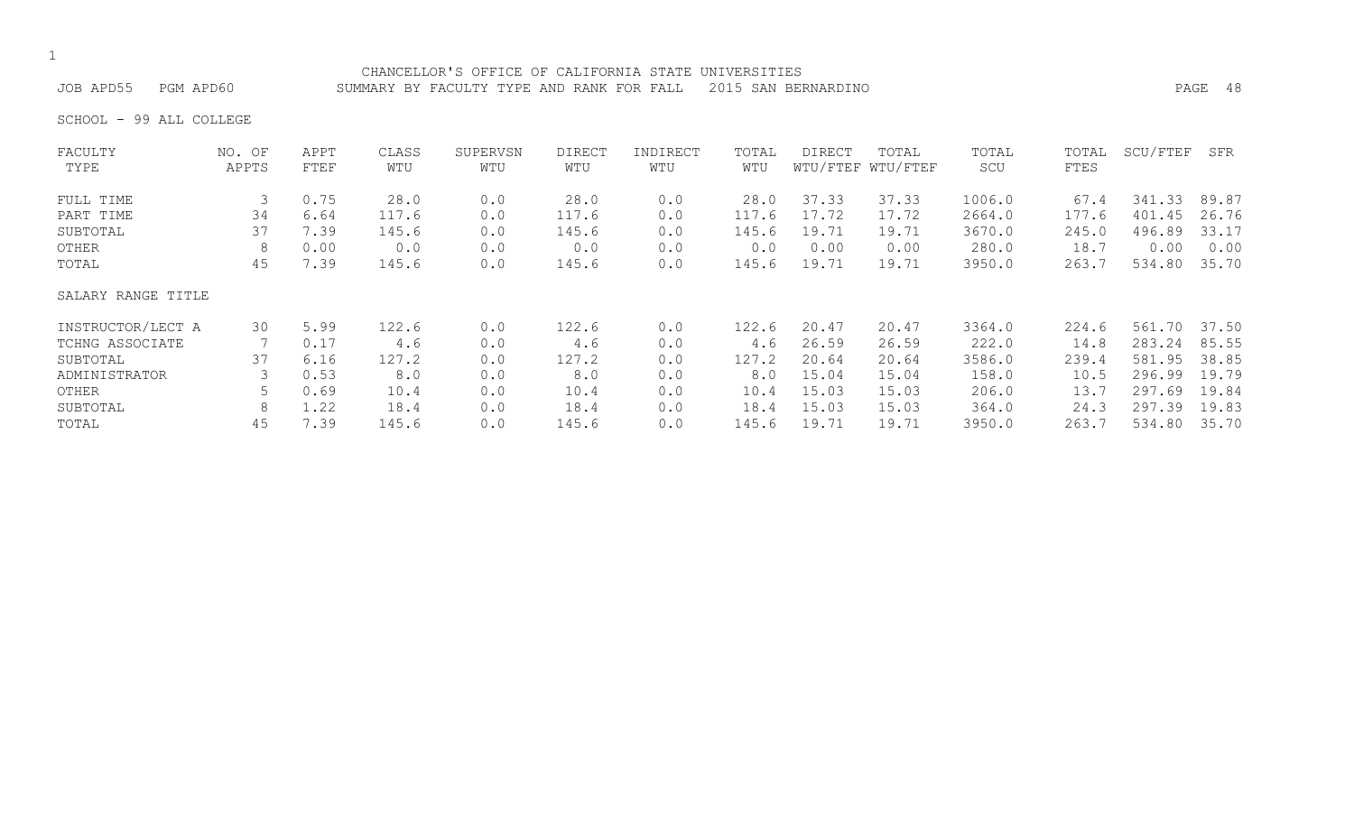CHANCELLOR'S OFFICE OF CALIFORNIA STATE UNIVERSITIES

JOB APD55 PGM APD60 SUMMARY BY FACULTY TYPE AND RANK FOR FALL 2015 SAN BERNARDINO

SCHOOL - 99 ALL COLLEGE

| FACULTY TYPE | NO. OF APPTS | APPT FTEF | CLASS WTU | SUPERVSN WTU | DIRECT WTU | INDIRECT WTU | TOTAL WTU | DIRECT WTU/FTEF | TOTAL WTU/FTEF | TOTAL SCU | TOTAL FTES | SCU/FTEF | SFR |
|---|---|---|---|---|---|---|---|---|---|---|---|---|---|
| FULL TIME | 3 | 0.75 | 28.0 | 0.0 | 28.0 | 0.0 | 28.0 | 37.33 | 37.33 | 1006.0 | 67.4 | 341.33 | 89.87 |
| PART TIME | 34 | 6.64 | 117.6 | 0.0 | 117.6 | 0.0 | 117.6 | 17.72 | 17.72 | 2664.0 | 177.6 | 401.45 | 26.76 |
| SUBTOTAL | 37 | 7.39 | 145.6 | 0.0 | 145.6 | 0.0 | 145.6 | 19.71 | 19.71 | 3670.0 | 245.0 | 496.89 | 33.17 |
| OTHER | 8 | 0.00 | 0.0 | 0.0 | 0.0 | 0.0 | 0.0 | 0.00 | 0.00 | 280.0 | 18.7 | 0.00 | 0.00 |
| TOTAL | 45 | 7.39 | 145.6 | 0.0 | 145.6 | 0.0 | 145.6 | 19.71 | 19.71 | 3950.0 | 263.7 | 534.80 | 35.70 |
| SALARY RANGE TITLE | | | | | | | | | | | | | |
| INSTRUCTOR/LECT A | 30 | 5.99 | 122.6 | 0.0 | 122.6 | 0.0 | 122.6 | 20.47 | 20.47 | 3364.0 | 224.6 | 561.70 | 37.50 |
| TCHNG ASSOCIATE | 7 | 0.17 | 4.6 | 0.0 | 4.6 | 0.0 | 4.6 | 26.59 | 26.59 | 222.0 | 14.8 | 283.24 | 85.55 |
| SUBTOTAL | 37 | 6.16 | 127.2 | 0.0 | 127.2 | 0.0 | 127.2 | 20.64 | 20.64 | 3586.0 | 239.4 | 581.95 | 38.85 |
| ADMINISTRATOR | 3 | 0.53 | 8.0 | 0.0 | 8.0 | 0.0 | 8.0 | 15.04 | 15.04 | 158.0 | 10.5 | 296.99 | 19.79 |
| OTHER | 5 | 0.69 | 10.4 | 0.0 | 10.4 | 0.0 | 10.4 | 15.03 | 15.03 | 206.0 | 13.7 | 297.69 | 19.84 |
| SUBTOTAL | 8 | 1.22 | 18.4 | 0.0 | 18.4 | 0.0 | 18.4 | 15.03 | 15.03 | 364.0 | 24.3 | 297.39 | 19.83 |
| TOTAL | 45 | 7.39 | 145.6 | 0.0 | 145.6 | 0.0 | 145.6 | 19.71 | 19.71 | 3950.0 | 263.7 | 534.80 | 35.70 |